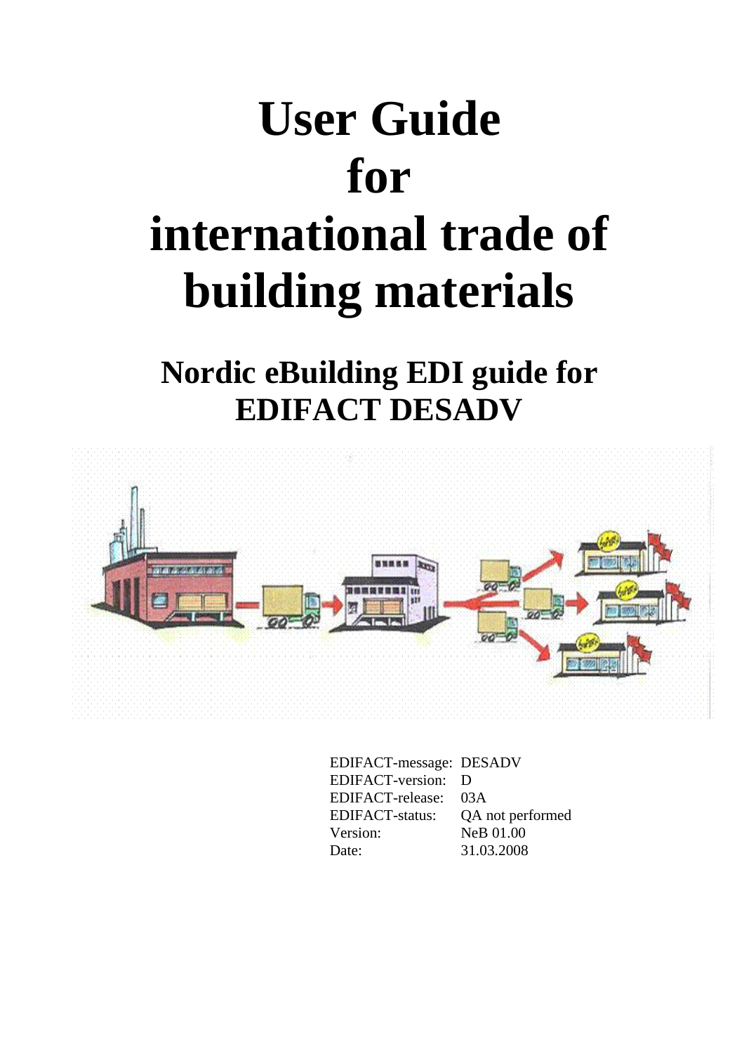# User Guide for international trade of building materials

## Nordic eBuilding EDI guide for EDIFACT DESADV

| | |
|---|---|
| EDIFACT-message: | DESADV |
| EDIFACT-version: | D |
| EDIFACT-release: | 03A |
| EDIFACT-status: | QA not performed |
| Version: | NeB 01.00 |
| Date: | 31.03.2008 |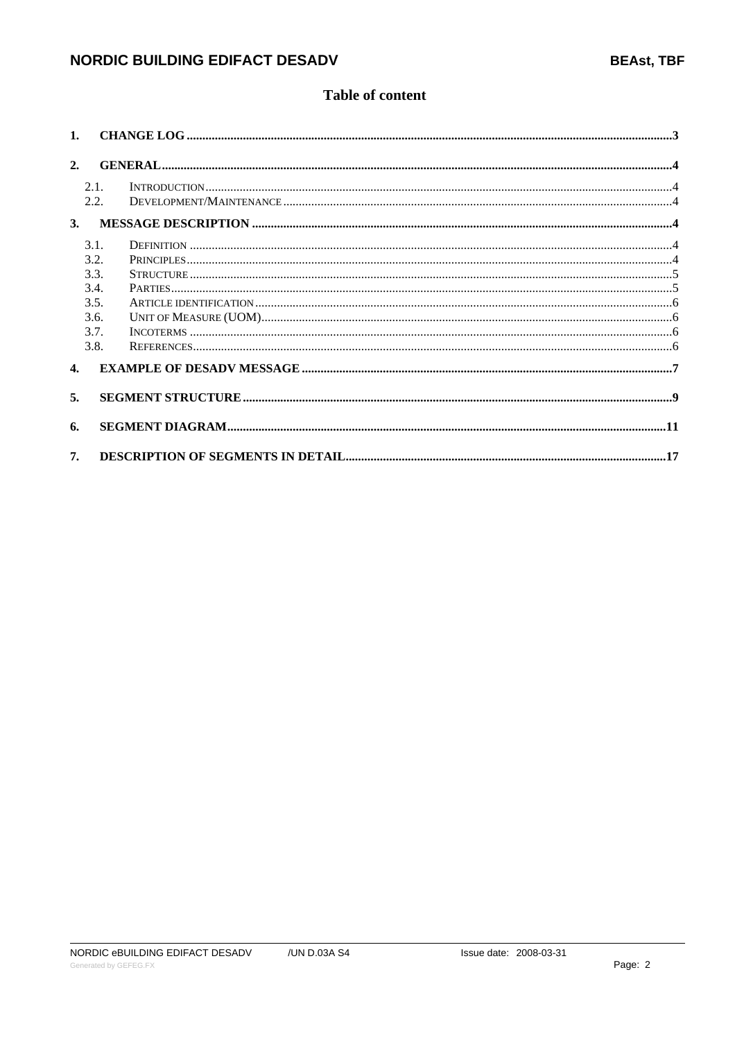# Table of content

1. CHANGE LOG .....3
2. GENERAL .....4
   - 2.1. INTRODUCTION .....4
   - 2.2. DEVELOPMENT/MAINTENANCE .....4
3. MESSAGE DESCRIPTION .....4
   - 3.1. DEFINITION .....4
   - 3.2. PRINCIPLES .....4
   - 3.3. STRUCTURE .....5
   - 3.4. PARTIES .....5
   - 3.5. ARTICLE IDENTIFICATION .....6
   - 3.6. UNIT OF MEASURE (UOM) .....6
   - 3.7. INCOTERMS .....6
   - 3.8. REFERENCES .....6
4. EXAMPLE OF DESADV MESSAGE .....7
5. SEGMENT STRUCTURE .....9
6. SEGMENT DIAGRAM .....11
7. DESCRIPTION OF SEGMENTS IN DETAIL .....17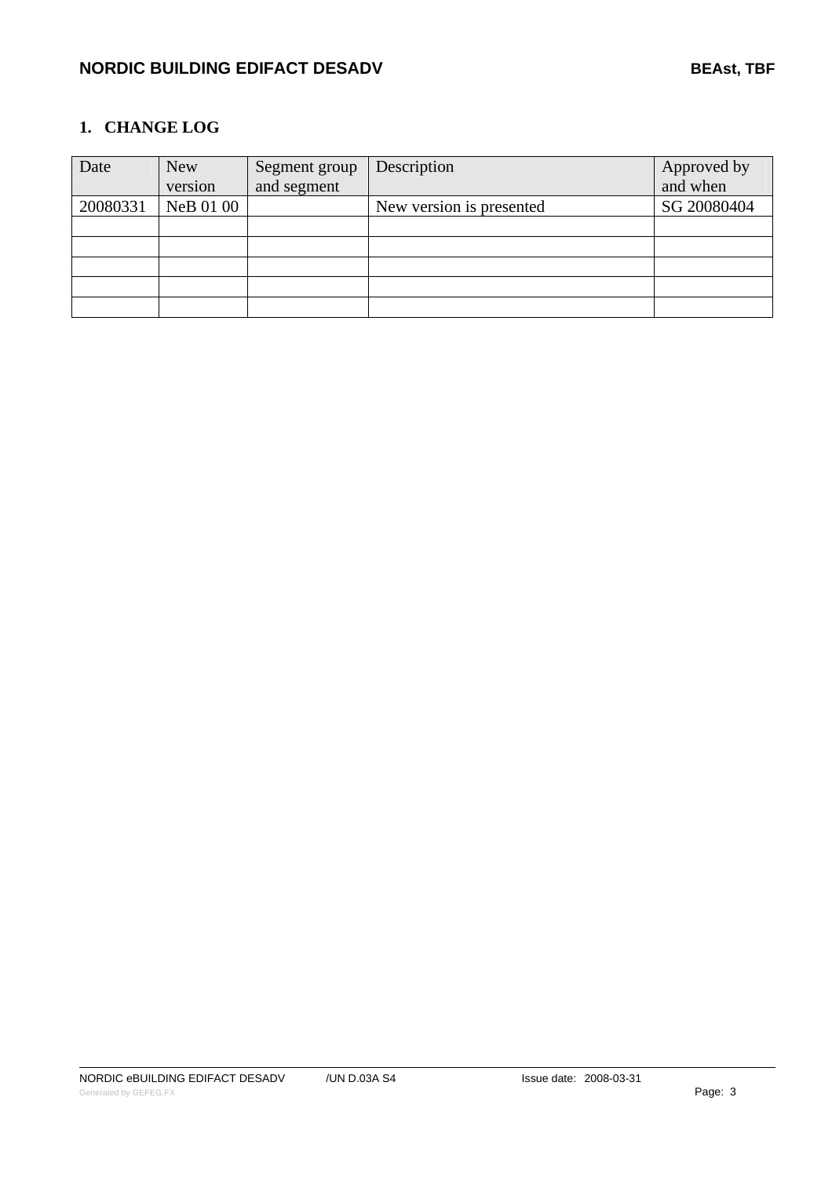# 1. CHANGE LOG

| Date | New version | Segment group and segment | Description | Approved by and when |
|---|---|---|---|---|
| 20080331 | NeB 01 00 | | New version is presented | SG 20080404 |
| | | | | |
| | | | | |
| | | | | |
| | | | | |
| | | | | |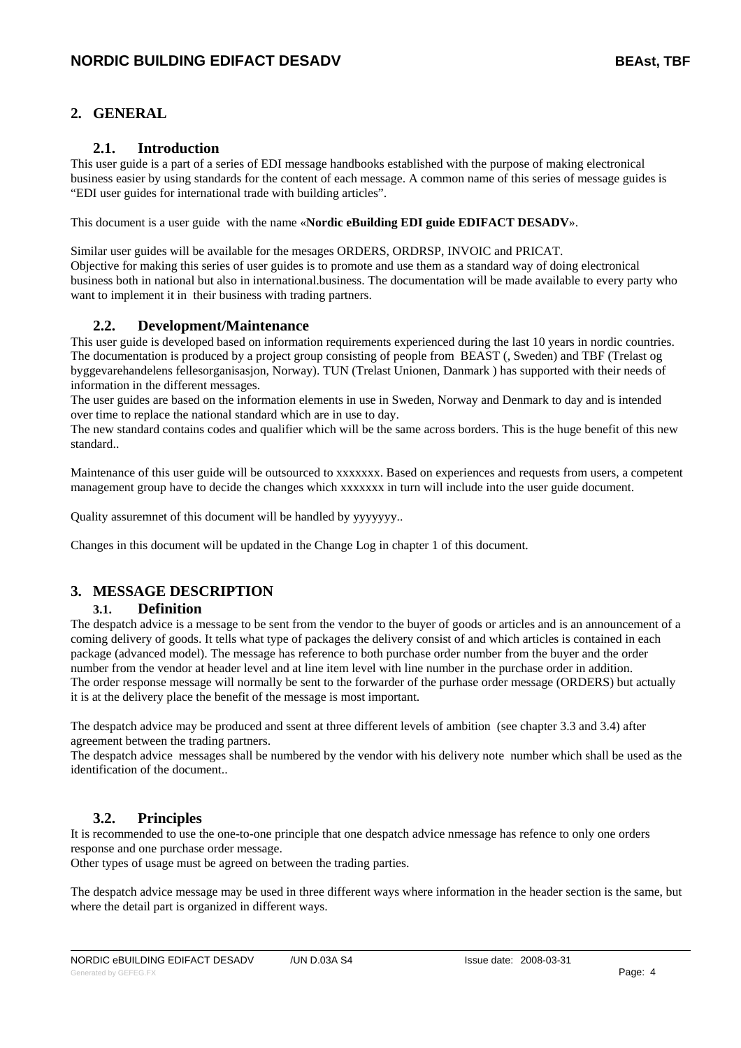# 2. GENERAL

## 2.1. Introduction

This user guide is a part of a series of EDI message handbooks established with the purpose of making electronical business easier by using standards for the content of each message. A common name of this series of message guides is "EDI user guides for international trade with building articles".

This document is a user guide with the name «**Nordic eBuilding EDI guide EDIFACT DESADV**».

Similar user guides will be available for the mesages ORDERS, ORDRSP, INVOIC and PRICAT.
Objective for making this series of user guides is to promote and use them as a standard way of doing electronical business both in national but also in international.business. The documentation will be made available to every party who want to implement it in their business with trading partners.

## 2.2. Development/Maintenance

This user guide is developed based on information requirements experienced during the last 10 years in nordic countries. The documentation is produced by a project group consisting of people from BEAST (, Sweden) and TBF (Trelast og byggevarehandelens fellesorganisasjon, Norway). TUN (Trelast Unionen, Danmark ) has supported with their needs of information in the different messages.
The user guides are based on the information elements in use in Sweden, Norway and Denmark to day and is intended over time to replace the national standard which are in use to day.
The new standard contains codes and qualifier which will be the same across borders. This is the huge benefit of this new standard..

Maintenance of this user guide will be outsourced to xxxxxxx. Based on experiences and requests from users, a competent management group have to decide the changes which xxxxxxx in turn will include into the user guide document.

Quality assuremnet of this document will be handled by yyyyyyy..

Changes in this document will be updated in the Change Log in chapter 1 of this document.

# 3. MESSAGE DESCRIPTION

## 3.1. Definition

The despatch advice is a message to be sent from the vendor to the buyer of goods or articles and is an announcement of a coming delivery of goods. It tells what type of packages the delivery consist of and which articles is contained in each package (advanced model). The message has reference to both purchase order number from the buyer and the order number from the vendor at header level and at line item level with line number in the purchase order in addition.
The order response message will normally be sent to the forwarder of the purhase order message (ORDERS) but actually it is at the delivery place the benefit of the message is most important.

The despatch advice may be produced and ssent at three different levels of ambition (see chapter 3.3 and 3.4) after agreement between the trading partners.
The despatch advice messages shall be numbered by the vendor with his delivery note number which shall be used as the identification of the document..

## 3.2. Principles

It is recommended to use the one-to-one principle that one despatch advice nmessage has refence to only one orders response and one purchase order message.
Other types of usage must be agreed on between the trading parties.

The despatch advice message may be used in three different ways where information in the header section is the same, but where the detail part is organized in different ways.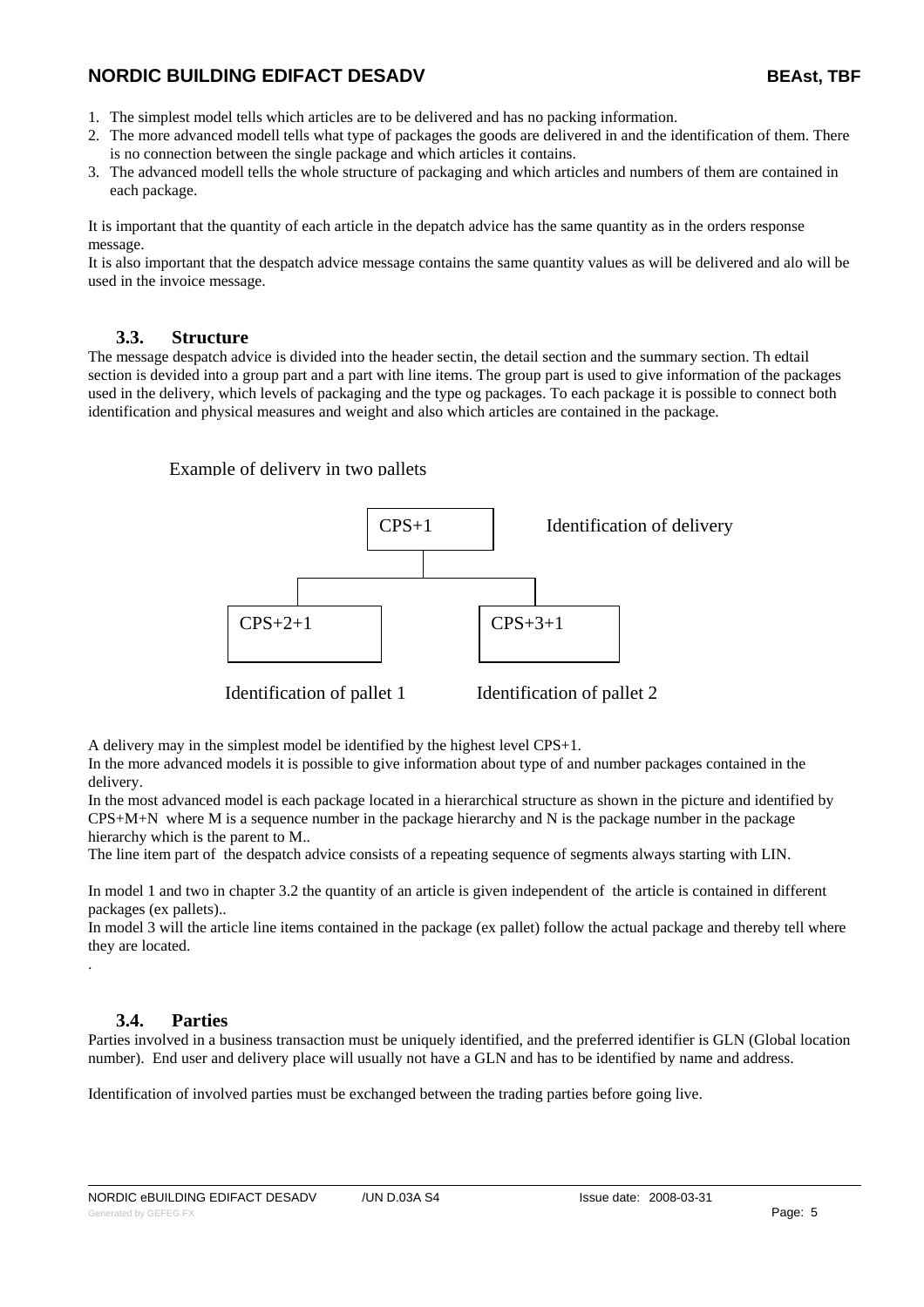1. The simplest model tells which articles are to be delivered and has no packing information.
2. The more advanced modell tells what type of packages the goods are delivered in and the identification of them. There is no connection between the single package and which articles it contains.
3. The advanced modell tells the whole structure of packaging and which articles and numbers of them are contained in each package.

It is important that the quantity of each article in the depatch advice has the same quantity as in the orders response message.
It is also important that the despatch advice message contains the same quantity values as will be delivered and alo will be used in the invoice message.

## 3.3. Structure

The message despatch advice is divided into the header sectin, the detail section and the summary section. Th edtail section is devided into a group part and a part with line items. The group part is used to give information of the packages used in the delivery, which levels of packaging and the type og packages. To each package it is possible to connect both identification and physical measures and weight and also which articles are contained in the package.

Example of delivery in two pallets

CPS+1 — Identification of delivery

CPS+2+1 — Identification of pallet 1

CPS+3+1 — Identification of pallet 2

A delivery may in the simplest model be identified by the highest level CPS+1.
In the more advanced models it is possible to give information about type of and number packages contained in the delivery.
In the most advanced model is each package located in a hierarchical structure as shown in the picture and identified by CPS+M+N where M is a sequence number in the package hierarchy and N is the package number in the package hierarchy which is the parent to M..
The line item part of the despatch advice consists of a repeating sequence of segments always starting with LIN.

In model 1 and two in chapter 3.2 the quantity of an article is given independent of the article is contained in different packages (ex pallets)..
In model 3 will the article line items contained in the package (ex pallet) follow the actual package and thereby tell where they are located.

.

## 3.4. Parties

Parties involved in a business transaction must be uniquely identified, and the preferred identifier is GLN (Global location number). End user and delivery place will usually not have a GLN and has to be identified by name and address.

Identification of involved parties must be exchanged between the trading parties before going live.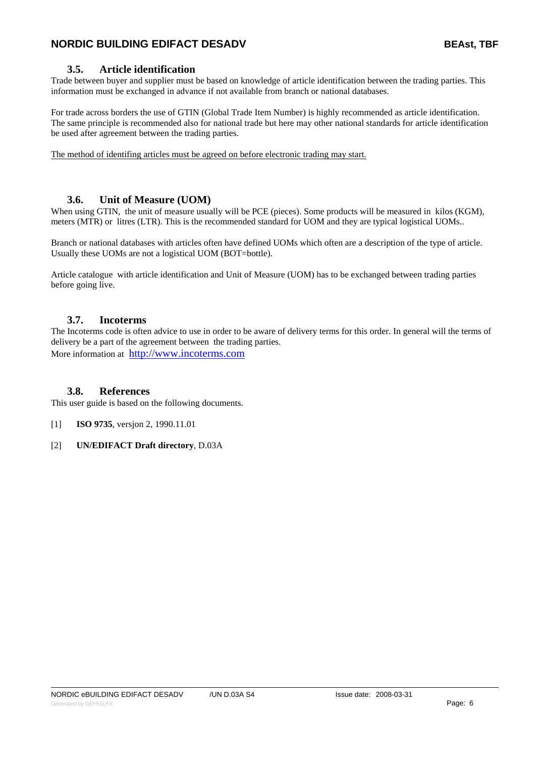### 3.5. Article identification

Trade between buyer and supplier must be based on knowledge of article identification between the trading parties. This information must be exchanged in advance if not available from branch or national databases.

For trade across borders the use of GTIN (Global Trade Item Number) is highly recommended as article identification. The same principle is recommended also for national trade but here may other national standards for article identification be used after agreement between the trading parties.

The method of identifing articles must be agreed on before electronic trading may start.

### 3.6. Unit of Measure (UOM)

When using GTIN, the unit of measure usually will be PCE (pieces). Some products will be measured in kilos (KGM), meters (MTR) or litres (LTR). This is the recommended standard for UOM and they are typical logistical UOMs..

Branch or national databases with articles often have defined UOMs which often are a description of the type of article. Usually these UOMs are not a logistical UOM (BOT=bottle).

Article catalogue with article identification and Unit of Measure (UOM) has to be exchanged between trading parties before going live.

### 3.7. Incoterms

The Incoterms code is often advice to use in order to be aware of delivery terms for this order. In general will the terms of delivery be a part of the agreement between the trading parties.
More information at http://www.incoterms.com

### 3.8. References

This user guide is based on the following documents.

[1] **ISO 9735**, versjon 2, 1990.11.01

[2] **UN/EDIFACT Draft directory**, D.03A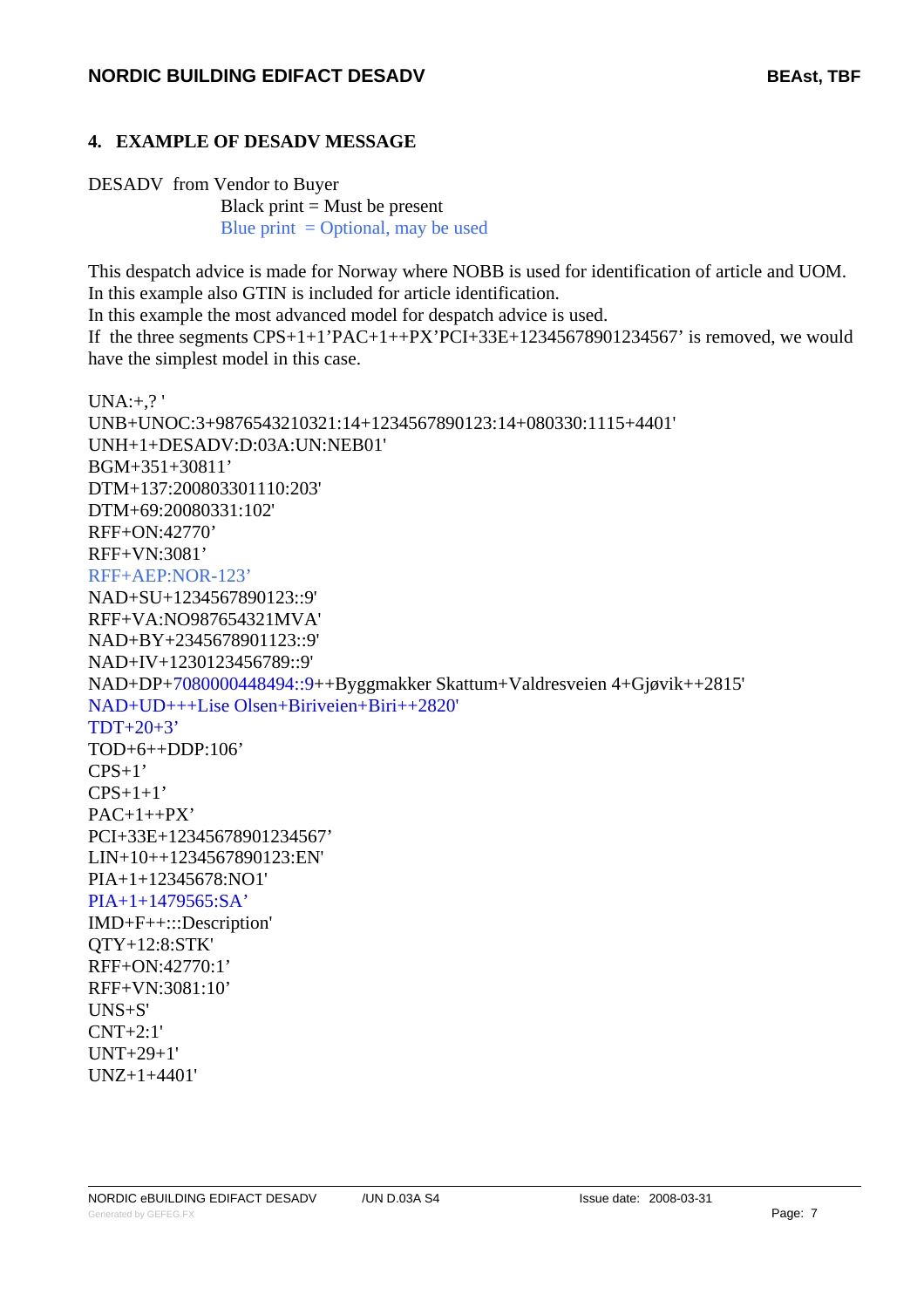## 4. EXAMPLE OF DESADV MESSAGE

DESADV from Vendor to Buyer

Black print = Must be present
Blue print = Optional, may be used

This despatch advice is made for Norway where NOBB is used for identification of article and UOM. In this example also GTIN is included for article identification.
In this example the most advanced model for despatch advice is used.
If the three segments CPS+1+1’PAC+1++PX’PCI+33E+12345678901234567’ is removed, we would have the simplest model in this case.

```
UNA:+,? '
UNB+UNOC:3+9876543210321:14+1234567890123:14+080330:1115+4401'
UNH+1+DESADV:D:03A:UN:NEB01'
BGM+351+30811’
DTM+137:200803301110:203'
DTM+69:20080331:102'
RFF+ON:42770’
RFF+VN:3081’
RFF+AEP:NOR-123’
NAD+SU+1234567890123::9'
RFF+VA:NO987654321MVA'
NAD+BY+2345678901123::9'
NAD+IV+1230123456789::9'
NAD+DP+7080000448494::9++Byggmakker Skattum+Valdresveien 4+Gjøvik++2815'
NAD+UD+++Lise Olsen+Biriveien+Biri++2820'
TDT+20+3’
TOD+6++DDP:106’
CPS+1’
CPS+1+1’
PAC+1++PX’
PCI+33E+12345678901234567’
LIN+10++1234567890123:EN'
PIA+1+12345678:NO1'
PIA+1+1479565:SA’
IMD+F++:::Description'
QTY+12:8:STK'
RFF+ON:42770:1’
RFF+VN:3081:10’
UNS+S'
CNT+2:1'
UNT+29+1'
UNZ+1+4401'
```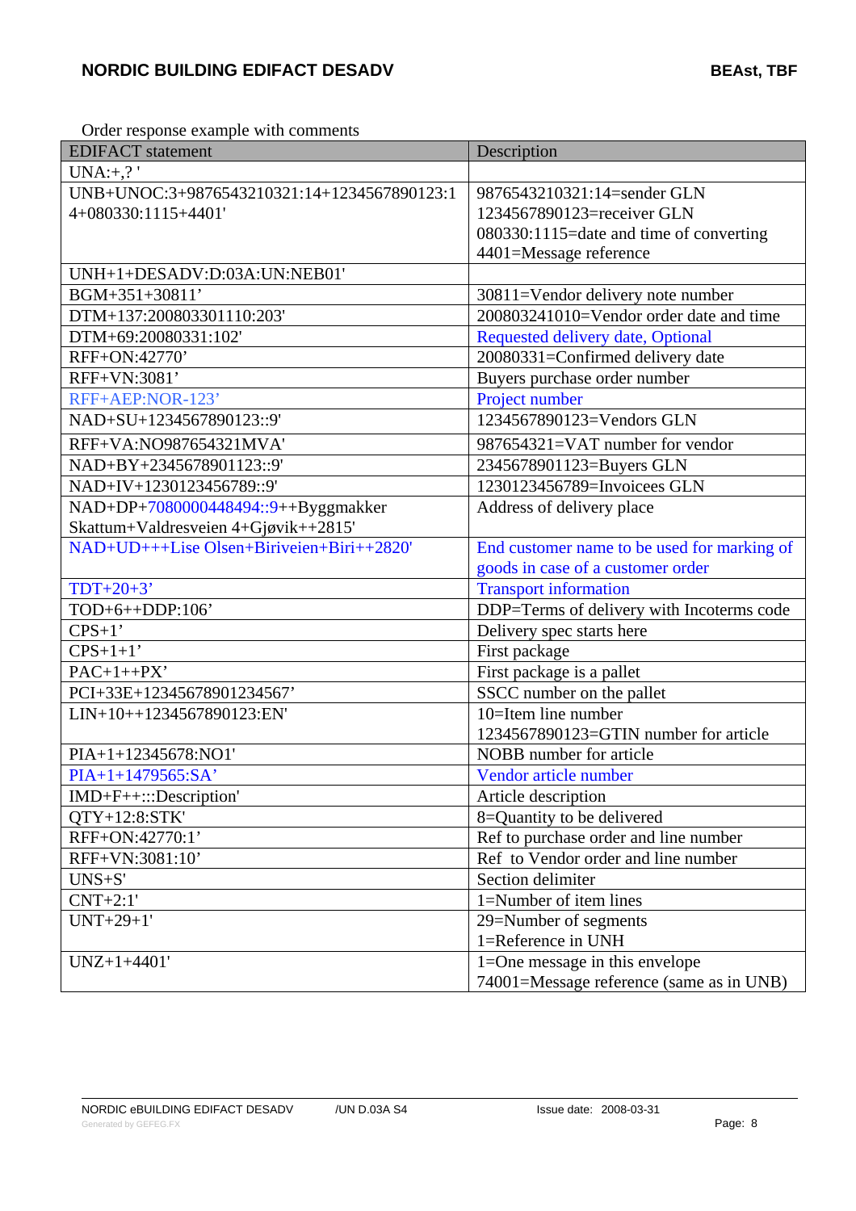Order response example with comments

| EDIFACT statement | Description |
|---|---|
| UNA:+,? ' | |
| UNB+UNOC:3+9876543210321:14+1234567890123:14+080330:1115+4401' | 9876543210321:14=sender GLN<br>1234567890123=receiver GLN<br>080330:1115=date and time of converting<br>4401=Message reference |
| UNH+1+DESADV:D:03A:UN:NEB01' | |
| BGM+351+30811’ | 30811=Vendor delivery note number |
| DTM+137:200803301110:203' | 200803241010=Vendor order date and time |
| DTM+69:20080331:102' | Requested delivery date, Optional |
| RFF+ON:42770’ | 20080331=Confirmed delivery date |
| RFF+VN:3081’ | Buyers purchase order number |
| RFF+AEP:NOR-123’ | Project number |
| NAD+SU+1234567890123::9' | 1234567890123=Vendors GLN |
| RFF+VA:NO987654321MVA' | 987654321=VAT number for vendor |
| NAD+BY+2345678901123::9' | 2345678901123=Buyers GLN |
| NAD+IV+1230123456789::9' | 1230123456789=Invoicees GLN |
| NAD+DP+7080000448494::9++Byggmakker Skattum+Valdresveien 4+Gjøvik++2815' | Address of delivery place |
| NAD+UD+++Lise Olsen+Biriveien+Biri++2820' | End customer name to be used for marking of goods in case of a customer order |
| TDT+20+3’ | Transport information |
| TOD+6++DDP:106’ | DDP=Terms of delivery with Incoterms code |
| CPS+1’ | Delivery spec starts here |
| CPS+1+1’ | First package |
| PAC+1++PX’ | First package is a pallet |
| PCI+33E+12345678901234567’ | SSCC number on the pallet |
| LIN+10++1234567890123:EN' | 10=Item line number<br>1234567890123=GTIN number for article |
| PIA+1+12345678:NO1' | NOBB number for article |
| PIA+1+1479565:SA’ | Vendor article number |
| IMD+F++:::Description' | Article description |
| QTY+12:8:STK' | 8=Quantity to be delivered |
| RFF+ON:42770:1’ | Ref to purchase order and line number |
| RFF+VN:3081:10’ | Ref to Vendor order and line number |
| UNS+S' | Section delimiter |
| CNT+2:1' | 1=Number of item lines |
| UNT+29+1' | 29=Number of segments<br>1=Reference in UNH |
| UNZ+1+4401' | 1=One message in this envelope<br>74001=Message reference (same as in UNB) |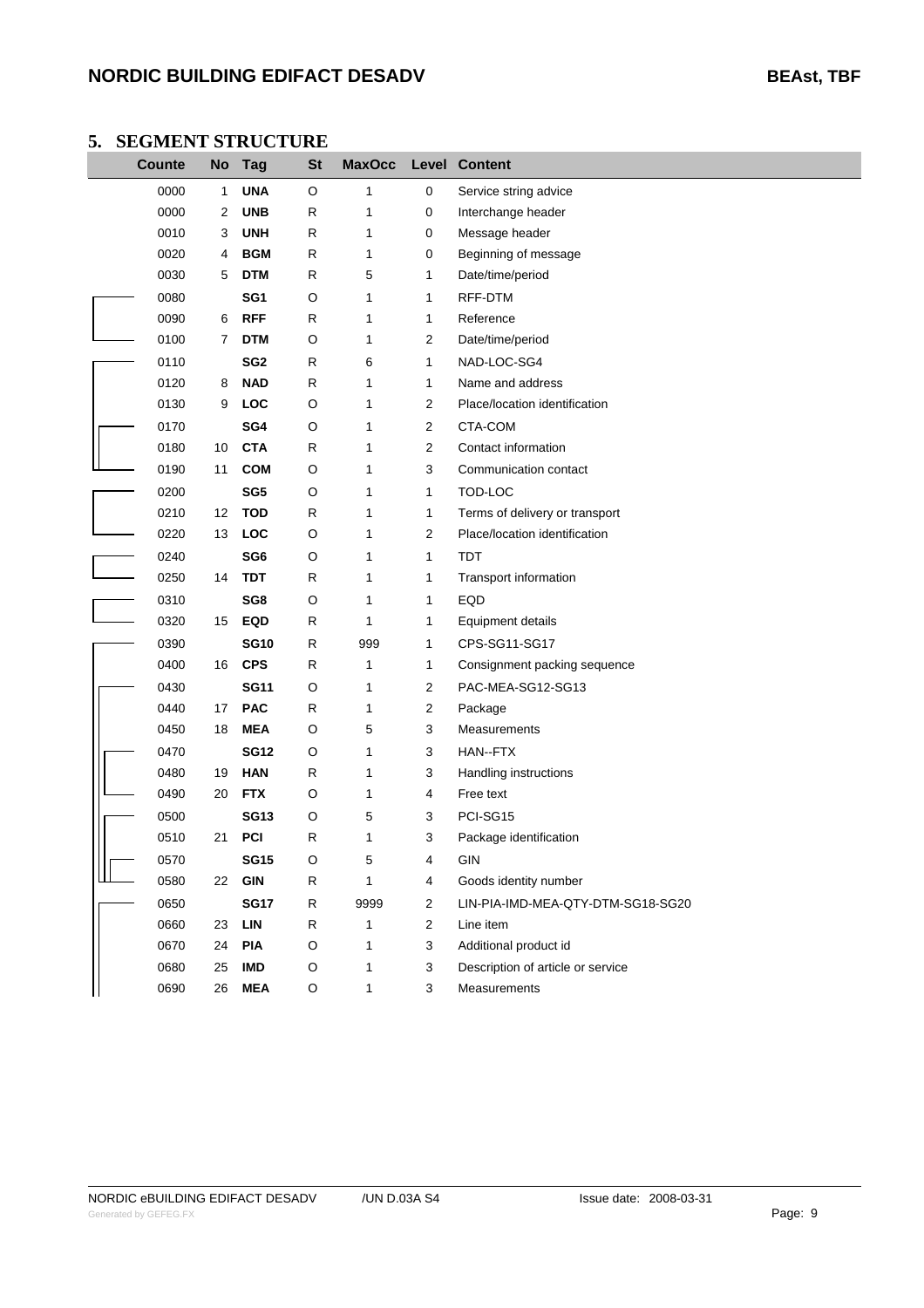## 5. SEGMENT STRUCTURE

| Counte | No | Tag | St | MaxOcc | Level | Content |
|---|---|---|---|---|---|---|
| 0000 | 1 | **UNA** | O | 1 | 0 | Service string advice |
| 0000 | 2 | **UNB** | R | 1 | 0 | Interchange header |
| 0010 | 3 | **UNH** | R | 1 | 0 | Message header |
| 0020 | 4 | **BGM** | R | 1 | 0 | Beginning of message |
| 0030 | 5 | **DTM** | R | 5 | 1 | Date/time/period |
| 0080 | | **SG1** | O | 1 | 1 | RFF-DTM |
| 0090 | 6 | **RFF** | R | 1 | 1 | Reference |
| 0100 | 7 | **DTM** | O | 1 | 2 | Date/time/period |
| 0110 | | **SG2** | R | 6 | 1 | NAD-LOC-SG4 |
| 0120 | 8 | **NAD** | R | 1 | 1 | Name and address |
| 0130 | 9 | **LOC** | O | 1 | 2 | Place/location identification |
| 0170 | | **SG4** | O | 1 | 2 | CTA-COM |
| 0180 | 10 | **CTA** | R | 1 | 2 | Contact information |
| 0190 | 11 | **COM** | O | 1 | 3 | Communication contact |
| 0200 | | **SG5** | O | 1 | 1 | TOD-LOC |
| 0210 | 12 | **TOD** | R | 1 | 1 | Terms of delivery or transport |
| 0220 | 13 | **LOC** | O | 1 | 2 | Place/location identification |
| 0240 | | **SG6** | O | 1 | 1 | TDT |
| 0250 | 14 | **TDT** | R | 1 | 1 | Transport information |
| 0310 | | **SG8** | O | 1 | 1 | EQD |
| 0320 | 15 | **EQD** | R | 1 | 1 | Equipment details |
| 0390 | | **SG10** | R | 999 | 1 | CPS-SG11-SG17 |
| 0400 | 16 | **CPS** | R | 1 | 1 | Consignment packing sequence |
| 0430 | | **SG11** | O | 1 | 2 | PAC-MEA-SG12-SG13 |
| 0440 | 17 | **PAC** | R | 1 | 2 | Package |
| 0450 | 18 | **MEA** | O | 5 | 3 | Measurements |
| 0470 | | **SG12** | O | 1 | 3 | HAN--FTX |
| 0480 | 19 | **HAN** | R | 1 | 3 | Handling instructions |
| 0490 | 20 | **FTX** | O | 1 | 4 | Free text |
| 0500 | | **SG13** | O | 5 | 3 | PCI-SG15 |
| 0510 | 21 | **PCI** | R | 1 | 3 | Package identification |
| 0570 | | **SG15** | O | 5 | 4 | GIN |
| 0580 | 22 | **GIN** | R | 1 | 4 | Goods identity number |
| 0650 | | **SG17** | R | 9999 | 2 | LIN-PIA-IMD-MEA-QTY-DTM-SG18-SG20 |
| 0660 | 23 | **LIN** | R | 1 | 2 | Line item |
| 0670 | 24 | **PIA** | O | 1 | 3 | Additional product id |
| 0680 | 25 | **IMD** | O | 1 | 3 | Description of article or service |
| 0690 | 26 | **MEA** | O | 1 | 3 | Measurements |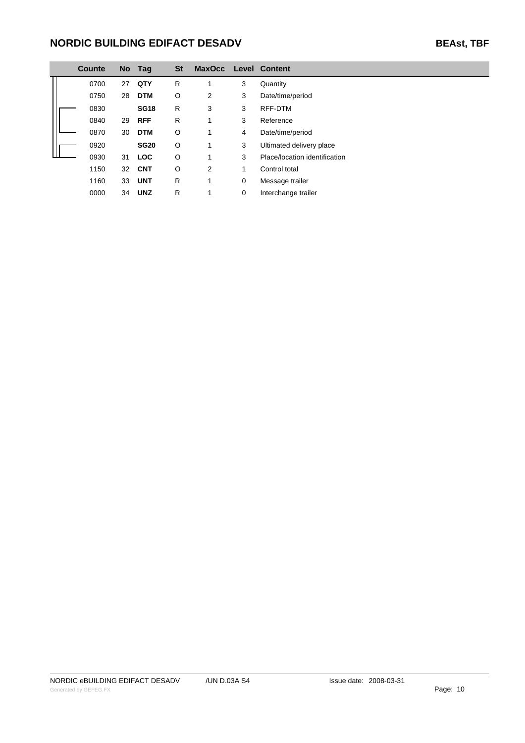| Counte | No | Tag | St | MaxOcc | Level | Content |
|---|---|---|---|---|---|---|
| 0700 | 27 | **QTY** | R | 1 | 3 | Quantity |
| 0750 | 28 | **DTM** | O | 2 | 3 | Date/time/period |
| 0830 | | **SG18** | R | 3 | 3 | RFF-DTM |
| 0840 | 29 | **RFF** | R | 1 | 3 | Reference |
| 0870 | 30 | **DTM** | O | 1 | 4 | Date/time/period |
| 0920 | | **SG20** | O | 1 | 3 | Ultimated delivery place |
| 0930 | 31 | **LOC** | O | 1 | 3 | Place/location identification |
| 1150 | 32 | **CNT** | O | 2 | 1 | Control total |
| 1160 | 33 | **UNT** | R | 1 | 0 | Message trailer |
| 0000 | 34 | **UNZ** | R | 1 | 0 | Interchange trailer |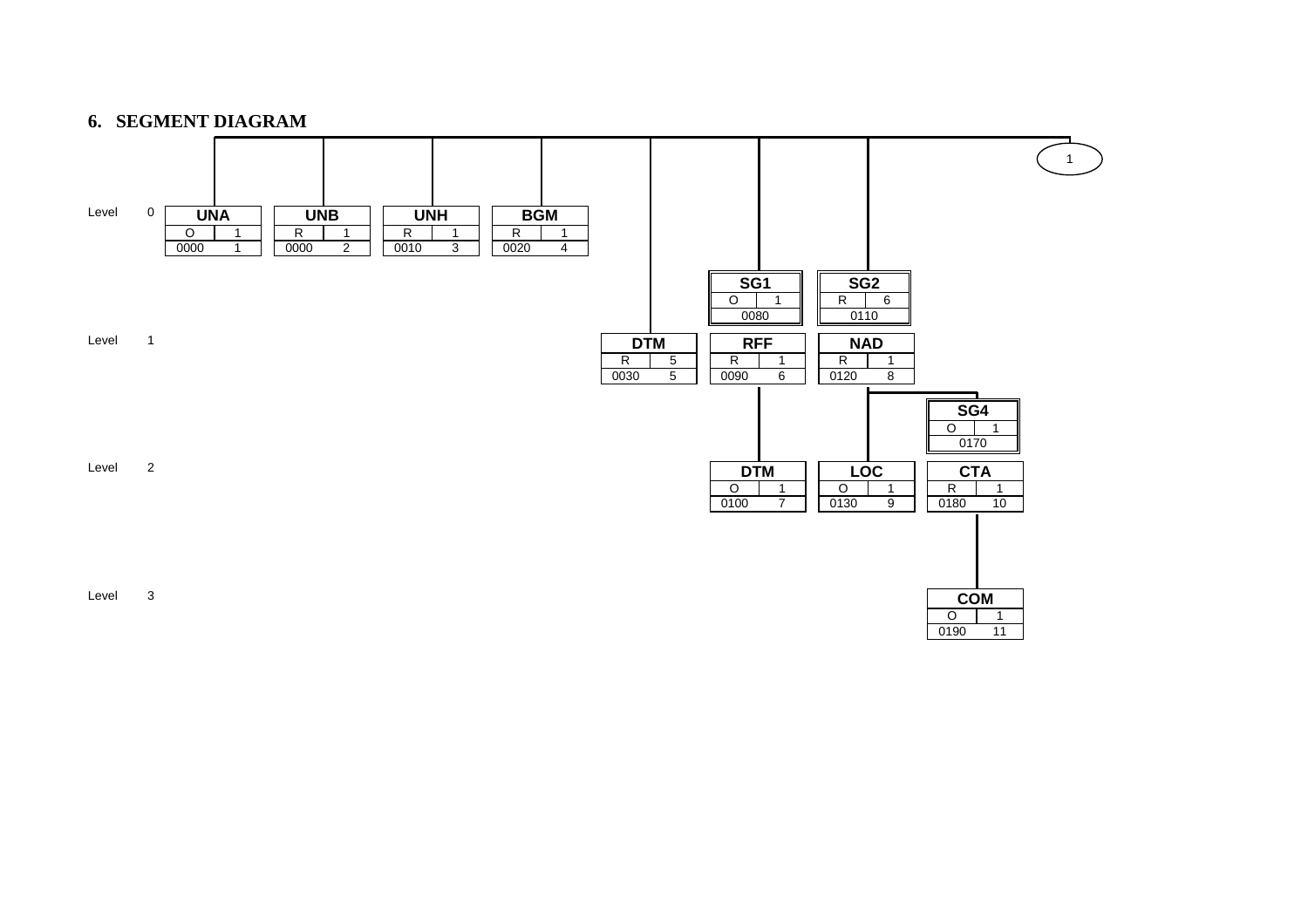## 6. SEGMENT DIAGRAM

1

Level 0

UNA
O 1
0000 1

UNB
R 1
0000 2

UNH
R 1
0010 3

BGM
R 1
0020 4

SG1
O 1
0080

SG2
R 6
0110

Level 1

DTM
R 5
0030 5

RFF
R 1
0090 6

NAD
R 1
0120 8

SG4
O 1
0170

Level 2

DTM
O 1
0100 7

LOC
O 1
0130 9

CTA
R 1
0180 10

Level 3

COM
O 1
0190 11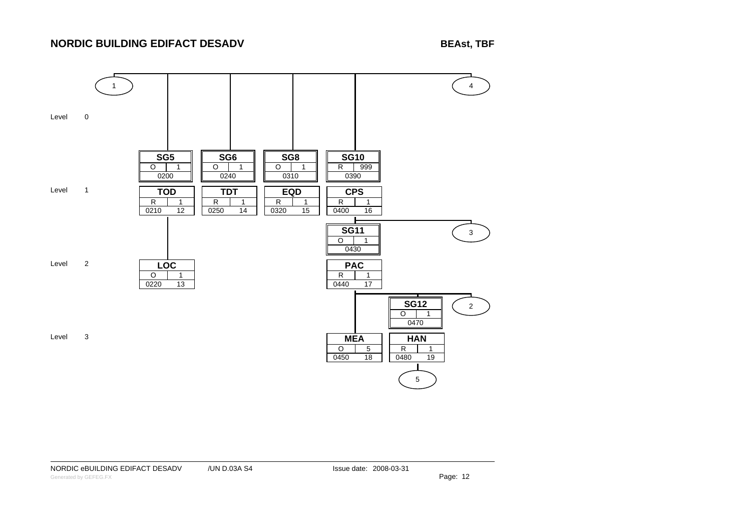## NORDIC BUILDING EDIFACT DESADV

**BEAst, TBF**

1

4

Level 0

Level 1

Level 2

Level 3

**SG5**
O 1
0200

**TOD**
R 1
0210 12

**LOC**
O 1
0220 13

**SG6**
O 1
0240

**TDT**
R 1
0250 14

**SG8**
O 1
0310

**EQD**
R 1
0320 15

**SG10**
R 999
0390

**CPS**
R 1
0400 16

**SG11**
O 1
0430

3

**PAC**
R 1
0440 17

**SG12**
O 1
0470

2

**MEA**
O 5
0450 18

**HAN**
R 1
0480 19

5

NORDIC eBUILDING EDIFACT DESADV /UN D.03A S4 Issue date: 2008-03-31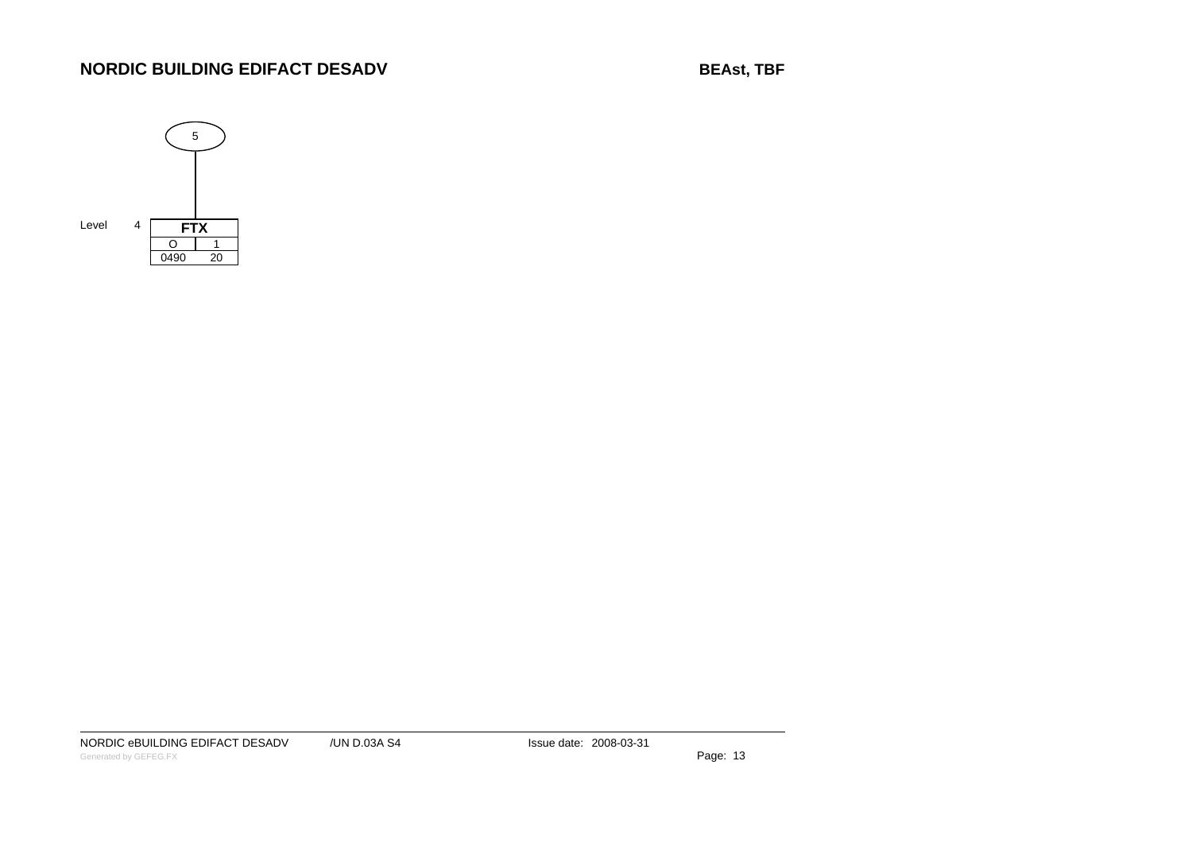5

Level 4

| FTX | |
|---|---|
| O | 1 |
| 0490 | 20 |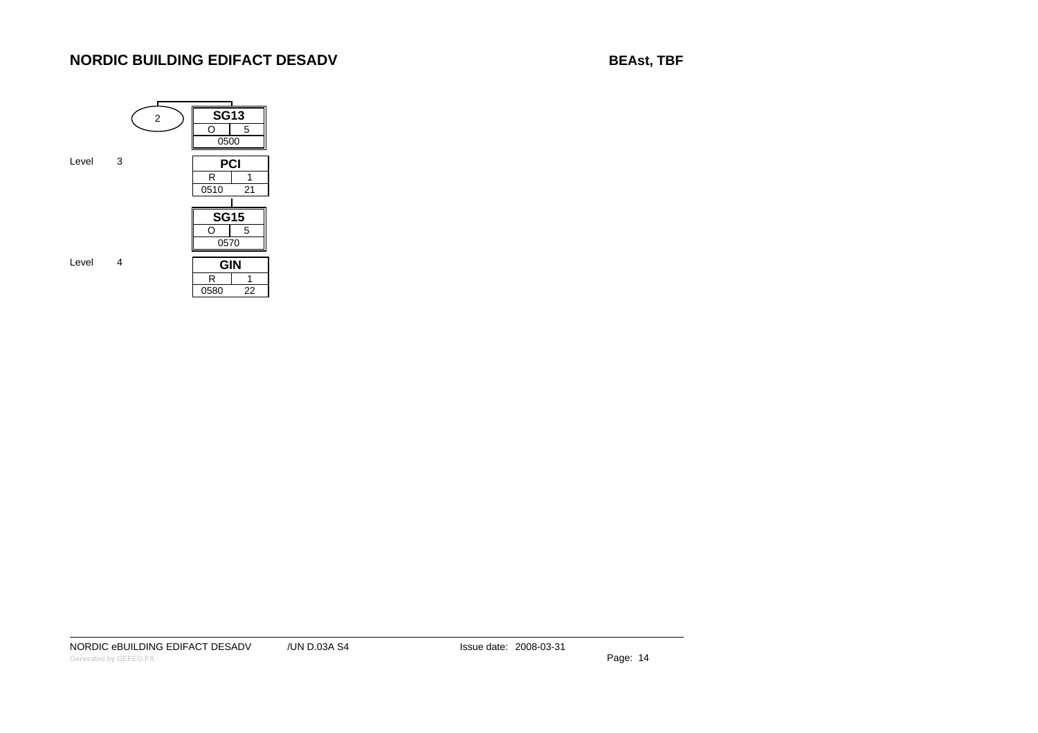2

| SG13 | |
|---|---|
| O | 5 |
| 0500 | |

Level 3

| PCI | |
|---|---|
| R | 1 |
| 0510 | 21 |

| SG15 | |
|---|---|
| O | 5 |
| 0570 | |

Level 4

| GIN | |
|---|---|
| R | 1 |
| 0580 | 22 |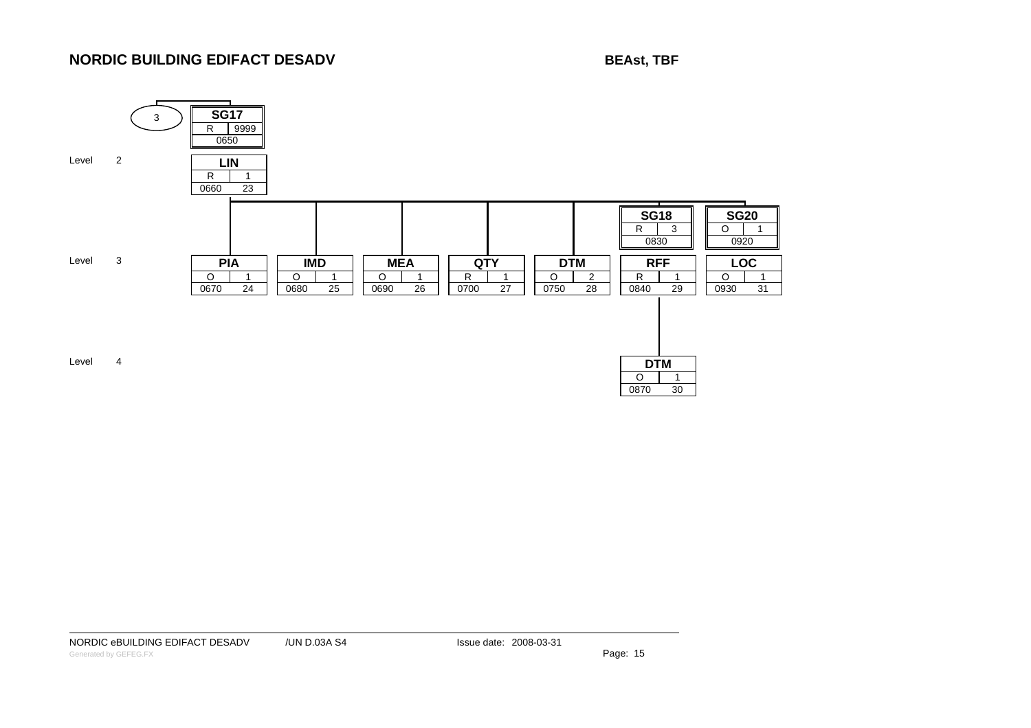## NORDIC BUILDING EDIFACT DESADV

**BEASt, TBF**

3

**SG17**
R 9999
0650

Level 2

**LIN**
R 1
0660 23

**SG18**
R 3
0830

**SG20**
O 1
0920

Level 3

**PIA**
O 1
0670 24

**IMD**
O 1
0680 25

**MEA**
O 1
0690 26

**QTY**
R 1
0700 27

**DTM**
O 2
0750 28

**RFF**
R 1
0840 29

**LOC**
O 1
0930 31

Level 4

**DTM**
O 1
0870 30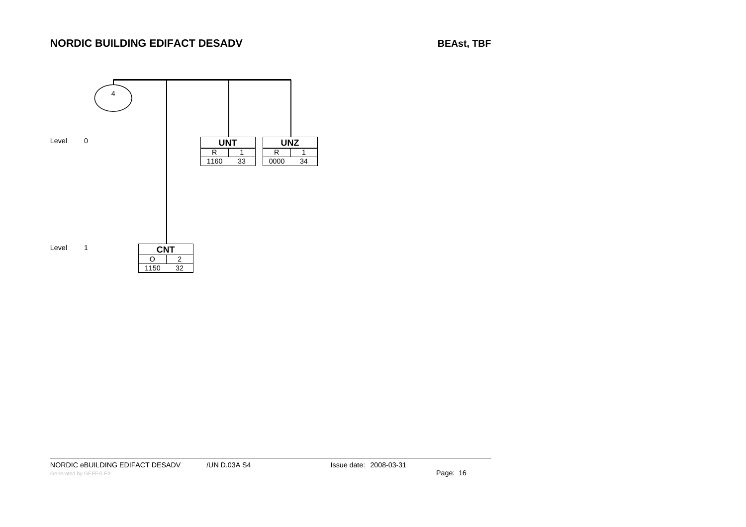## NORDIC BUILDING EDIFACT DESADV

**BEAst, TBF**

4

Level 0

**UNT**
R 1
1160 33

**UNZ**
R 1
0000 34

Level 1

**CNT**
O 2
1150 32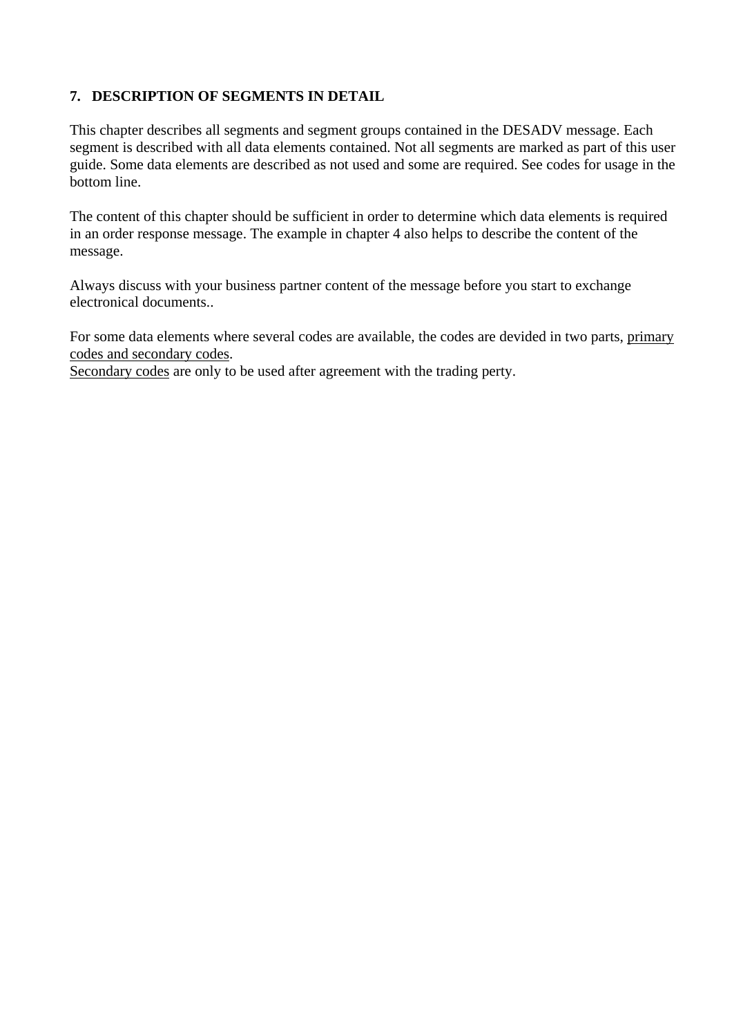# 7. DESCRIPTION OF SEGMENTS IN DETAIL

This chapter describes all segments and segment groups contained in the DESADV message. Each segment is described with all data elements contained. Not all segments are marked as part of this user guide. Some data elements are described as not used and some are required. See codes for usage in the bottom line.

The content of this chapter should be sufficient in order to determine which data elements is required in an order response message. The example in chapter 4 also helps to describe the content of the message.

Always discuss with your business partner content of the message before you start to exchange electronical documents..

For some data elements where several codes are available, the codes are devided in two parts, <u>primary codes and secondary codes</u>.
<u>Secondary codes</u> are only to be used after agreement with the trading perty.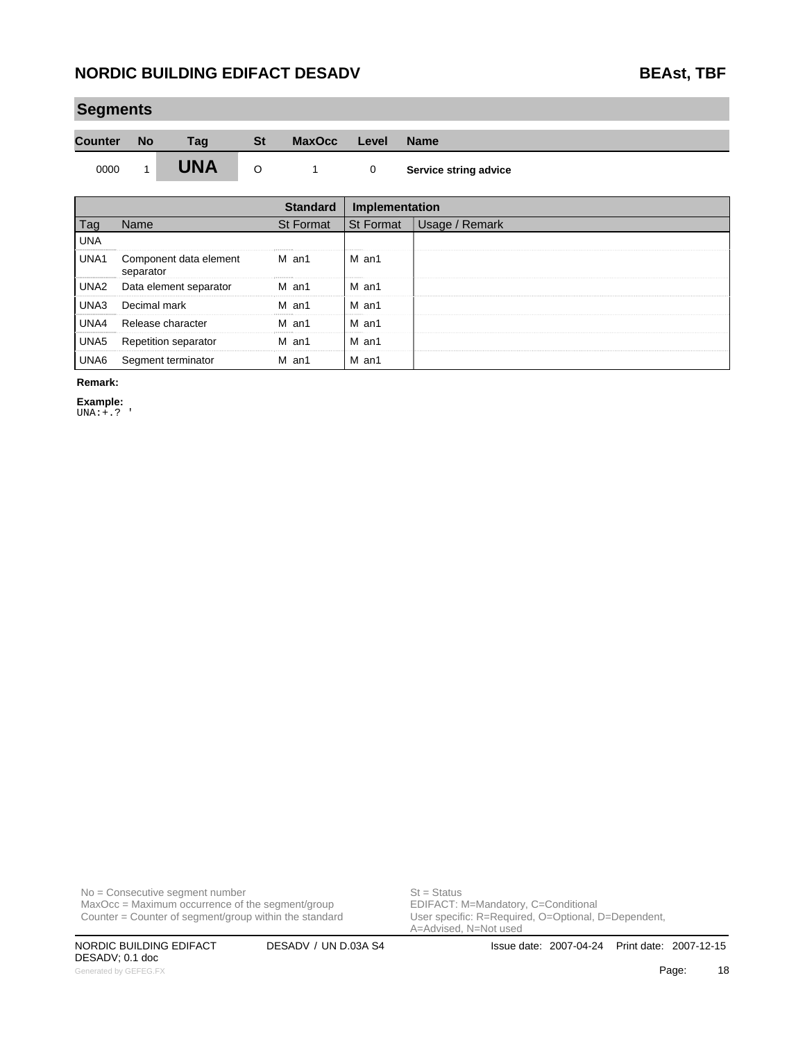## Segments

| Counter | No | Tag | St | MaxOcc | Level | Name |
|---|---|---|---|---|---|---|
| 0000 | 1 | **UNA** | O | 1 | 0 | **Service string advice** |

| | | Standard | Implementation | |
|---|---|---|---|---|
| Tag | Name | St Format | St Format | Usage / Remark |
| UNA | | | | |
| UNA1 | Component data element separator | M an1 | M an1 | |
| UNA2 | Data element separator | M an1 | M an1 | |
| UNA3 | Decimal mark | M an1 | M an1 | |
| UNA4 | Release character | M an1 | M an1 | |
| UNA5 | Repetition separator | M an1 | M an1 | |
| UNA6 | Segment terminator | M an1 | M an1 | |

**Remark:**

**Example:**

```
UNA:+.? '
```

No = Consecutive segment number
MaxOcc = Maximum occurrence of the segment/group
Counter = Counter of segment/group within the standard

St = Status
EDIFACT: M=Mandatory, C=Conditional
User specific: R=Required, O=Optional, D=Dependent, A=Advised, N=Not used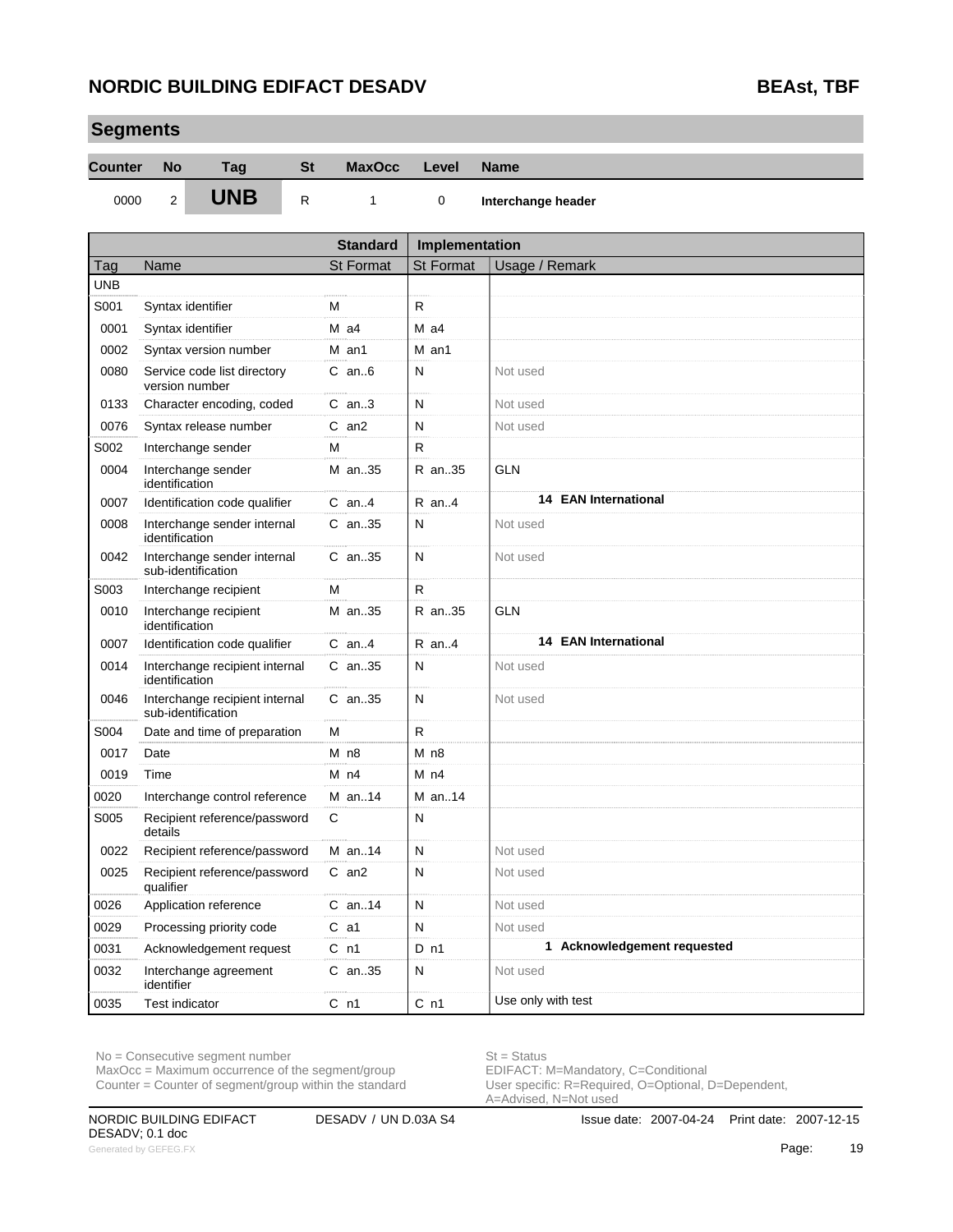## Segments

| Counter | No | Tag | St | MaxOcc | Level | Name |
|---|---|---|---|---|---|---|
| 0000 | 2 | **UNB** | R | 1 | 0 | **Interchange header** |

| Tag | Name | Standard St Format | Implementation St Format | Usage / Remark |
|---|---|---|---|---|
| UNB | | | | |
| S001 | Syntax identifier | M | R | |
| 0001 | Syntax identifier | M a4 | M a4 | |
| 0002 | Syntax version number | M an1 | M an1 | |
| 0080 | Service code list directory version number | C an..6 | N | Not used |
| 0133 | Character encoding, coded | C an..3 | N | Not used |
| 0076 | Syntax release number | C an2 | N | Not used |
| S002 | Interchange sender | M | R | |
| 0004 | Interchange sender identification | M an..35 | R an..35 | GLN |
| 0007 | Identification code qualifier | C an..4 | R an..4 | **14 EAN International** |
| 0008 | Interchange sender internal identification | C an..35 | N | Not used |
| 0042 | Interchange sender internal sub-identification | C an..35 | N | Not used |
| S003 | Interchange recipient | M | R | |
| 0010 | Interchange recipient identification | M an..35 | R an..35 | GLN |
| 0007 | Identification code qualifier | C an..4 | R an..4 | **14 EAN International** |
| 0014 | Interchange recipient internal identification | C an..35 | N | Not used |
| 0046 | Interchange recipient internal sub-identification | C an..35 | N | Not used |
| S004 | Date and time of preparation | M | R | |
| 0017 | Date | M n8 | M n8 | |
| 0019 | Time | M n4 | M n4 | |
| 0020 | Interchange control reference | M an..14 | M an..14 | |
| S005 | Recipient reference/password details | C | N | |
| 0022 | Recipient reference/password | M an..14 | N | Not used |
| 0025 | Recipient reference/password qualifier | C an2 | N | Not used |
| 0026 | Application reference | C an..14 | N | Not used |
| 0029 | Processing priority code | C a1 | N | Not used |
| 0031 | Acknowledgement request | C n1 | D n1 | **1 Acknowledgement requested** |
| 0032 | Interchange agreement identifier | C an..35 | N | Not used |
| 0035 | Test indicator | C n1 | C n1 | Use only with test |

No = Consecutive segment number
MaxOcc = Maximum occurrence of the segment/group
Counter = Counter of segment/group within the standard

St = Status
EDIFACT: M=Mandatory, C=Conditional
User specific: R=Required, O=Optional, D=Dependent, A=Advised, N=Not used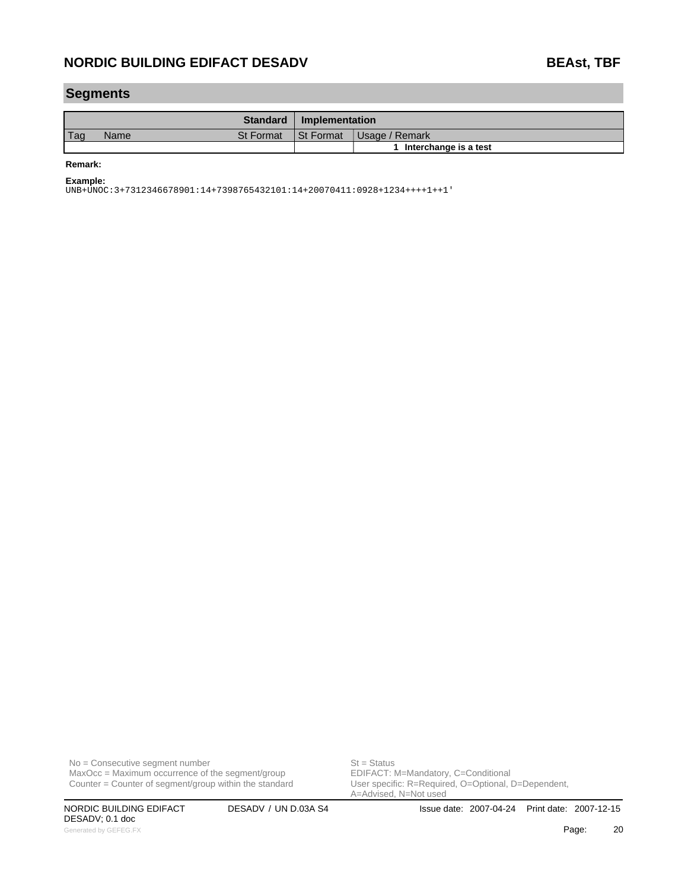## Segments

| | | Standard | Implementation | |
|---|---|---|---|---|
| Tag | Name | St Format | St Format | Usage / Remark |
| | | | | **1 Interchange is a test** |

**Remark:**

**Example:**

```
UNB+UNOC:3+7312346678901:14+7398765432101:14+20070411:0928+1234++++1++1'
```

No = Consecutive segment number
MaxOcc = Maximum occurrence of the segment/group
Counter = Counter of segment/group within the standard

St = Status
EDIFACT: M=Mandatory, C=Conditional
User specific: R=Required, O=Optional, D=Dependent, A=Advised, N=Not used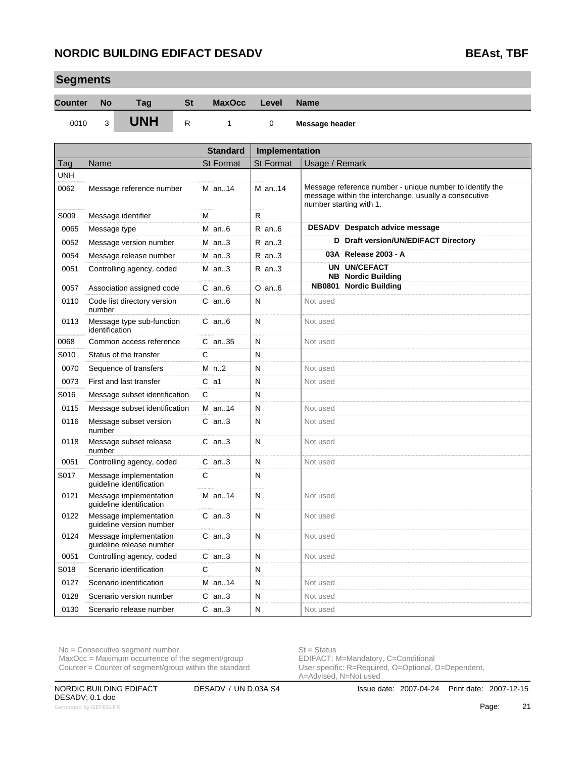## Segments

| Counter | No | Tag | St | MaxOcc | Level | Name |
|---|---|---|---|---|---|---|
| 0010 | 3 | **UNH** | R | 1 | 0 | **Message header** |

| Tag | Name | Standard St Format | Implementation St Format | Usage / Remark |
|---|---|---|---|---|
| UNH | | | | |
| 0062 | Message reference number | M an..14 | M an..14 | Message reference number - unique number to identify the message within the interchange, usually a consecutive number starting with 1. |
| S009 | Message identifier | M | R | |
| 0065 | Message type | M an..6 | R an..6 | **DESADV Despatch advice message** |
| 0052 | Message version number | M an..3 | R an..3 | **D Draft version/UN/EDIFACT Directory** |
| 0054 | Message release number | M an..3 | R an..3 | **03A Release 2003 - A** |
| 0051 | Controlling agency, coded | M an..3 | R an..3 | **UN UN/CEFACT**<br>**NB Nordic Building** |
| 0057 | Association assigned code | C an..6 | O an..6 | **NB0801 Nordic Building** |
| 0110 | Code list directory version number | C an..6 | N | Not used |
| 0113 | Message type sub-function identification | C an..6 | N | Not used |
| 0068 | Common access reference | C an..35 | N | Not used |
| S010 | Status of the transfer | C | N | |
| 0070 | Sequence of transfers | M n..2 | N | Not used |
| 0073 | First and last transfer | C a1 | N | Not used |
| S016 | Message subset identification | C | N | |
| 0115 | Message subset identification | M an..14 | N | Not used |
| 0116 | Message subset version number | C an..3 | N | Not used |
| 0118 | Message subset release number | C an..3 | N | Not used |
| 0051 | Controlling agency, coded | C an..3 | N | Not used |
| S017 | Message implementation guideline identification | C | N | |
| 0121 | Message implementation guideline identification | M an..14 | N | Not used |
| 0122 | Message implementation guideline version number | C an..3 | N | Not used |
| 0124 | Message implementation guideline release number | C an..3 | N | Not used |
| 0051 | Controlling agency, coded | C an..3 | N | Not used |
| S018 | Scenario identification | C | N | |
| 0127 | Scenario identification | M an..14 | N | Not used |
| 0128 | Scenario version number | C an..3 | N | Not used |
| 0130 | Scenario release number | C an..3 | N | Not used |

No = Consecutive segment number
MaxOcc = Maximum occurrence of the segment/group
Counter = Counter of segment/group within the standard

St = Status
EDIFACT: M=Mandatory, C=Conditional
User specific: R=Required, O=Optional, D=Dependent, A=Advised, N=Not used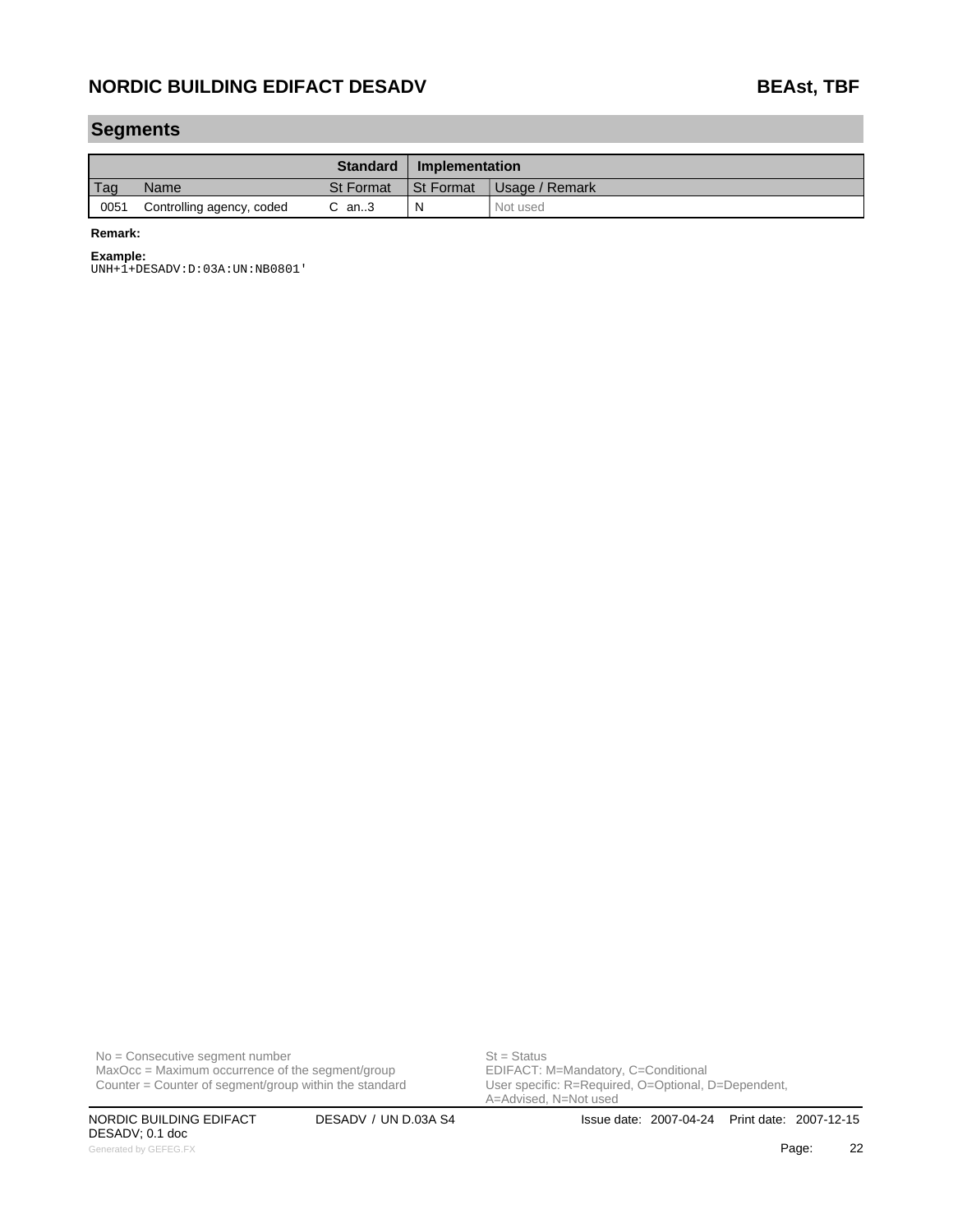## Segments

| | | Standard | Implementation | |
|---|---|---|---|---|
| Tag | Name | St Format | St Format | Usage / Remark |
| 0051 | Controlling agency, coded | C an..3 | N | Not used |

**Remark:**

**Example:**

```
UNH+1+DESADV:D:03A:UN:NB0801'
```

No = Consecutive segment number
MaxOcc = Maximum occurrence of the segment/group
Counter = Counter of segment/group within the standard

St = Status
EDIFACT: M=Mandatory, C=Conditional
User specific: R=Required, O=Optional, D=Dependent, A=Advised, N=Not used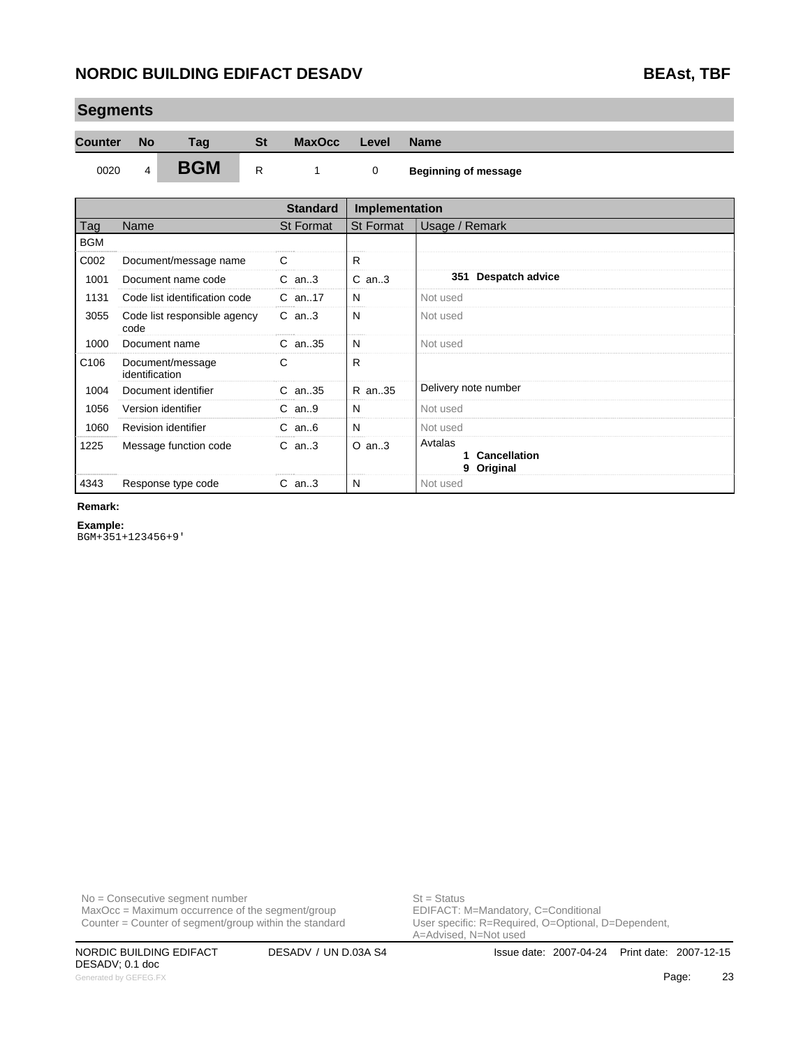## Segments

| Counter | No | Tag | St | MaxOcc | Level | Name |
|---|---|---|---|---|---|---|
| 0020 | 4 | **BGM** | R | 1 | 0 | **Beginning of message** |

| | | Standard | Implementation | |
|---|---|---|---|---|
| Tag | Name | St Format | St Format | Usage / Remark |
| BGM | | | | |
| C002 | Document/message name | C | R | |
| 1001 | Document name code | C an..3 | C an..3 | **351 Despatch advice** |
| 1131 | Code list identification code | C an..17 | N | Not used |
| 3055 | Code list responsible agency code | C an..3 | N | Not used |
| 1000 | Document name | C an..35 | N | Not used |
| C106 | Document/message identification | C | R | |
| 1004 | Document identifier | C an..35 | R an..35 | Delivery note number |
| 1056 | Version identifier | C an..9 | N | Not used |
| 1060 | Revision identifier | C an..6 | N | Not used |
| 1225 | Message function code | C an..3 | O an..3 | Avtalas<br>**1 Cancellation**<br>**9 Original** |
| 4343 | Response type code | C an..3 | N | Not used |

**Remark:**

**Example:**

```
BGM+351+123456+9'
```

No = Consecutive segment number
MaxOcc = Maximum occurrence of the segment/group
Counter = Counter of segment/group within the standard

St = Status
EDIFACT: M=Mandatory, C=Conditional
User specific: R=Required, O=Optional, D=Dependent, A=Advised, N=Not used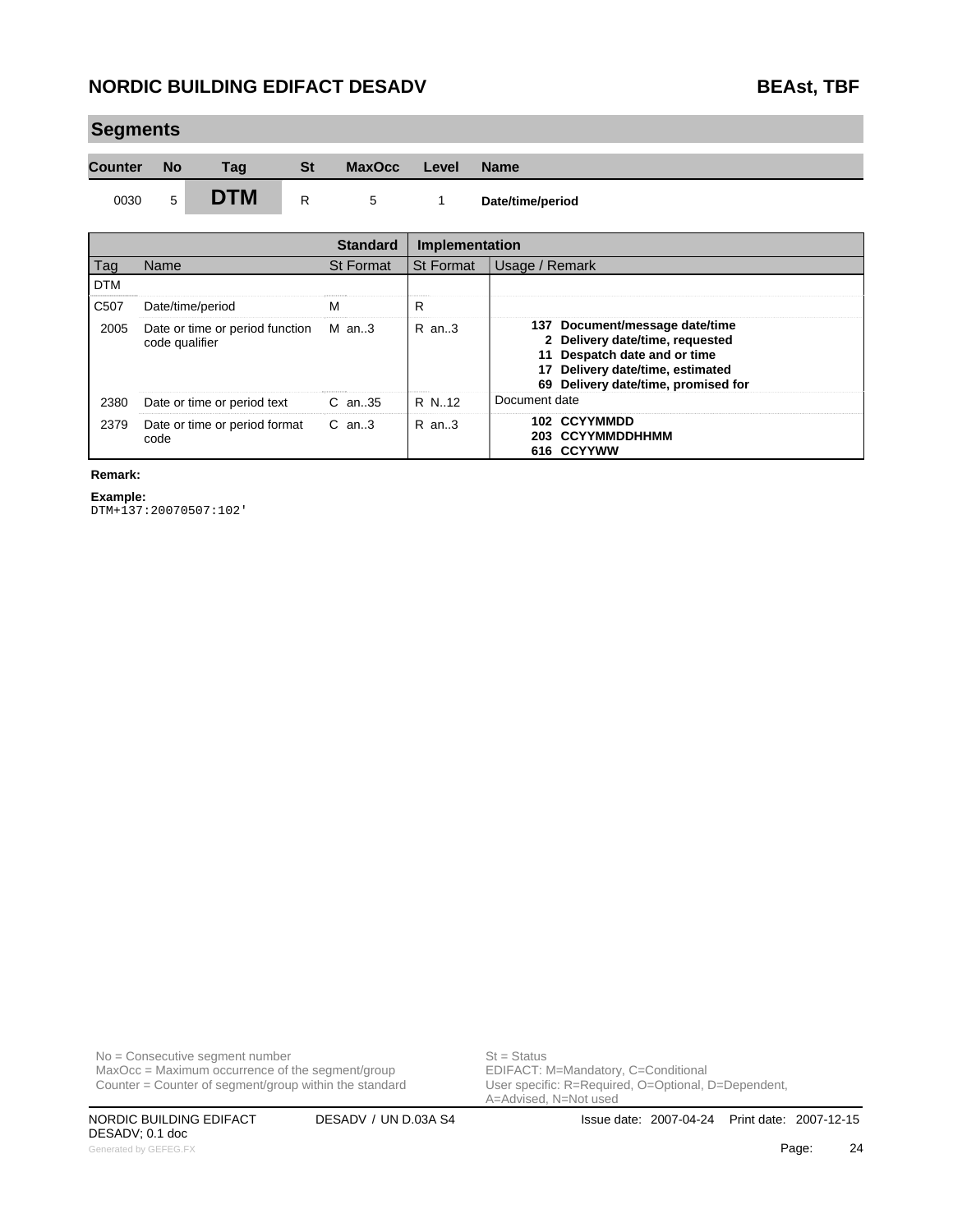## Segments

| Counter | No | Tag | St | MaxOcc | Level | Name |
|---|---|---|---|---|---|---|
| 0030 | 5 | **DTM** | R | 5 | 1 | **Date/time/period** |

| | | Standard | Implementation | |
|---|---|---|---|---|
| **Tag** | **Name** | **St Format** | **St Format** | **Usage / Remark** |
| DTM | | | | |
| C507 | Date/time/period | M | R | |
| 2005 | Date or time or period function code qualifier | M an..3 | R an..3 | **137 Document/message date/time**<br>**2 Delivery date/time, requested**<br>**11 Despatch date and or time**<br>**17 Delivery date/time, estimated**<br>**69 Delivery date/time, promised for** |
| 2380 | Date or time or period text | C an..35 | R N..12 | Document date |
| 2379 | Date or time or period format code | C an..3 | R an..3 | **102 CCYYMMDD**<br>**203 CCYYMMDDHHMM**<br>**616 CCYYWW** |

**Remark:**

**Example:**

```
DTM+137:20070507:102'
```

No = Consecutive segment number
MaxOcc = Maximum occurrence of the segment/group
Counter = Counter of segment/group within the standard

St = Status
EDIFACT: M=Mandatory, C=Conditional
User specific: R=Required, O=Optional, D=Dependent, A=Advised, N=Not used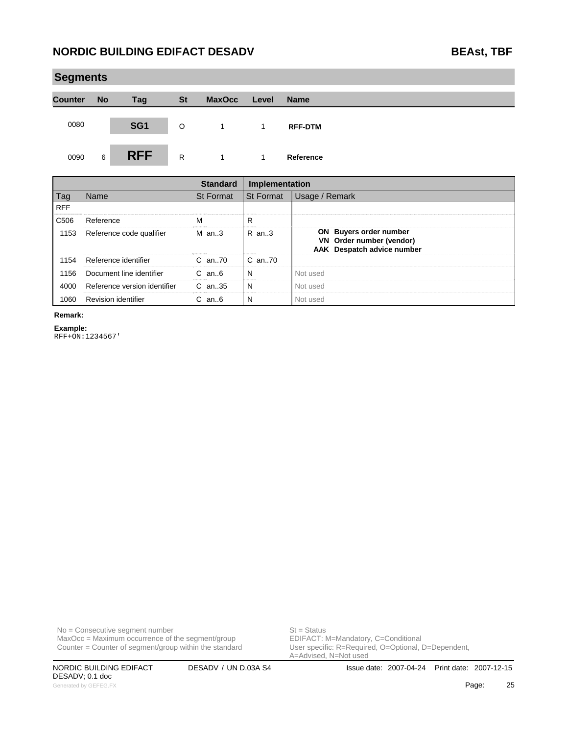## Segments

| Counter | No | Tag | St | MaxOcc | Level | Name |
|---|---|---|---|---|---|---|
| 0080 | | SG1 | O | 1 | 1 | RFF-DTM |
| 0090 | 6 | RFF | R | 1 | 1 | Reference |

| | | Standard | Implementation | |
|---|---|---|---|---|
| Tag | Name | St Format | St Format | Usage / Remark |
| RFF | | | | |
| C506 | Reference | M | R | |
| 1153 | Reference code qualifier | M an..3 | R an..3 | **ON Buyers order number**<br>**VN Order number (vendor)**<br>**AAK Despatch advice number** |
| 1154 | Reference identifier | C an..70 | C an..70 | |
| 1156 | Document line identifier | C an..6 | N | Not used |
| 4000 | Reference version identifier | C an..35 | N | Not used |
| 1060 | Revision identifier | C an..6 | N | Not used |

**Remark:**

**Example:**

```
RFF+ON:1234567'
```

No = Consecutive segment number
MaxOcc = Maximum occurrence of the segment/group
Counter = Counter of segment/group within the standard

St = Status
EDIFACT: M=Mandatory, C=Conditional
User specific: R=Required, O=Optional, D=Dependent, A=Advised, N=Not used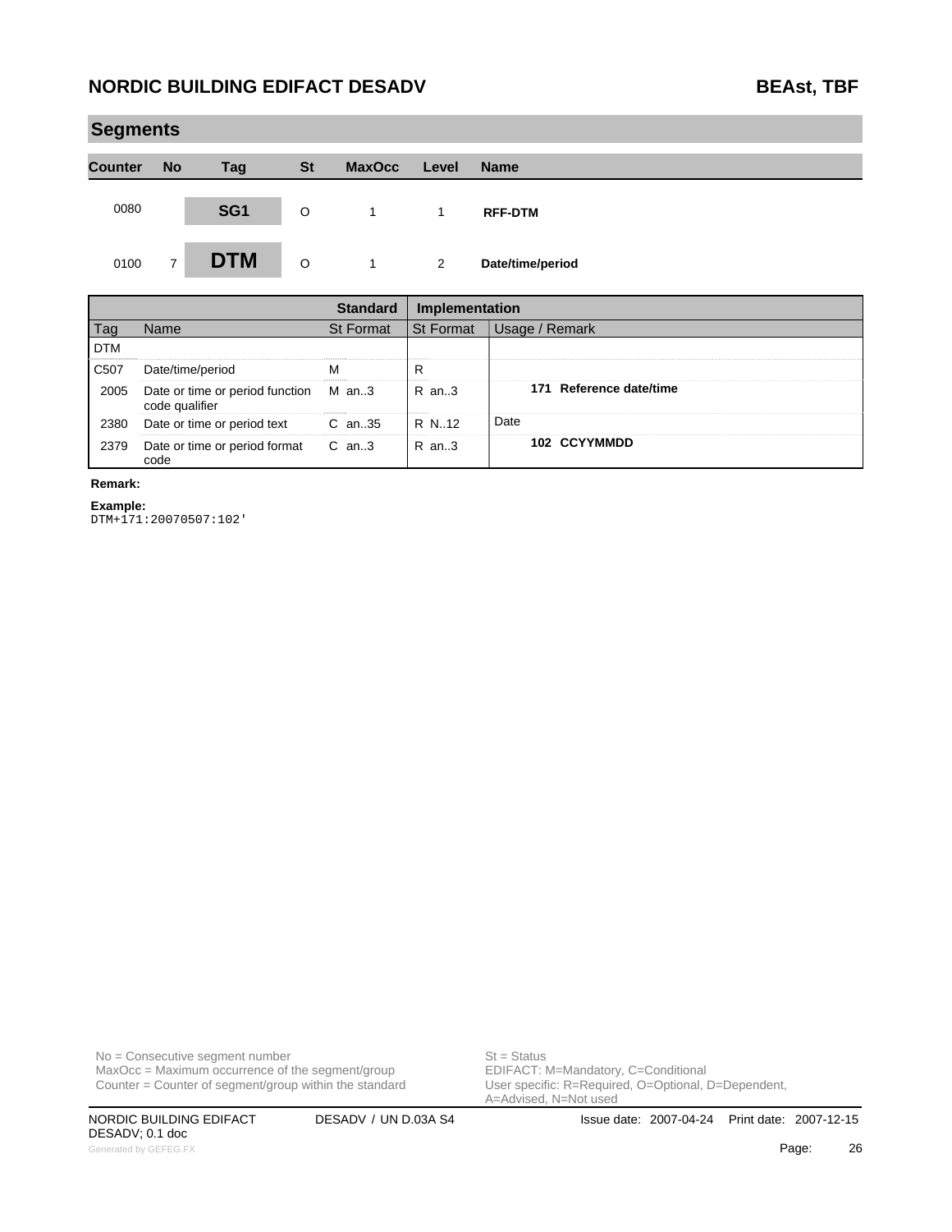## Segments

| Counter | No | Tag | St | MaxOcc | Level | Name |
|---|---|---|---|---|---|---|
| 0080 | | SG1 | O | 1 | 1 | RFF-DTM |
| 0100 | 7 | DTM | O | 1 | 2 | Date/time/period |

| | | Standard | Implementation | |
|---|---|---|---|---|
| Tag | Name | St Format | St Format | Usage / Remark |
| DTM | | | | |
| C507 | Date/time/period | M | R | |
| 2005 | Date or time or period function code qualifier | M an..3 | R an..3 | **171 Reference date/time** |
| 2380 | Date or time or period text | C an..35 | R N..12 | Date |
| 2379 | Date or time or period format code | C an..3 | R an..3 | **102 CCYYMMDD** |

**Remark:**

**Example:**

```
DTM+171:20070507:102'
```

No = Consecutive segment number
MaxOcc = Maximum occurrence of the segment/group
Counter = Counter of segment/group within the standard

St = Status
EDIFACT: M=Mandatory, C=Conditional
User specific: R=Required, O=Optional, D=Dependent, A=Advised, N=Not used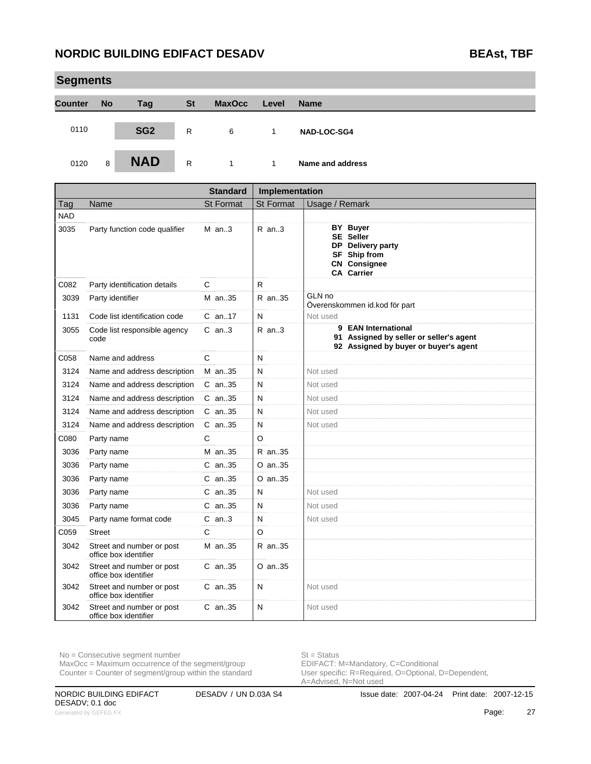## Segments

| Counter | No | Tag | St | MaxOcc | Level | Name |
|---|---|---|---|---|---|---|
| 0110 | | SG2 | R | 6 | 1 | NAD-LOC-SG4 |
| 0120 | 8 | NAD | R | 1 | 1 | Name and address |

| | | Standard | Implementation | |
|---|---|---|---|---|
| Tag | Name | St Format | St Format | Usage / Remark |
| NAD | | | | |
| 3035 | Party function code qualifier | M an..3 | R an..3 | **BY Buyer**<br>**SE Seller**<br>**DP Delivery party**<br>**SF Ship from**<br>**CN Consignee**<br>**CA Carrier** |
| C082 | Party identification details | C | R | |
| 3039 | Party identifier | M an..35 | R an..35 | GLN no<br>Överenskommen id.kod för part |
| 1131 | Code list identification code | C an..17 | N | Not used |
| 3055 | Code list responsible agency code | C an..3 | R an..3 | **9 EAN International**<br>**91 Assigned by seller or seller's agent**<br>**92 Assigned by buyer or buyer's agent** |
| C058 | Name and address | C | N | |
| 3124 | Name and address description | M an..35 | N | Not used |
| 3124 | Name and address description | C an..35 | N | Not used |
| 3124 | Name and address description | C an..35 | N | Not used |
| 3124 | Name and address description | C an..35 | N | Not used |
| 3124 | Name and address description | C an..35 | N | Not used |
| C080 | Party name | C | O | |
| 3036 | Party name | M an..35 | R an..35 | |
| 3036 | Party name | C an..35 | O an..35 | |
| 3036 | Party name | C an..35 | O an..35 | |
| 3036 | Party name | C an..35 | N | Not used |
| 3036 | Party name | C an..35 | N | Not used |
| 3045 | Party name format code | C an..3 | N | Not used |
| C059 | Street | C | O | |
| 3042 | Street and number or post office box identifier | M an..35 | R an..35 | |
| 3042 | Street and number or post office box identifier | C an..35 | O an..35 | |
| 3042 | Street and number or post office box identifier | C an..35 | N | Not used |
| 3042 | Street and number or post office box identifier | C an..35 | N | Not used |

No = Consecutive segment number
MaxOcc = Maximum occurrence of the segment/group
Counter = Counter of segment/group within the standard

St = Status
EDIFACT: M=Mandatory, C=Conditional
User specific: R=Required, O=Optional, D=Dependent, A=Advised, N=Not used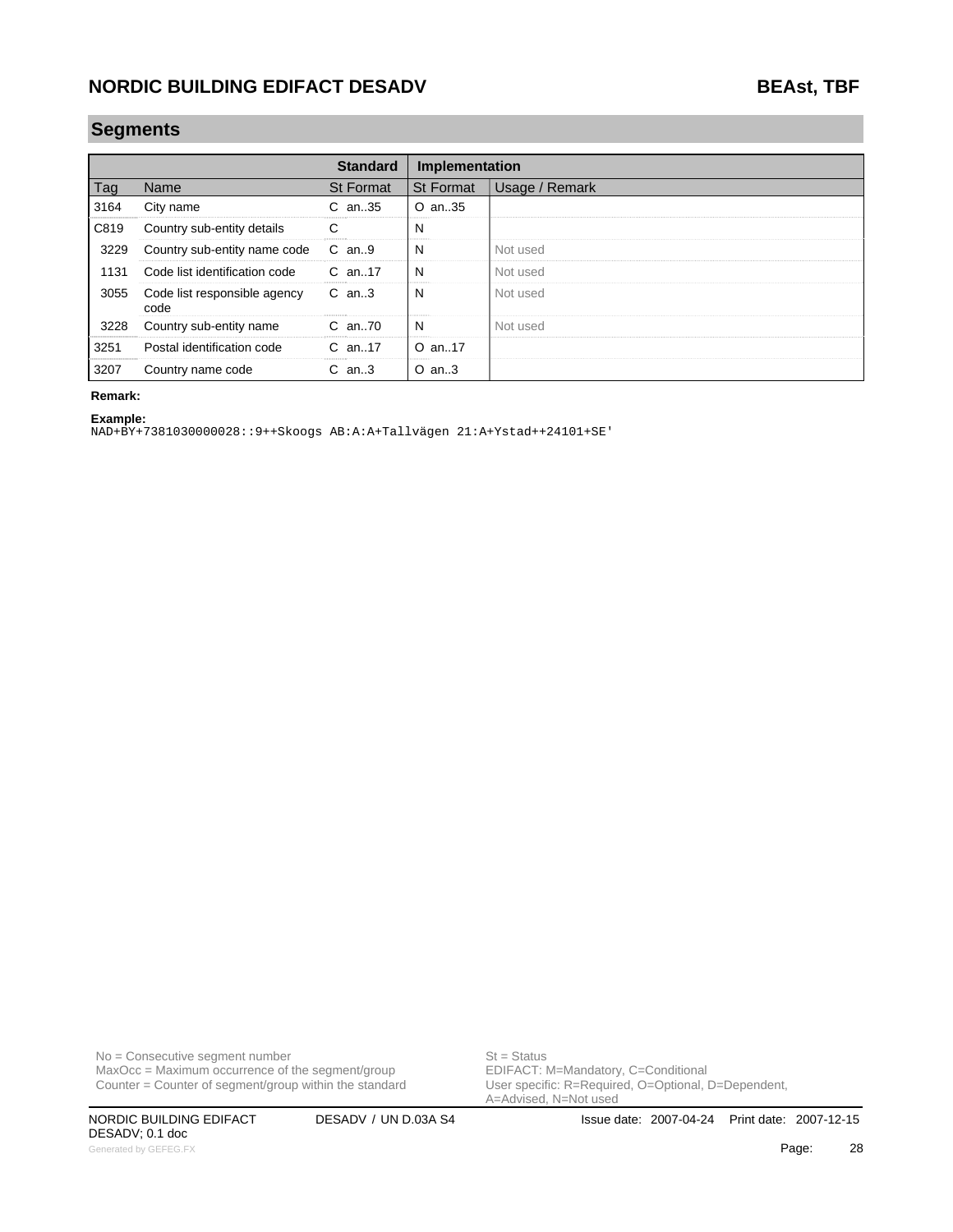## Segments

| | | Standard | Implementation | |
|---|---|---|---|---|
| Tag | Name | St Format | St Format | Usage / Remark |
| 3164 | City name | C an..35 | O an..35 | |
| C819 | Country sub-entity details | C | N | |
| 3229 | Country sub-entity name code | C an..9 | N | Not used |
| 1131 | Code list identification code | C an..17 | N | Not used |
| 3055 | Code list responsible agency code | C an..3 | N | Not used |
| 3228 | Country sub-entity name | C an..70 | N | Not used |
| 3251 | Postal identification code | C an..17 | O an..17 | |
| 3207 | Country name code | C an..3 | O an..3 | |

**Remark:**

**Example:**

```
NAD+BY+7381030000028::9++Skoogs AB:A:A+Tallvägen 21:A+Ystad++24101+SE'
```

No = Consecutive segment number
MaxOcc = Maximum occurrence of the segment/group
Counter = Counter of segment/group within the standard

St = Status
EDIFACT: M=Mandatory, C=Conditional
User specific: R=Required, O=Optional, D=Dependent, A=Advised, N=Not used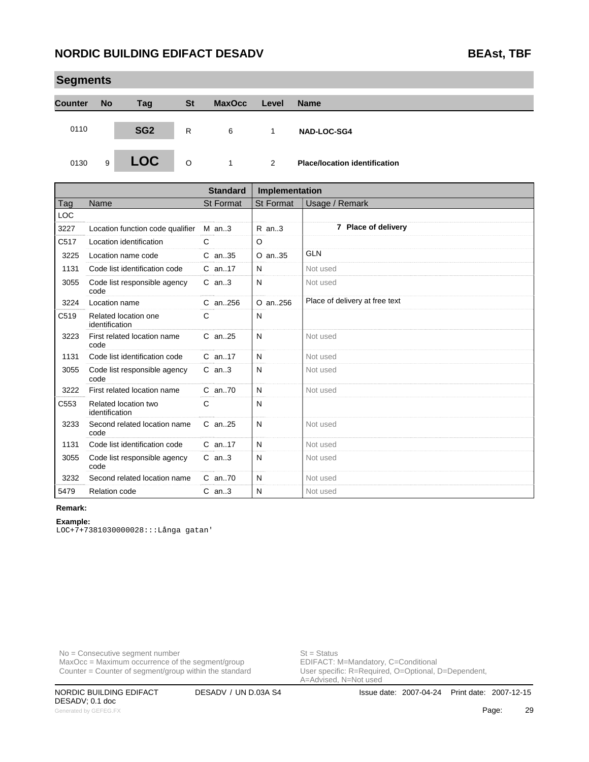## Segments

| Counter | No | Tag | St | MaxOcc | Level | Name |
|---|---|---|---|---|---|---|
| 0110 | | **SG2** | R | 6 | 1 | **NAD-LOC-SG4** |
| 0130 | 9 | **LOC** | O | 1 | 2 | **Place/location identification** |

| | | Standard | Implementation | |
|---|---|---|---|---|
| Tag | Name | St Format | St Format | Usage / Remark |
| LOC | | | | |
| 3227 | Location function code qualifier | M an..3 | R an..3 | **7 Place of delivery** |
| C517 | Location identification | C | O | |
| 3225 | Location name code | C an..35 | O an..35 | GLN |
| 1131 | Code list identification code | C an..17 | N | Not used |
| 3055 | Code list responsible agency code | C an..3 | N | Not used |
| 3224 | Location name | C an..256 | O an..256 | Place of delivery at free text |
| C519 | Related location one identification | C | N | |
| 3223 | First related location name code | C an..25 | N | Not used |
| 1131 | Code list identification code | C an..17 | N | Not used |
| 3055 | Code list responsible agency code | C an..3 | N | Not used |
| 3222 | First related location name | C an..70 | N | Not used |
| C553 | Related location two identification | C | N | |
| 3233 | Second related location name code | C an..25 | N | Not used |
| 1131 | Code list identification code | C an..17 | N | Not used |
| 3055 | Code list responsible agency code | C an..3 | N | Not used |
| 3232 | Second related location name | C an..70 | N | Not used |
| 5479 | Relation code | C an..3 | N | Not used |

**Remark:**

**Example:**

```
LOC+7+7381030000028:::Långa gatan'
```

No = Consecutive segment number
MaxOcc = Maximum occurrence of the segment/group
Counter = Counter of segment/group within the standard

St = Status
EDIFACT: M=Mandatory, C=Conditional
User specific: R=Required, O=Optional, D=Dependent, A=Advised, N=Not used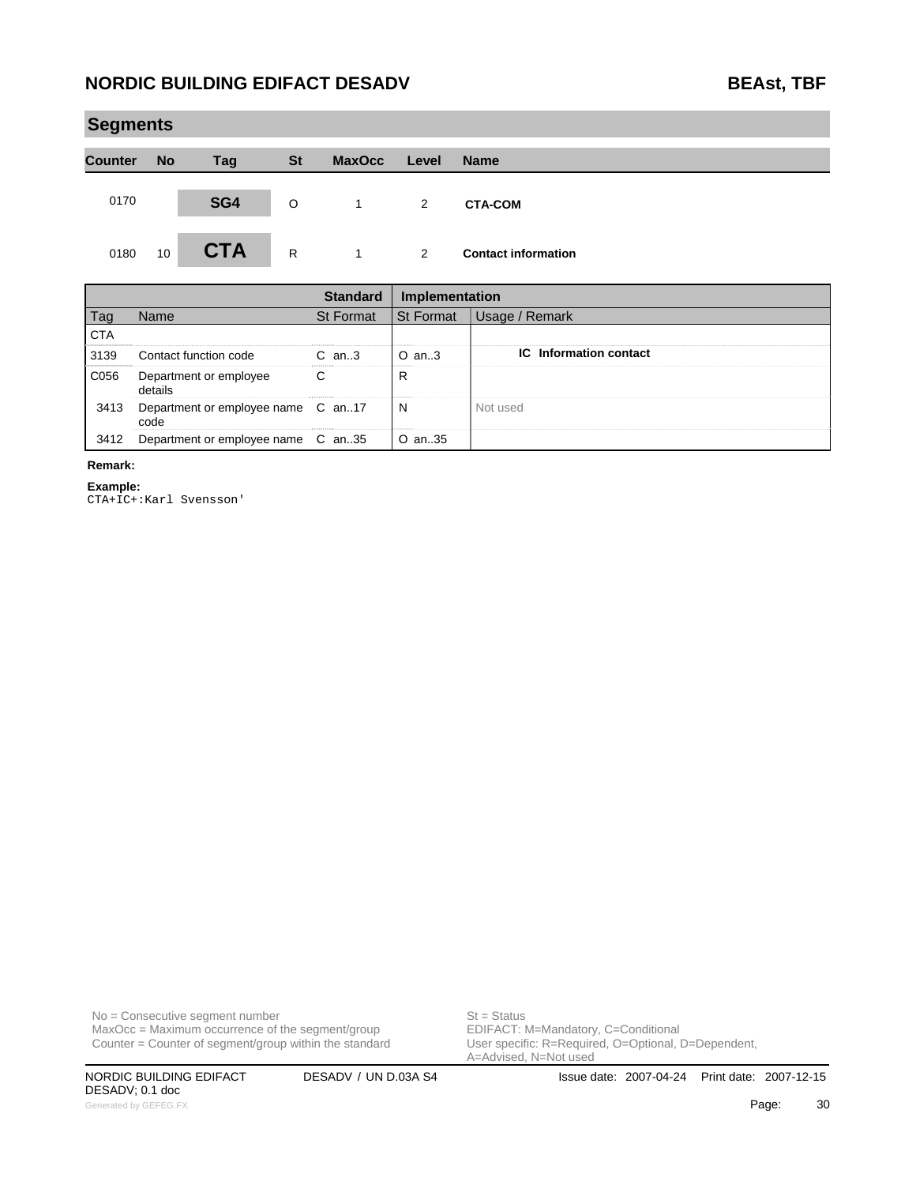## Segments

| Counter | No | Tag | St | MaxOcc | Level | Name |
|---|---|---|---|---|---|---|
| 0170 | | SG4 | O | 1 | 2 | CTA-COM |
| 0180 | 10 | CTA | R | 1 | 2 | Contact information |

| | | Standard | Implementation | |
|---|---|---|---|---|
| Tag | Name | St Format | St Format | Usage / Remark |
| CTA | | | | |
| 3139 | Contact function code | C an..3 | O an..3 | **IC Information contact** |
| C056 | Department or employee details | C | R | |
| 3413 | Department or employee name code | C an..17 | N | Not used |
| 3412 | Department or employee name | C an..35 | O an..35 | |

**Remark:**

**Example:**

```
CTA+IC+:Karl Svensson'
```

No = Consecutive segment number
MaxOcc = Maximum occurrence of the segment/group
Counter = Counter of segment/group within the standard

St = Status
EDIFACT: M=Mandatory, C=Conditional
User specific: R=Required, O=Optional, D=Dependent, A=Advised, N=Not used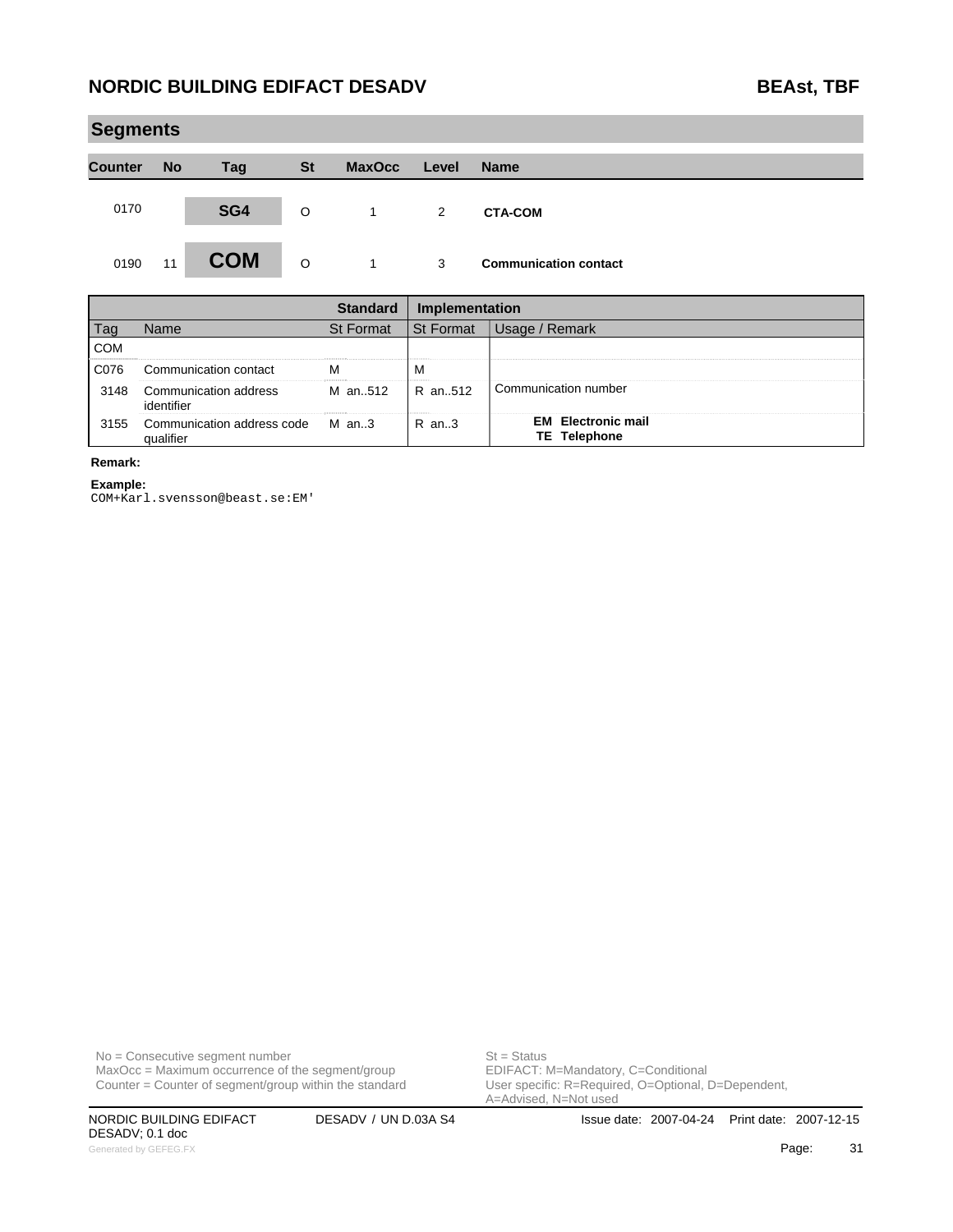## Segments

| Counter | No | Tag | St | MaxOcc | Level | Name |
|---|---|---|---|---|---|---|
| 0170 | | SG4 | O | 1 | 2 | CTA-COM |
| 0190 | 11 | COM | O | 1 | 3 | Communication contact |

| | | Standard | Implementation | |
|---|---|---|---|---|
| Tag | Name | St Format | St Format | Usage / Remark |
| COM | | | | |
| C076 | Communication contact | M | M | |
| 3148 | Communication address identifier | M an..512 | R an..512 | Communication number |
| 3155 | Communication address code qualifier | M an..3 | R an..3 | **EM Electronic mail**<br>**TE Telephone** |

**Remark:**

**Example:**

```
COM+Karl.svensson@beast.se:EM'
```

No = Consecutive segment number
MaxOcc = Maximum occurrence of the segment/group
Counter = Counter of segment/group within the standard

St = Status
EDIFACT: M=Mandatory, C=Conditional
User specific: R=Required, O=Optional, D=Dependent, A=Advised, N=Not used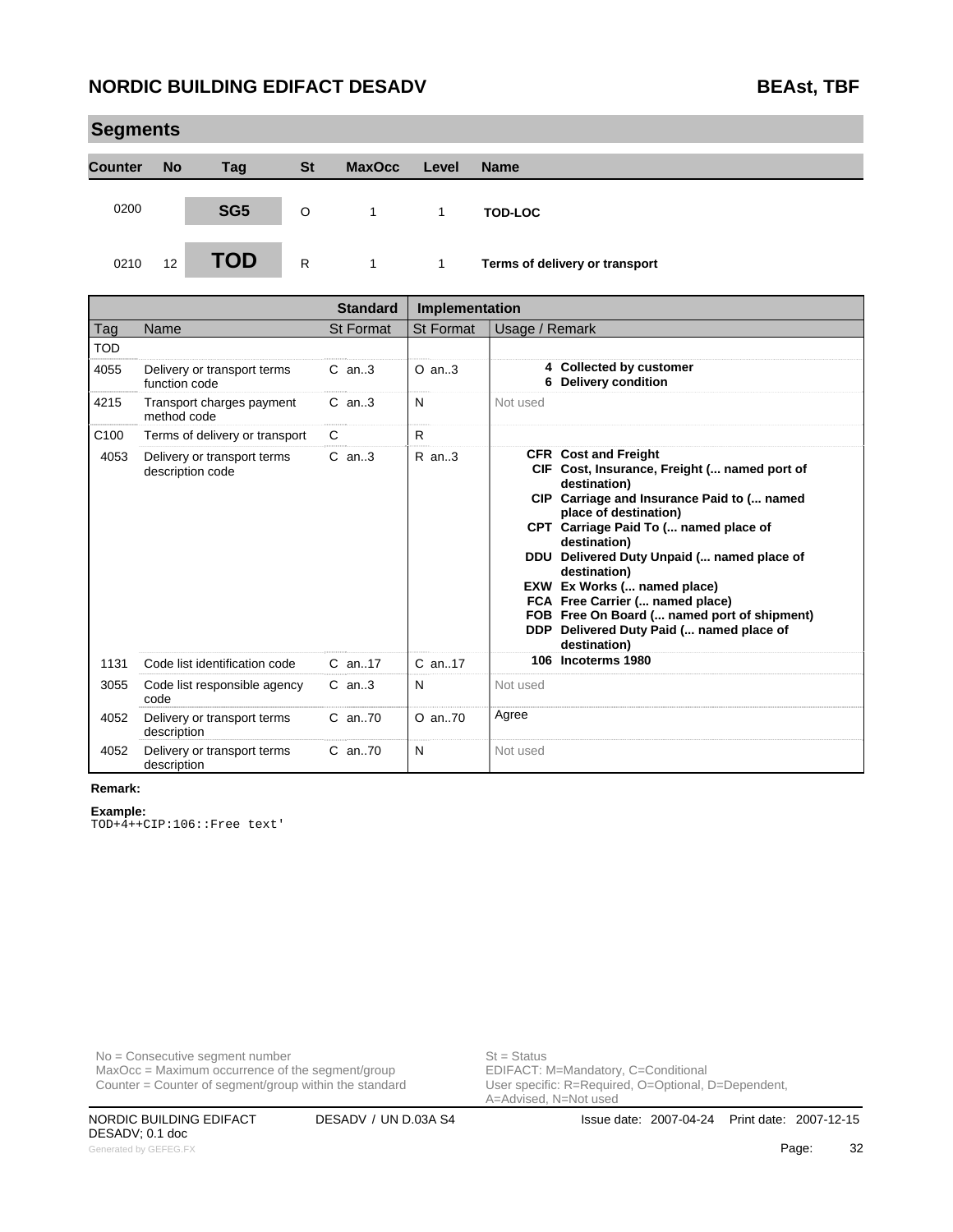## Segments

| Counter | No | Tag | St | MaxOcc | Level | Name |
|---|---|---|---|---|---|---|
| 0200 | | **SG5** | O | 1 | 1 | **TOD-LOC** |
| 0210 | 12 | **TOD** | R | 1 | 1 | **Terms of delivery or transport** |

| | | Standard | Implementation | |
|---|---|---|---|---|
| Tag | Name | St Format | St Format | Usage / Remark |
| TOD | | | | |
| 4055 | Delivery or transport terms function code | C an..3 | O an..3 | **4 Collected by customer**<br>**6 Delivery condition** |
| 4215 | Transport charges payment method code | C an..3 | N | Not used |
| C100 | Terms of delivery or transport | C | R | |
| 4053 | Delivery or transport terms description code | C an..3 | R an..3 | **CFR Cost and Freight**<br>**CIF Cost, Insurance, Freight (... named port of destination)**<br>**CIP Carriage and Insurance Paid to (... named place of destination)**<br>**CPT Carriage Paid To (... named place of destination)**<br>**DDU Delivered Duty Unpaid (... named place of destination)**<br>**EXW Ex Works (... named place)**<br>**FCA Free Carrier (... named place)**<br>**FOB Free On Board (... named port of shipment)**<br>**DDP Delivered Duty Paid (... named place of destination)** |
| 1131 | Code list identification code | C an..17 | C an..17 | **106 Incoterms 1980** |
| 3055 | Code list responsible agency code | C an..3 | N | Not used |
| 4052 | Delivery or transport terms description | C an..70 | O an..70 | Agree |
| 4052 | Delivery or transport terms description | C an..70 | N | Not used |

**Remark:**

**Example:**

```
TOD+4++CIP:106::Free text'
```

No = Consecutive segment number
MaxOcc = Maximum occurrence of the segment/group
Counter = Counter of segment/group within the standard

St = Status
EDIFACT: M=Mandatory, C=Conditional
User specific: R=Required, O=Optional, D=Dependent, A=Advised, N=Not used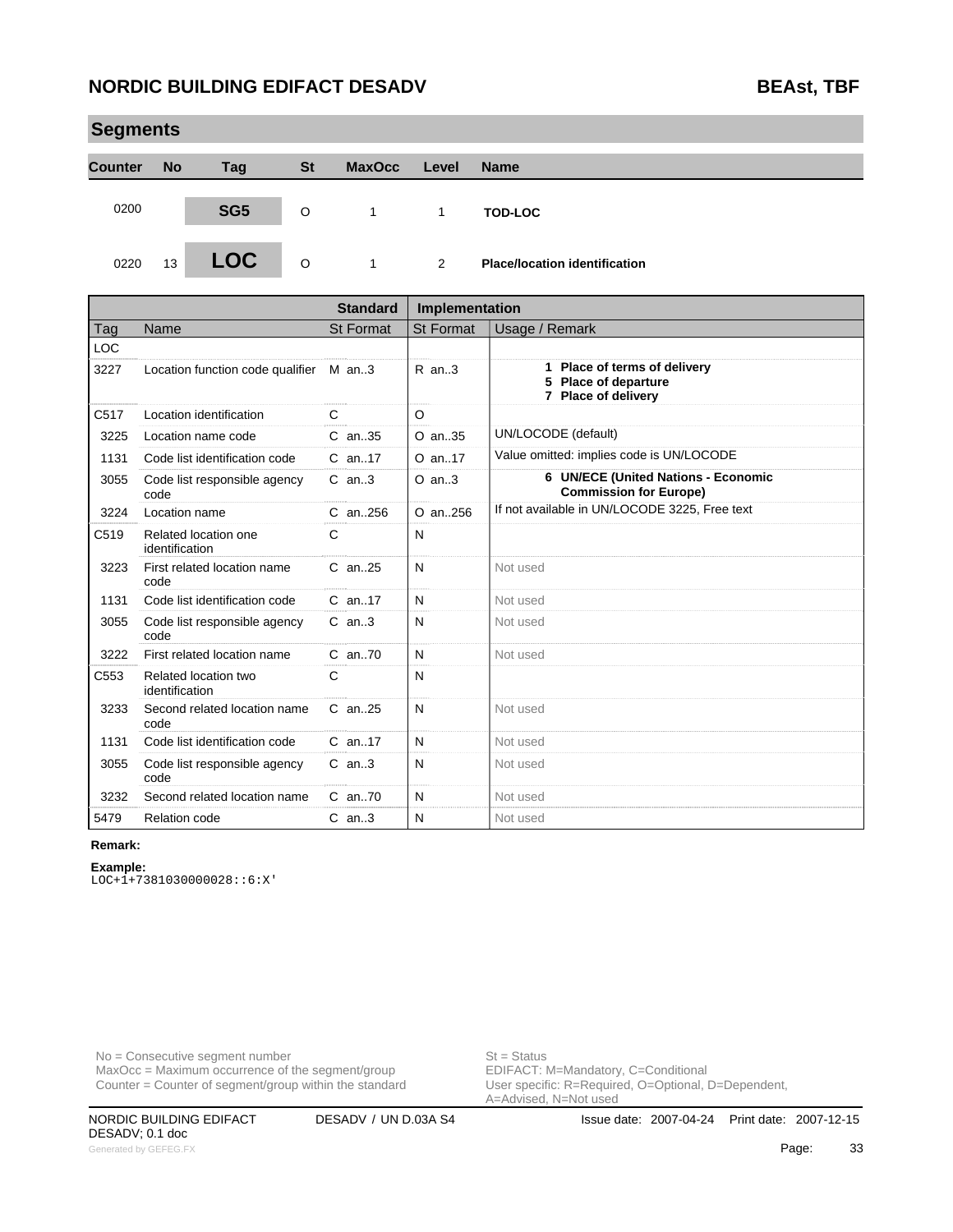## Segments

| Counter | No | Tag | St | MaxOcc | Level | Name |
|---|---|---|---|---|---|---|
| 0200 | | SG5 | O | 1 | 1 | TOD-LOC |
| 0220 | 13 | LOC | O | 1 | 2 | Place/location identification |

| | | Standard | Implementation | |
|---|---|---|---|---|
| Tag | Name | St Format | St Format | Usage / Remark |
| LOC | | | | |
| 3227 | Location function code qualifier | M an..3 | R an..3 | **1 Place of terms of delivery**<br>**5 Place of departure**<br>**7 Place of delivery** |
| C517 | Location identification | C | O | |
| 3225 | Location name code | C an..35 | O an..35 | UN/LOCODE (default) |
| 1131 | Code list identification code | C an..17 | O an..17 | Value omitted: implies code is UN/LOCODE |
| 3055 | Code list responsible agency code | C an..3 | O an..3 | **6 UN/ECE (United Nations - Economic Commission for Europe)** |
| 3224 | Location name | C an..256 | O an..256 | If not available in UN/LOCODE 3225, Free text |
| C519 | Related location one identification | C | N | |
| 3223 | First related location name code | C an..25 | N | Not used |
| 1131 | Code list identification code | C an..17 | N | Not used |
| 3055 | Code list responsible agency code | C an..3 | N | Not used |
| 3222 | First related location name | C an..70 | N | Not used |
| C553 | Related location two identification | C | N | |
| 3233 | Second related location name code | C an..25 | N | Not used |
| 1131 | Code list identification code | C an..17 | N | Not used |
| 3055 | Code list responsible agency code | C an..3 | N | Not used |
| 3232 | Second related location name | C an..70 | N | Not used |
| 5479 | Relation code | C an..3 | N | Not used |

**Remark:**

**Example:**

```
LOC+1+7381030000028::6:X'
```

No = Consecutive segment number
MaxOcc = Maximum occurrence of the segment/group
Counter = Counter of segment/group within the standard

St = Status
EDIFACT: M=Mandatory, C=Conditional
User specific: R=Required, O=Optional, D=Dependent, A=Advised, N=Not used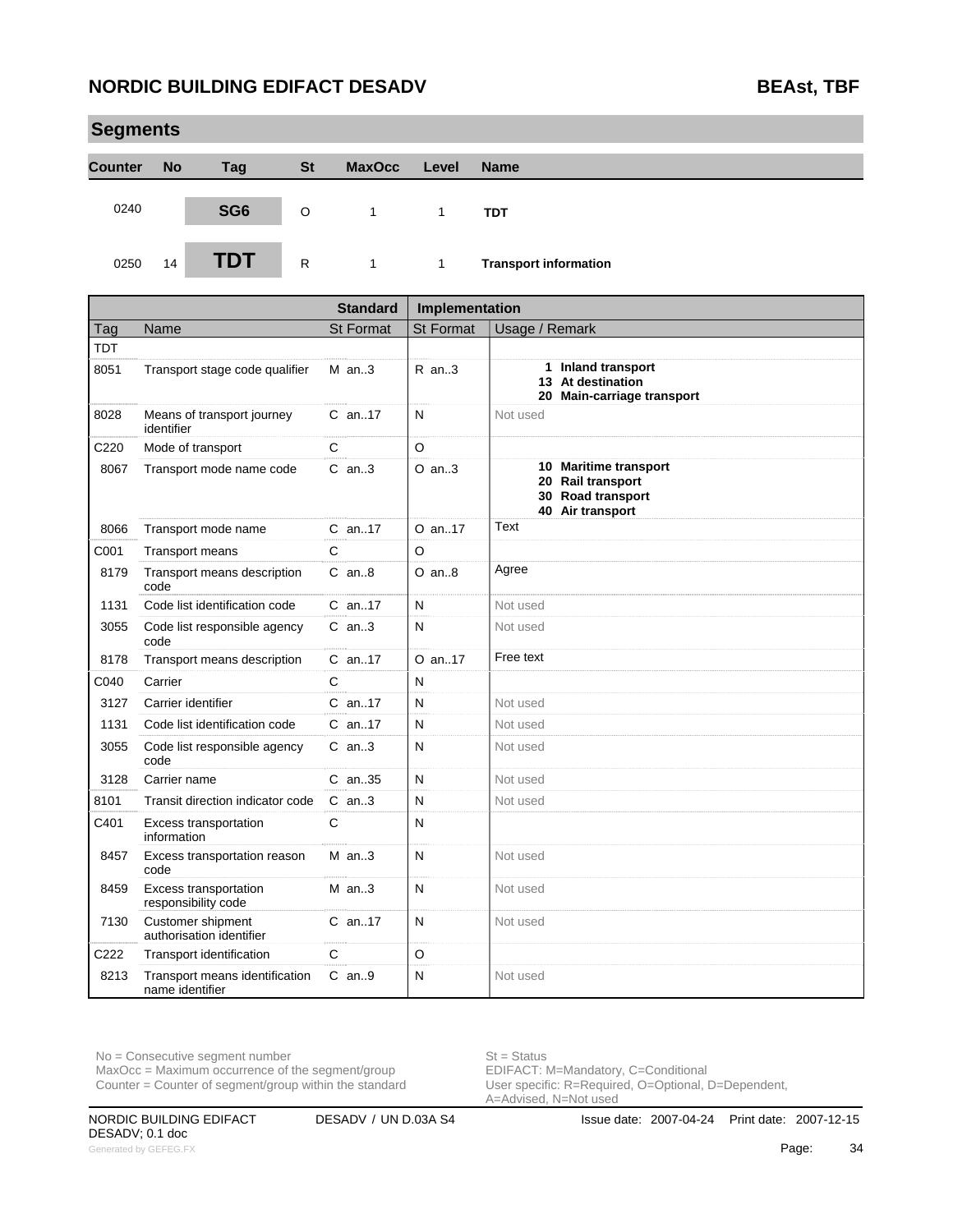## Segments

| Counter | No | Tag | St | MaxOcc | Level | Name |
|---|---|---|---|---|---|---|
| 0240 | | SG6 | O | 1 | 1 | TDT |
| 0250 | 14 | TDT | R | 1 | 1 | Transport information |

| Tag | Name | Standard St Format | Implementation St Format | Usage / Remark |
|---|---|---|---|---|
| TDT | | | | |
| 8051 | Transport stage code qualifier | M an..3 | R an..3 | **1 Inland transport**<br>**13 At destination**<br>**20 Main-carriage transport** |
| 8028 | Means of transport journey identifier | C an..17 | N | Not used |
| C220 | Mode of transport | C | O | |
| 8067 | Transport mode name code | C an..3 | O an..3 | **10 Maritime transport**<br>**20 Rail transport**<br>**30 Road transport**<br>**40 Air transport** |
| 8066 | Transport mode name | C an..17 | O an..17 | Text |
| C001 | Transport means | C | O | |
| 8179 | Transport means description code | C an..8 | O an..8 | Agree |
| 1131 | Code list identification code | C an..17 | N | Not used |
| 3055 | Code list responsible agency code | C an..3 | N | Not used |
| 8178 | Transport means description | C an..17 | O an..17 | Free text |
| C040 | Carrier | C | N | |
| 3127 | Carrier identifier | C an..17 | N | Not used |
| 1131 | Code list identification code | C an..17 | N | Not used |
| 3055 | Code list responsible agency code | C an..3 | N | Not used |
| 3128 | Carrier name | C an..35 | N | Not used |
| 8101 | Transit direction indicator code | C an..3 | N | Not used |
| C401 | Excess transportation information | C | N | |
| 8457 | Excess transportation reason code | M an..3 | N | Not used |
| 8459 | Excess transportation responsibility code | M an..3 | N | Not used |
| 7130 | Customer shipment authorisation identifier | C an..17 | N | Not used |
| C222 | Transport identification | C | O | |
| 8213 | Transport means identification name identifier | C an..9 | N | Not used |

No = Consecutive segment number
MaxOcc = Maximum occurrence of the segment/group
Counter = Counter of segment/group within the standard

St = Status
EDIFACT: M=Mandatory, C=Conditional
User specific: R=Required, O=Optional, D=Dependent, A=Advised, N=Not used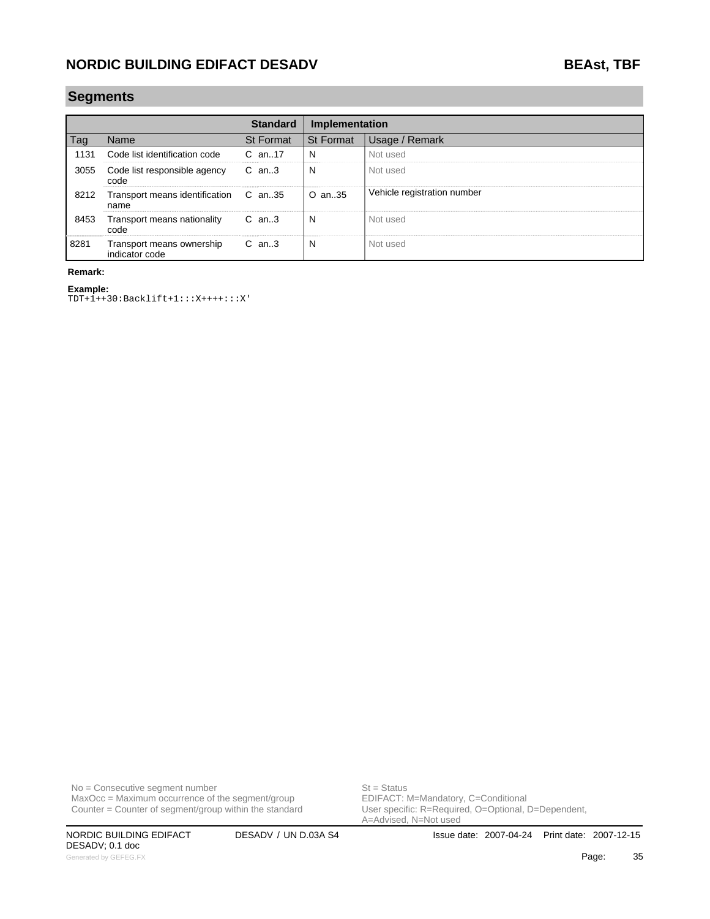## Segments

| | | Standard | Implementation | |
|---|---|---|---|---|
| Tag | Name | St Format | St Format | Usage / Remark |
| 1131 | Code list identification code | C an..17 | N | Not used |
| 3055 | Code list responsible agency code | C an..3 | N | Not used |
| 8212 | Transport means identification name | C an..35 | O an..35 | Vehicle registration number |
| 8453 | Transport means nationality code | C an..3 | N | Not used |
| 8281 | Transport means ownership indicator code | C an..3 | N | Not used |

**Remark:**

**Example:**

```
TDT+1++30:Backlift+1:::X++++:::X'
```

No = Consecutive segment number
MaxOcc = Maximum occurrence of the segment/group
Counter = Counter of segment/group within the standard

St = Status
EDIFACT: M=Mandatory, C=Conditional
User specific: R=Required, O=Optional, D=Dependent, A=Advised, N=Not used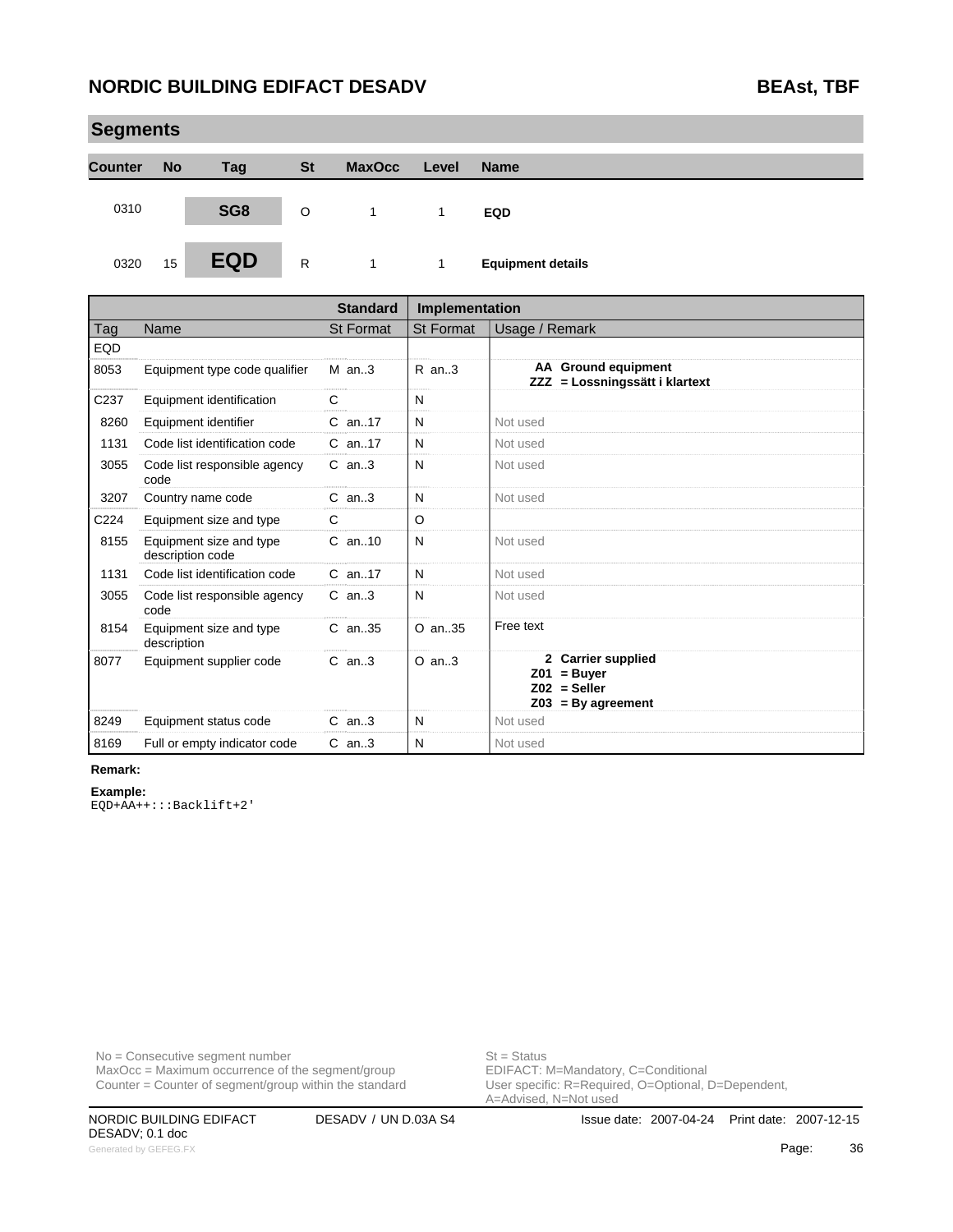## Segments

| Counter | No | Tag | St | MaxOcc | Level | Name |
|---|---|---|---|---|---|---|
| 0310 | | SG8 | O | 1 | 1 | EQD |
| 0320 | 15 | EQD | R | 1 | 1 | Equipment details |

| | | Standard | Implementation | |
|---|---|---|---|---|
| Tag | Name | St Format | St Format | Usage / Remark |
| EQD | | | | |
| 8053 | Equipment type code qualifier | M an..3 | R an..3 | **AA Ground equipment**<br>**ZZZ = Lossningssätt i klartext** |
| C237 | Equipment identification | C | N | |
| 8260 | Equipment identifier | C an..17 | N | Not used |
| 1131 | Code list identification code | C an..17 | N | Not used |
| 3055 | Code list responsible agency code | C an..3 | N | Not used |
| 3207 | Country name code | C an..3 | N | Not used |
| C224 | Equipment size and type | C | O | |
| 8155 | Equipment size and type description code | C an..10 | N | Not used |
| 1131 | Code list identification code | C an..17 | N | Not used |
| 3055 | Code list responsible agency code | C an..3 | N | Not used |
| 8154 | Equipment size and type description | C an..35 | O an..35 | Free text |
| 8077 | Equipment supplier code | C an..3 | O an..3 | **2 Carrier supplied**<br>**Z01 = Buyer**<br>**Z02 = Seller**<br>**Z03 = By agreement** |
| 8249 | Equipment status code | C an..3 | N | Not used |
| 8169 | Full or empty indicator code | C an..3 | N | Not used |

**Remark:**

**Example:**

```
EQD+AA++:::Backlift+2'
```

No = Consecutive segment number
MaxOcc = Maximum occurrence of the segment/group
Counter = Counter of segment/group within the standard

St = Status
EDIFACT: M=Mandatory, C=Conditional
User specific: R=Required, O=Optional, D=Dependent, A=Advised, N=Not used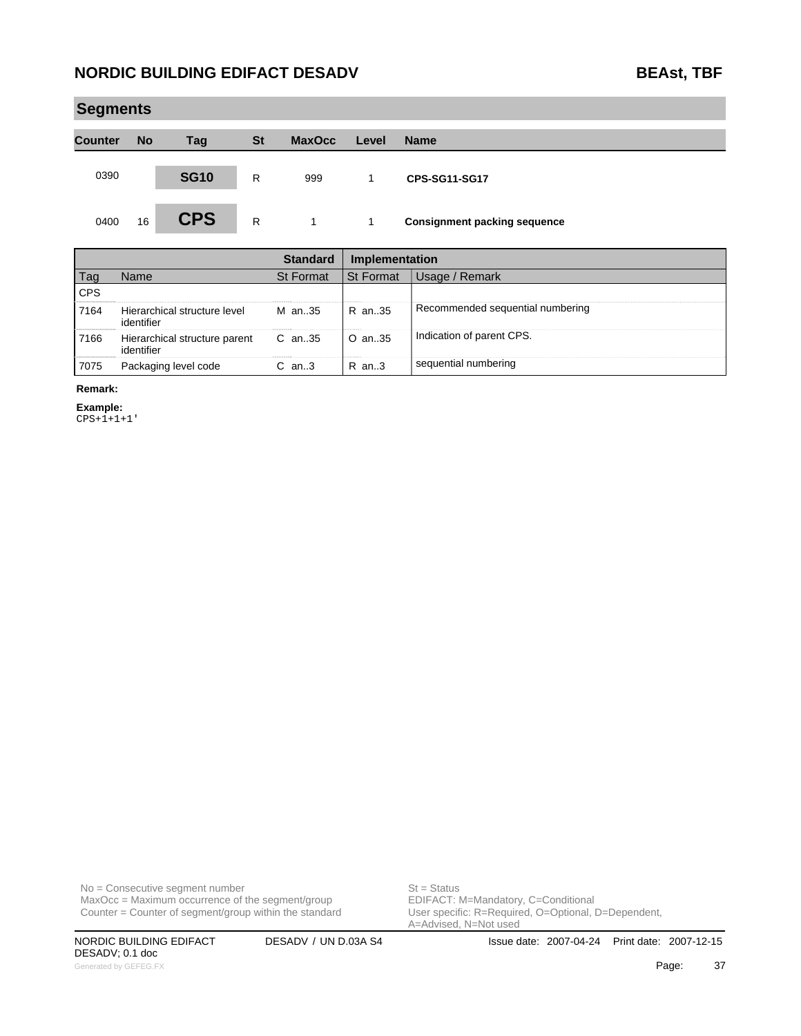## Segments

| Counter | No | Tag | St | MaxOcc | Level | Name |
|---|---|---|---|---|---|---|
| 0390 | | **SG10** | R | 999 | 1 | **CPS-SG11-SG17** |
| 0400 | 16 | **CPS** | R | 1 | 1 | **Consignment packing sequence** |

| | | Standard | Implementation | |
|---|---|---|---|---|
| Tag | Name | St Format | St Format | Usage / Remark |
| CPS | | | | |
| 7164 | Hierarchical structure level identifier | M an..35 | R an..35 | Recommended sequential numbering |
| 7166 | Hierarchical structure parent identifier | C an..35 | O an..35 | Indication of parent CPS. |
| 7075 | Packaging level code | C an..3 | R an..3 | sequential numbering |

**Remark:**

**Example:**
```
CPS+1+1+1'
```

No = Consecutive segment number
MaxOcc = Maximum occurrence of the segment/group
Counter = Counter of segment/group within the standard

St = Status
EDIFACT: M=Mandatory, C=Conditional
User specific: R=Required, O=Optional, D=Dependent, A=Advised, N=Not used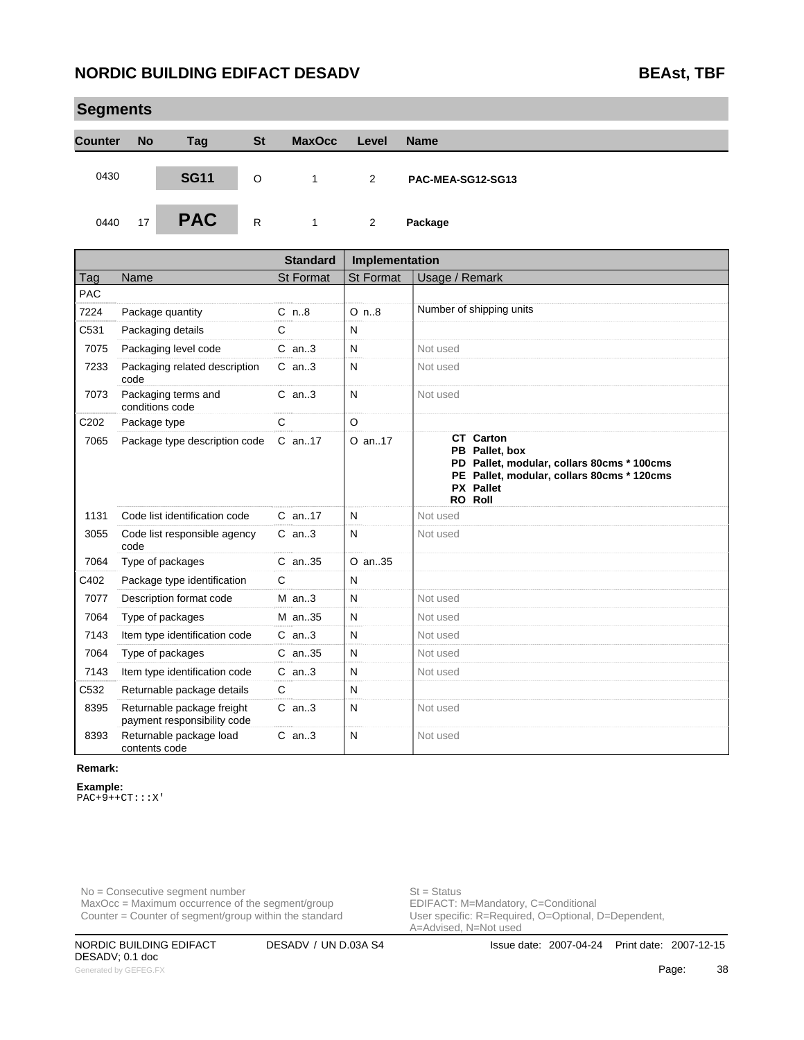## Segments

| Counter | No | Tag | St | MaxOcc | Level | Name |
|---|---|---|---|---|---|---|
| 0430 | | SG11 | O | 1 | 2 | PAC-MEA-SG12-SG13 |
| 0440 | 17 | PAC | R | 1 | 2 | Package |

| | | Standard | Implementation | |
|---|---|---|---|---|
| Tag | Name | St Format | St Format | Usage / Remark |
| PAC | | | | |
| 7224 | Package quantity | C n..8 | O n..8 | Number of shipping units |
| C531 | Packaging details | C | N | |
| 7075 | Packaging level code | C an..3 | N | Not used |
| 7233 | Packaging related description code | C an..3 | N | Not used |
| 7073 | Packaging terms and conditions code | C an..3 | N | Not used |
| C202 | Package type | C | O | |
| 7065 | Package type description code | C an..17 | O an..17 | **CT Carton**<br>**PB Pallet, box**<br>**PD Pallet, modular, collars 80cms * 100cms**<br>**PE Pallet, modular, collars 80cms * 120cms**<br>**PX Pallet**<br>**RO Roll** |
| 1131 | Code list identification code | C an..17 | N | Not used |
| 3055 | Code list responsible agency code | C an..3 | N | Not used |
| 7064 | Type of packages | C an..35 | O an..35 | |
| C402 | Package type identification | C | N | |
| 7077 | Description format code | M an..3 | N | Not used |
| 7064 | Type of packages | M an..35 | N | Not used |
| 7143 | Item type identification code | C an..3 | N | Not used |
| 7064 | Type of packages | C an..35 | N | Not used |
| 7143 | Item type identification code | C an..3 | N | Not used |
| C532 | Returnable package details | C | N | |
| 8395 | Returnable package freight payment responsibility code | C an..3 | N | Not used |
| 8393 | Returnable package load contents code | C an..3 | N | Not used |

**Remark:**

**Example:**
```
PAC+9++CT:::X'
```

No = Consecutive segment number
MaxOcc = Maximum occurrence of the segment/group
Counter = Counter of segment/group within the standard

St = Status
EDIFACT: M=Mandatory, C=Conditional
User specific: R=Required, O=Optional, D=Dependent, A=Advised, N=Not used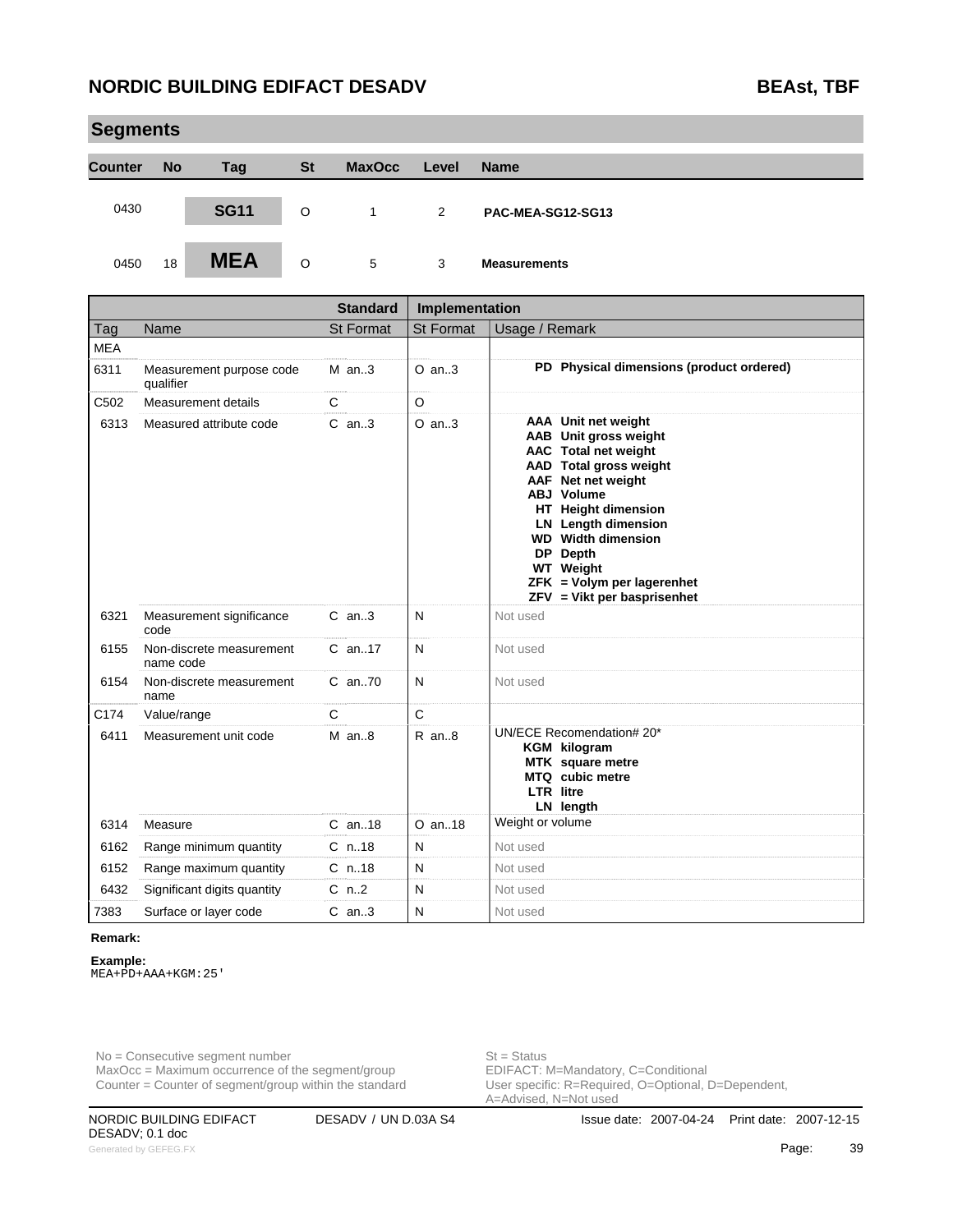## Segments

| Counter | No | Tag | St | MaxOcc | Level | Name |
|---|---|---|---|---|---|---|
| 0430 | | **SG11** | O | 1 | 2 | **PAC-MEA-SG12-SG13** |
| 0450 | 18 | **MEA** | O | 5 | 3 | **Measurements** |

| | | Standard | Implementation | |
|---|---|---|---|---|
| Tag | Name | St Format | St Format | Usage / Remark |
| MEA | | | | |
| 6311 | Measurement purpose code qualifier | M an..3 | O an..3 | **PD Physical dimensions (product ordered)** |
| C502 | Measurement details | C | O | |
| 6313 | Measured attribute code | C an..3 | O an..3 | **AAA Unit net weight**<br>**AAB Unit gross weight**<br>**AAC Total net weight**<br>**AAD Total gross weight**<br>**AAF Net net weight**<br>**ABJ Volume**<br>**HT Height dimension**<br>**LN Length dimension**<br>**WD Width dimension**<br>**DP Depth**<br>**WT Weight**<br>**ZFK = Volym per lagerenhet**<br>**ZFV = Vikt per basprisenhet** |
| 6321 | Measurement significance code | C an..3 | N | Not used |
| 6155 | Non-discrete measurement name code | C an..17 | N | Not used |
| 6154 | Non-discrete measurement name | C an..70 | N | Not used |
| C174 | Value/range | C | C | |
| 6411 | Measurement unit code | M an..8 | R an..8 | UN/ECE Recomendation# 20*<br>**KGM kilogram**<br>**MTK square metre**<br>**MTQ cubic metre**<br>**LTR litre**<br>**LN length** |
| 6314 | Measure | C an..18 | O an..18 | Weight or volume |
| 6162 | Range minimum quantity | C n..18 | N | Not used |
| 6152 | Range maximum quantity | C n..18 | N | Not used |
| 6432 | Significant digits quantity | C n..2 | N | Not used |
| 7383 | Surface or layer code | C an..3 | N | Not used |

**Remark:**

**Example:**

```
MEA+PD+AAA+KGM:25'
```

No = Consecutive segment number
MaxOcc = Maximum occurrence of the segment/group
Counter = Counter of segment/group within the standard

St = Status
EDIFACT: M=Mandatory, C=Conditional
User specific: R=Required, O=Optional, D=Dependent, A=Advised, N=Not used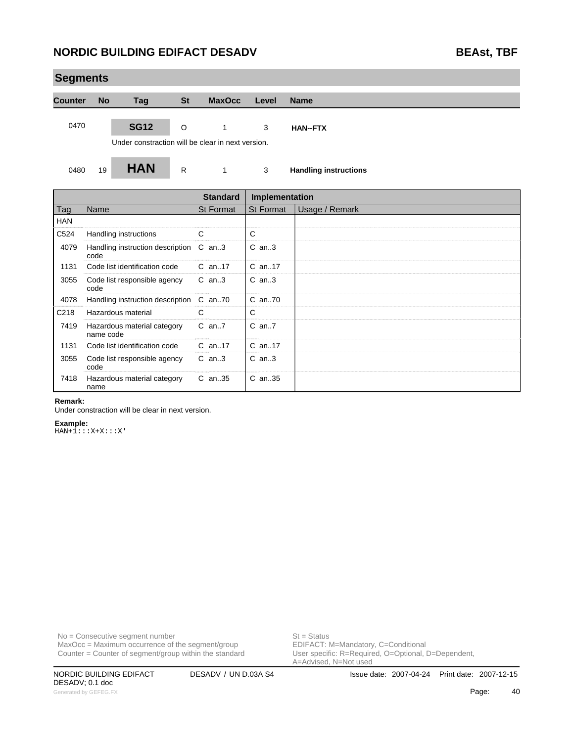## Segments

| Counter | No | Tag | St | MaxOcc | Level | Name |
|---|---|---|---|---|---|---|
| 0470 | | **SG12** | O | 1 | 3 | **HAN--FTX** |
| | | Under constraction will be clear in next version. | | | | |
| 0480 | 19 | **HAN** | R | 1 | 3 | **Handling instructions** |

| | | Standard | Implementation | |
|---|---|---|---|---|
| Tag | Name | St Format | St Format | Usage / Remark |
| HAN | | | | |
| C524 | Handling instructions | C | C | |
| 4079 | Handling instruction description code | C an..3 | C an..3 | |
| 1131 | Code list identification code | C an..17 | C an..17 | |
| 3055 | Code list responsible agency code | C an..3 | C an..3 | |
| 4078 | Handling instruction description | C an..70 | C an..70 | |
| C218 | Hazardous material | C | C | |
| 7419 | Hazardous material category name code | C an..7 | C an..7 | |
| 1131 | Code list identification code | C an..17 | C an..17 | |
| 3055 | Code list responsible agency code | C an..3 | C an..3 | |
| 7418 | Hazardous material category name | C an..35 | C an..35 | |

**Remark:**
Under constraction will be clear in next version.

**Example:**
```
HAN+1:::X+X:::X'
```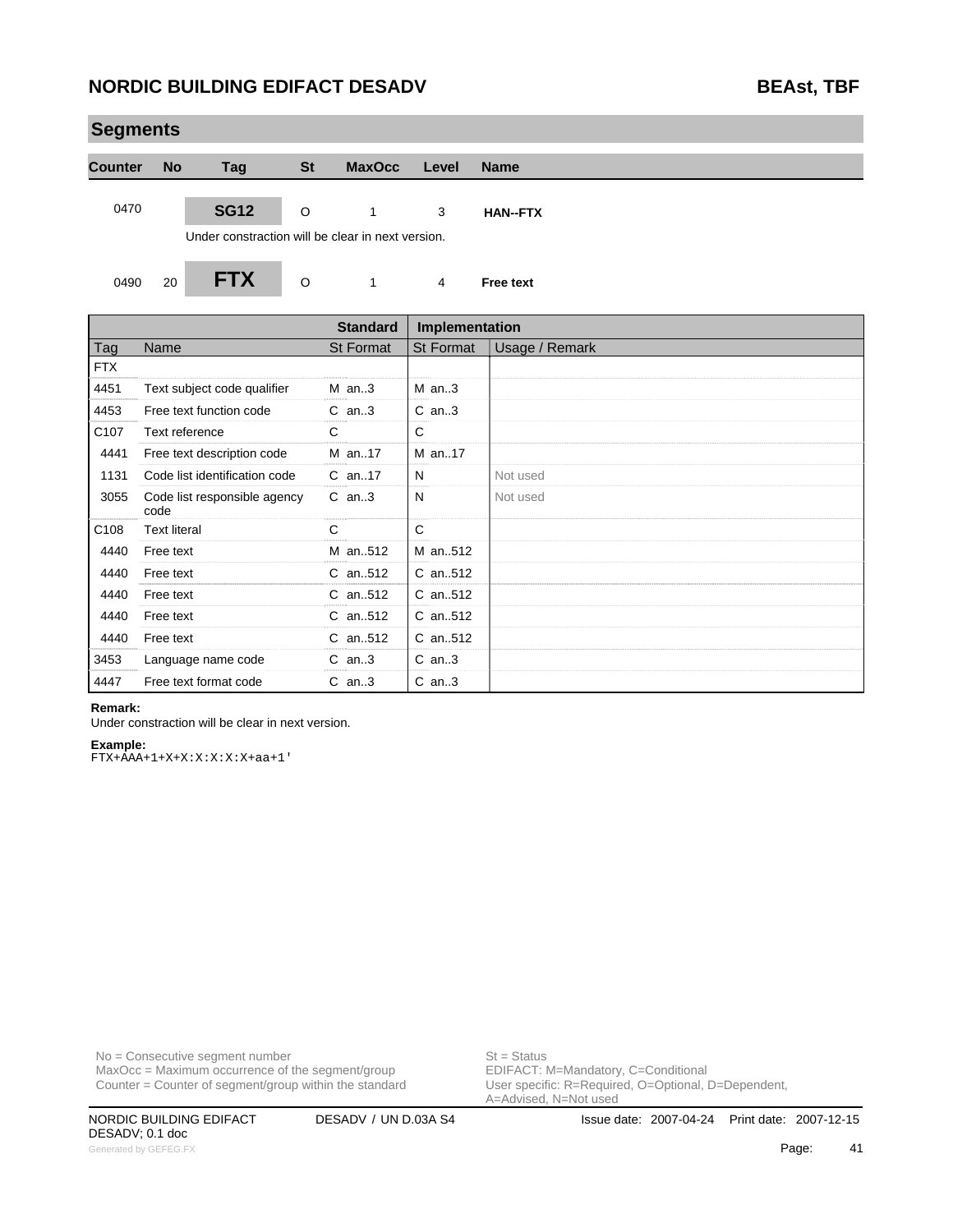## Segments

| Counter | No | Tag | St | MaxOcc | Level | Name |
|---|---|---|---|---|---|---|
| 0470 | | **SG12** | O | 1 | 3 | **HAN--FTX** |
| | | Under constraction will be clear in next version. | | | | |
| 0490 | 20 | **FTX** | O | 1 | 4 | **Free text** |

| | | Standard | Implementation | |
|---|---|---|---|---|
| Tag | Name | St Format | St Format | Usage / Remark |
| FTX | | | | |
| 4451 | Text subject code qualifier | M an..3 | M an..3 | |
| 4453 | Free text function code | C an..3 | C an..3 | |
| C107 | Text reference | C | C | |
| 4441 | Free text description code | M an..17 | M an..17 | |
| 1131 | Code list identification code | C an..17 | N | Not used |
| 3055 | Code list responsible agency code | C an..3 | N | Not used |
| C108 | Text literal | C | C | |
| 4440 | Free text | M an..512 | M an..512 | |
| 4440 | Free text | C an..512 | C an..512 | |
| 4440 | Free text | C an..512 | C an..512 | |
| 4440 | Free text | C an..512 | C an..512 | |
| 4440 | Free text | C an..512 | C an..512 | |
| 3453 | Language name code | C an..3 | C an..3 | |
| 4447 | Free text format code | C an..3 | C an..3 | |

**Remark:**
Under constraction will be clear in next version.

**Example:**
```
FTX+AAA+1+X+X:X:X:X:X+aa+1'
```

No = Consecutive segment number
MaxOcc = Maximum occurrence of the segment/group
Counter = Counter of segment/group within the standard

St = Status
EDIFACT: M=Mandatory, C=Conditional
User specific: R=Required, O=Optional, D=Dependent, A=Advised, N=Not used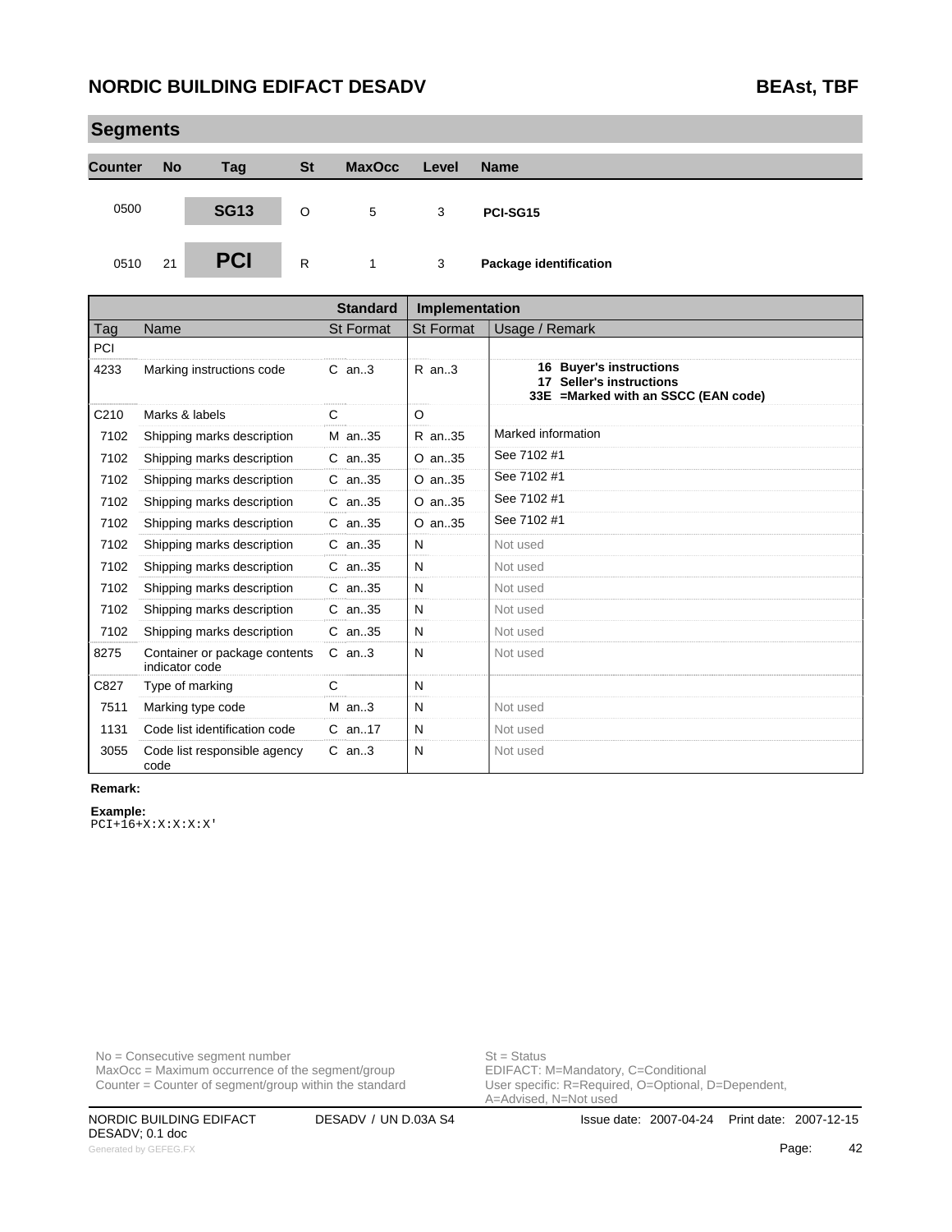## Segments

| Counter | No | Tag | St | MaxOcc | Level | Name |
|---|---|---|---|---|---|---|
| 0500 | | SG13 | O | 5 | 3 | **PCI-SG15** |
| 0510 | 21 | **PCI** | R | 1 | 3 | **Package identification** |

| | | Standard | Implementation | |
|---|---|---|---|---|
| Tag | Name | St Format | St Format | Usage / Remark |
| PCI | | | | |
| 4233 | Marking instructions code | C an..3 | R an..3 | **16 Buyer's instructions**<br>**17 Seller's instructions**<br>**33E =Marked with an SSCC (EAN code)** |
| C210 | Marks & labels | C | O | |
| 7102 | Shipping marks description | M an..35 | R an..35 | Marked information |
| 7102 | Shipping marks description | C an..35 | O an..35 | See 7102 #1 |
| 7102 | Shipping marks description | C an..35 | O an..35 | See 7102 #1 |
| 7102 | Shipping marks description | C an..35 | O an..35 | See 7102 #1 |
| 7102 | Shipping marks description | C an..35 | O an..35 | See 7102 #1 |
| 7102 | Shipping marks description | C an..35 | N | Not used |
| 7102 | Shipping marks description | C an..35 | N | Not used |
| 7102 | Shipping marks description | C an..35 | N | Not used |
| 7102 | Shipping marks description | C an..35 | N | Not used |
| 7102 | Shipping marks description | C an..35 | N | Not used |
| 8275 | Container or package contents indicator code | C an..3 | N | Not used |
| C827 | Type of marking | C | N | |
| 7511 | Marking type code | M an..3 | N | Not used |
| 1131 | Code list identification code | C an..17 | N | Not used |
| 3055 | Code list responsible agency code | C an..3 | N | Not used |

**Remark:**

**Example:**
```
PCI+16+X:X:X:X:X'
```

No = Consecutive segment number
MaxOcc = Maximum occurrence of the segment/group
Counter = Counter of segment/group within the standard

St = Status
EDIFACT: M=Mandatory, C=Conditional
User specific: R=Required, O=Optional, D=Dependent, A=Advised, N=Not used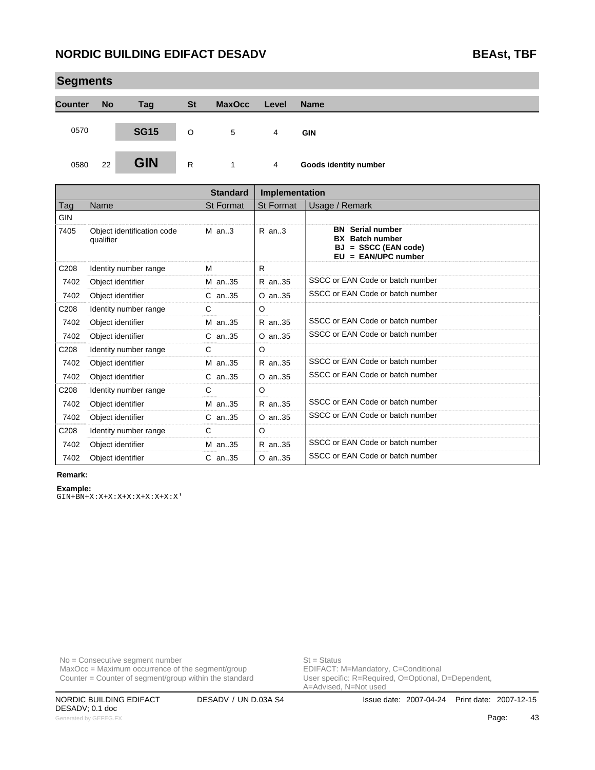## Segments

| Counter | No | Tag | St | MaxOcc | Level | Name |
|---|---|---|---|---|---|---|
| 0570 | | SG15 | O | 5 | 4 | GIN |
| 0580 | 22 | GIN | R | 1 | 4 | Goods identity number |

| | | Standard | Implementation | |
|---|---|---|---|---|
| Tag | Name | St Format | St Format | Usage / Remark |
| GIN | | | | |
| 7405 | Object identification code qualifier | M an..3 | R an..3 | **BN Serial number**<br>**BX Batch number**<br>**BJ = SSCC (EAN code)**<br>**EU = EAN/UPC number** |
| C208 | Identity number range | M | R | |
| 7402 | Object identifier | M an..35 | R an..35 | SSCC or EAN Code or batch number |
| 7402 | Object identifier | C an..35 | O an..35 | SSCC or EAN Code or batch number |
| C208 | Identity number range | C | O | |
| 7402 | Object identifier | M an..35 | R an..35 | SSCC or EAN Code or batch number |
| 7402 | Object identifier | C an..35 | O an..35 | SSCC or EAN Code or batch number |
| C208 | Identity number range | C | O | |
| 7402 | Object identifier | M an..35 | R an..35 | SSCC or EAN Code or batch number |
| 7402 | Object identifier | C an..35 | O an..35 | SSCC or EAN Code or batch number |
| C208 | Identity number range | C | O | |
| 7402 | Object identifier | M an..35 | R an..35 | SSCC or EAN Code or batch number |
| 7402 | Object identifier | C an..35 | O an..35 | SSCC or EAN Code or batch number |
| C208 | Identity number range | C | O | |
| 7402 | Object identifier | M an..35 | R an..35 | SSCC or EAN Code or batch number |
| 7402 | Object identifier | C an..35 | O an..35 | SSCC or EAN Code or batch number |

**Remark:**

**Example:**

```
GIN+BN+X:X+X:X+X:X+X:X+X:X'
```

No = Consecutive segment number
MaxOcc = Maximum occurrence of the segment/group
Counter = Counter of segment/group within the standard

St = Status
EDIFACT: M=Mandatory, C=Conditional
User specific: R=Required, O=Optional, D=Dependent, A=Advised, N=Not used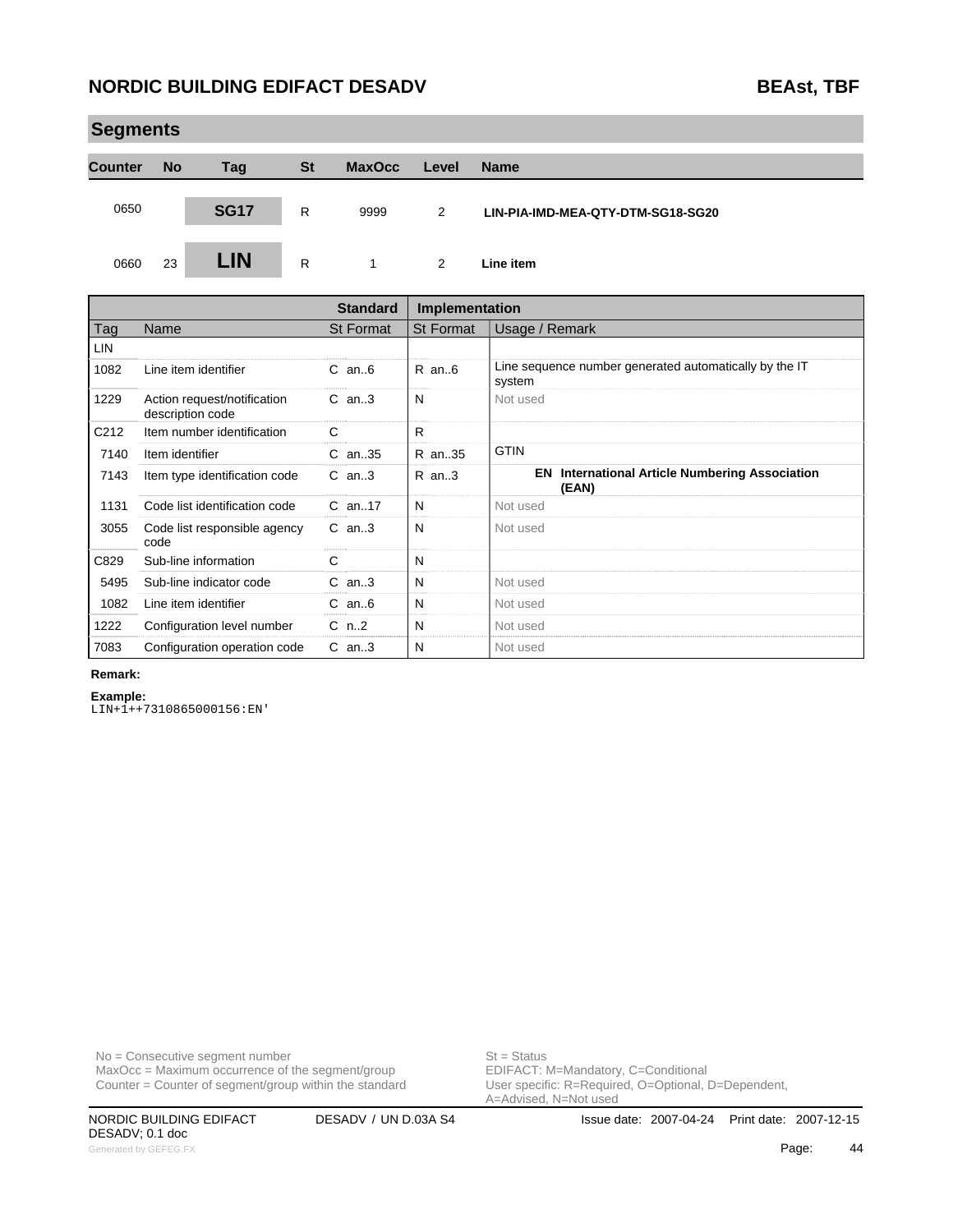## Segments

| Counter | No | Tag | St | MaxOcc | Level | Name |
|---|---|---|---|---|---|---|
| 0650 | | SG17 | R | 9999 | 2 | LIN-PIA-IMD-MEA-QTY-DTM-SG18-SG20 |
| 0660 | 23 | LIN | R | 1 | 2 | Line item |

| | | Standard | Implementation | |
|---|---|---|---|---|
| Tag | Name | St Format | St Format | Usage / Remark |
| LIN | | | | |
| 1082 | Line item identifier | C an..6 | R an..6 | Line sequence number generated automatically by the IT system |
| 1229 | Action request/notification description code | C an..3 | N | Not used |
| C212 | Item number identification | C | R | |
| 7140 | Item identifier | C an..35 | R an..35 | GTIN |
| 7143 | Item type identification code | C an..3 | R an..3 | **EN International Article Numbering Association (EAN)** |
| 1131 | Code list identification code | C an..17 | N | Not used |
| 3055 | Code list responsible agency code | C an..3 | N | Not used |
| C829 | Sub-line information | C | N | |
| 5495 | Sub-line indicator code | C an..3 | N | Not used |
| 1082 | Line item identifier | C an..6 | N | Not used |
| 1222 | Configuration level number | C n..2 | N | Not used |
| 7083 | Configuration operation code | C an..3 | N | Not used |

**Remark:**

**Example:**

```
LIN+1++7310865000156:EN'
```

No = Consecutive segment number
MaxOcc = Maximum occurrence of the segment/group
Counter = Counter of segment/group within the standard

St = Status
EDIFACT: M=Mandatory, C=Conditional
User specific: R=Required, O=Optional, D=Dependent, A=Advised, N=Not used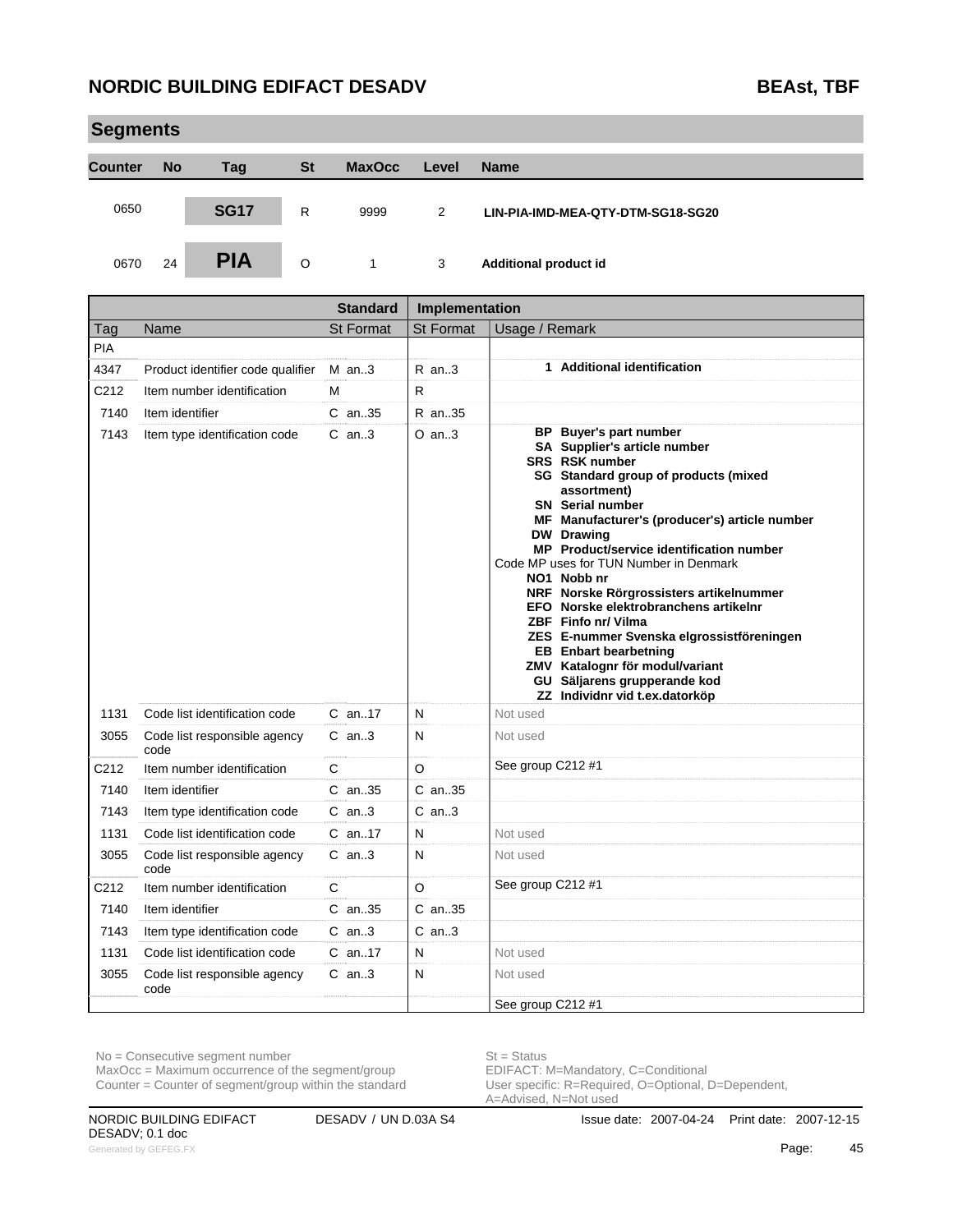## Segments

| Counter | No | Tag | St | MaxOcc | Level | Name |
|---|---|---|---|---|---|---|
| 0650 | | **SG17** | R | 9999 | 2 | **LIN-PIA-IMD-MEA-QTY-DTM-SG18-SG20** |
| 0670 | 24 | **PIA** | O | 1 | 3 | **Additional product id** |

| Tag | Name | Standard St Format | Implementation St Format | Usage / Remark |
|---|---|---|---|---|
| PIA | | | | |
| 4347 | Product identifier code qualifier | M an..3 | R an..3 | **1 Additional identification** |
| C212 | Item number identification | M | R | |
| 7140 | Item identifier | C an..35 | R an..35 | |
| 7143 | Item type identification code | C an..3 | O an..3 | **BP Buyer's part number**<br>**SA Supplier's article number**<br>**SRS RSK number**<br>**SG Standard group of products (mixed assortment)**<br>**SN Serial number**<br>**MF Manufacturer's (producer's) article number**<br>**DW Drawing**<br>**MP Product/service identification number**<br>Code MP uses for TUN Number in Denmark<br>**NO1 Nobb nr**<br>**NRF Norske Rörgrossisters artikelnummer**<br>**EFO Norske elektrobranchens artikelnr**<br>**ZBF Finfo nr/ Vilma**<br>**ZES E-nummer Svenska elgrossistföreningen**<br>**EB Enbart bearbetning**<br>**ZMV Katalognr för modul/variant**<br>**GU Säljarens grupperande kod**<br>**ZZ Individnr vid t.ex.datorköp** |
| 1131 | Code list identification code | C an..17 | N | Not used |
| 3055 | Code list responsible agency code | C an..3 | N | Not used |
| C212 | Item number identification | C | O | See group C212 #1 |
| 7140 | Item identifier | C an..35 | C an..35 | |
| 7143 | Item type identification code | C an..3 | C an..3 | |
| 1131 | Code list identification code | C an..17 | N | Not used |
| 3055 | Code list responsible agency code | C an..3 | N | Not used |
| C212 | Item number identification | C | O | See group C212 #1 |
| 7140 | Item identifier | C an..35 | C an..35 | |
| 7143 | Item type identification code | C an..3 | C an..3 | |
| 1131 | Code list identification code | C an..17 | N | Not used |
| 3055 | Code list responsible agency code | C an..3 | N | Not used |
| | | | | See group C212 #1 |

No = Consecutive segment number
MaxOcc = Maximum occurrence of the segment/group
Counter = Counter of segment/group within the standard

St = Status
EDIFACT: M=Mandatory, C=Conditional
User specific: R=Required, O=Optional, D=Dependent, A=Advised, N=Not used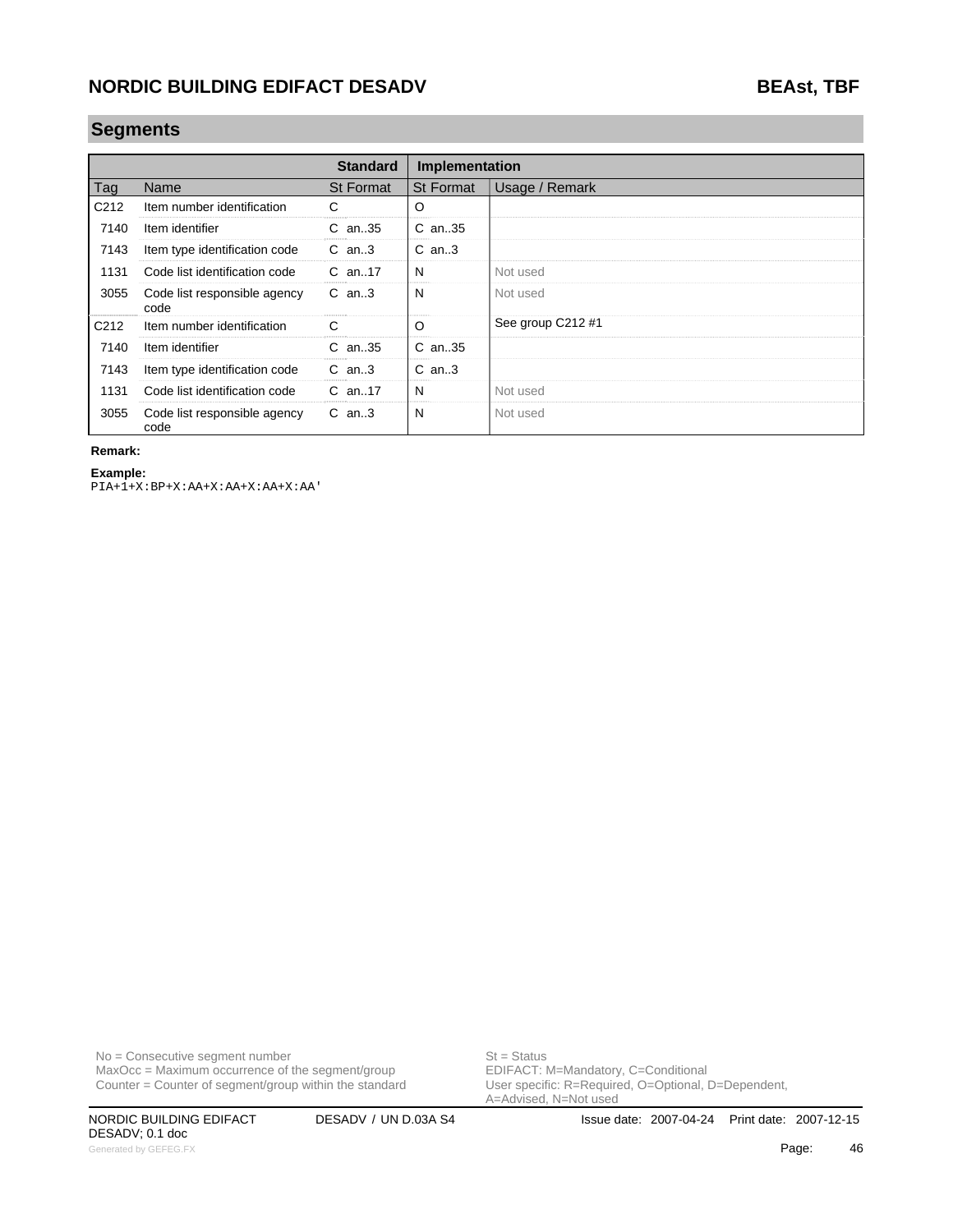## Segments

| | | Standard | Implementation | |
|---|---|---|---|---|
| Tag | Name | St Format | St Format | Usage / Remark |
| C212 | Item number identification | C | O | |
| 7140 | Item identifier | C an..35 | C an..35 | |
| 7143 | Item type identification code | C an..3 | C an..3 | |
| 1131 | Code list identification code | C an..17 | N | Not used |
| 3055 | Code list responsible agency code | C an..3 | N | Not used |
| C212 | Item number identification | C | O | See group C212 #1 |
| 7140 | Item identifier | C an..35 | C an..35 | |
| 7143 | Item type identification code | C an..3 | C an..3 | |
| 1131 | Code list identification code | C an..17 | N | Not used |
| 3055 | Code list responsible agency code | C an..3 | N | Not used |

**Remark:**

**Example:**

```
PIA+1+X:BP+X:AA+X:AA+X:AA+X:AA'
```

No = Consecutive segment number
MaxOcc = Maximum occurrence of the segment/group
Counter = Counter of segment/group within the standard

St = Status
EDIFACT: M=Mandatory, C=Conditional
User specific: R=Required, O=Optional, D=Dependent, A=Advised, N=Not used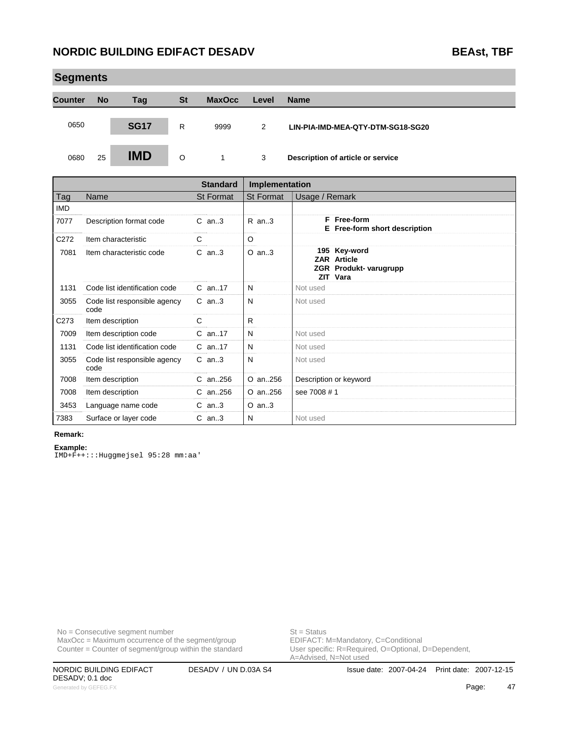## Segments

| Counter | No | Tag | St | MaxOcc | Level | Name |
|---|---|---|---|---|---|---|
| 0650 | | **SG17** | R | 9999 | 2 | **LIN-PIA-IMD-MEA-QTY-DTM-SG18-SG20** |
| 0680 | 25 | **IMD** | O | 1 | 3 | **Description of article or service** |

| Tag | Name | Standard St Format | Implementation St Format | Usage / Remark |
|---|---|---|---|---|
| IMD | | | | |
| 7077 | Description format code | C an..3 | R an..3 | **F Free-form**<br>**E Free-form short description** |
| C272 | Item characteristic | C | O | |
| 7081 | Item characteristic code | C an..3 | O an..3 | **195 Key-word**<br>**ZAR Article**<br>**ZGR Produkt- varugrupp**<br>**ZIT Vara** |
| 1131 | Code list identification code | C an..17 | N | Not used |
| 3055 | Code list responsible agency code | C an..3 | N | Not used |
| C273 | Item description | C | R | |
| 7009 | Item description code | C an..17 | N | Not used |
| 1131 | Code list identification code | C an..17 | N | Not used |
| 3055 | Code list responsible agency code | C an..3 | N | Not used |
| 7008 | Item description | C an..256 | O an..256 | Description or keyword |
| 7008 | Item description | C an..256 | O an..256 | see 7008 # 1 |
| 3453 | Language name code | C an..3 | O an..3 | |
| 7383 | Surface or layer code | C an..3 | N | Not used |

**Remark:**

**Example:**

```
IMD+F++:::Huggmejsel 95:28 mm:aa'
```

No = Consecutive segment number
MaxOcc = Maximum occurrence of the segment/group
Counter = Counter of segment/group within the standard

St = Status
EDIFACT: M=Mandatory, C=Conditional
User specific: R=Required, O=Optional, D=Dependent, A=Advised, N=Not used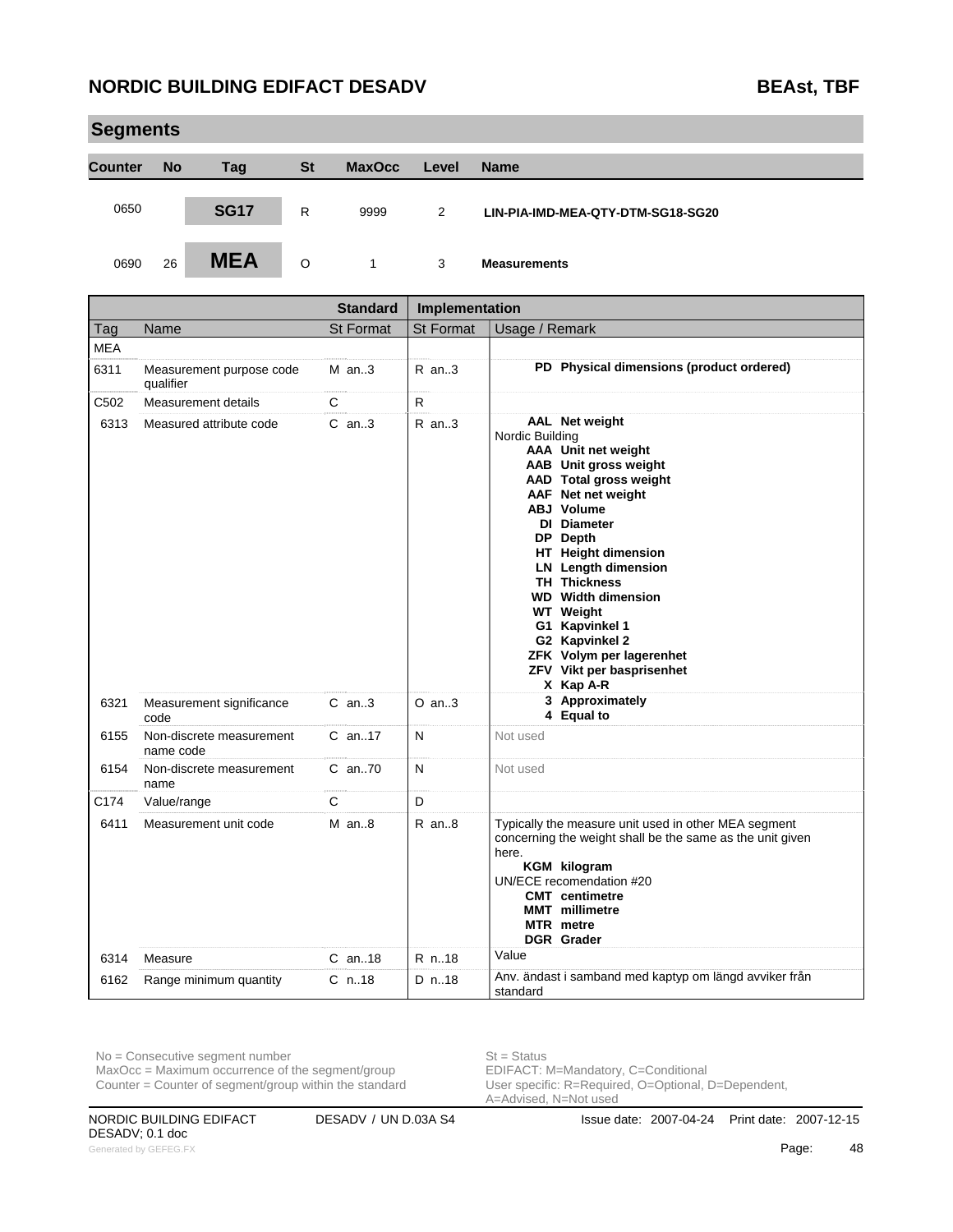## Segments

| Counter | No | Tag | St | MaxOcc | Level | Name |
|---|---|---|---|---|---|---|
| 0650 | | **SG17** | R | 9999 | 2 | **LIN-PIA-IMD-MEA-QTY-DTM-SG18-SG20** |
| 0690 | 26 | **MEA** | O | 1 | 3 | **Measurements** |

| | | Standard | Implementation | |
|---|---|---|---|---|
| Tag | Name | St Format | St Format | Usage / Remark |
| MEA | | | | |
| 6311 | Measurement purpose code qualifier | M an..3 | R an..3 | **PD Physical dimensions (product ordered)** |
| C502 | Measurement details | C | R | |
| 6313 | Measured attribute code | C an..3 | R an..3 | **AAL Net weight**<br>Nordic Building<br>**AAA Unit net weight**<br>**AAB Unit gross weight**<br>**AAD Total gross weight**<br>**AAF Net net weight**<br>**ABJ Volume**<br>**DI Diameter**<br>**DP Depth**<br>**HT Height dimension**<br>**LN Length dimension**<br>**TH Thickness**<br>**WD Width dimension**<br>**WT Weight**<br>**G1 Kapvinkel 1**<br>**G2 Kapvinkel 2**<br>**ZFK Volym per lagerenhet**<br>**ZFV Vikt per basprisenhet**<br>**X Kap A-R** |
| 6321 | Measurement significance code | C an..3 | O an..3 | **3 Approximately**<br>**4 Equal to** |
| 6155 | Non-discrete measurement name code | C an..17 | N | Not used |
| 6154 | Non-discrete measurement name | C an..70 | N | Not used |
| C174 | Value/range | C | D | |
| 6411 | Measurement unit code | M an..8 | R an..8 | Typically the measure unit used in other MEA segment concerning the weight shall be the same as the unit given here.<br>**KGM kilogram**<br>UN/ECE recomendation #20<br>**CMT centimetre**<br>**MMT millimetre**<br>**MTR metre**<br>**DGR Grader** |
| 6314 | Measure | C an..18 | R n..18 | Value |
| 6162 | Range minimum quantity | C n..18 | D n..18 | Anv. ändast i samband med kaptyp om längd avviker från standard |

No = Consecutive segment number
MaxOcc = Maximum occurrence of the segment/group
Counter = Counter of segment/group within the standard

St = Status
EDIFACT: M=Mandatory, C=Conditional
User specific: R=Required, O=Optional, D=Dependent, A=Advised, N=Not used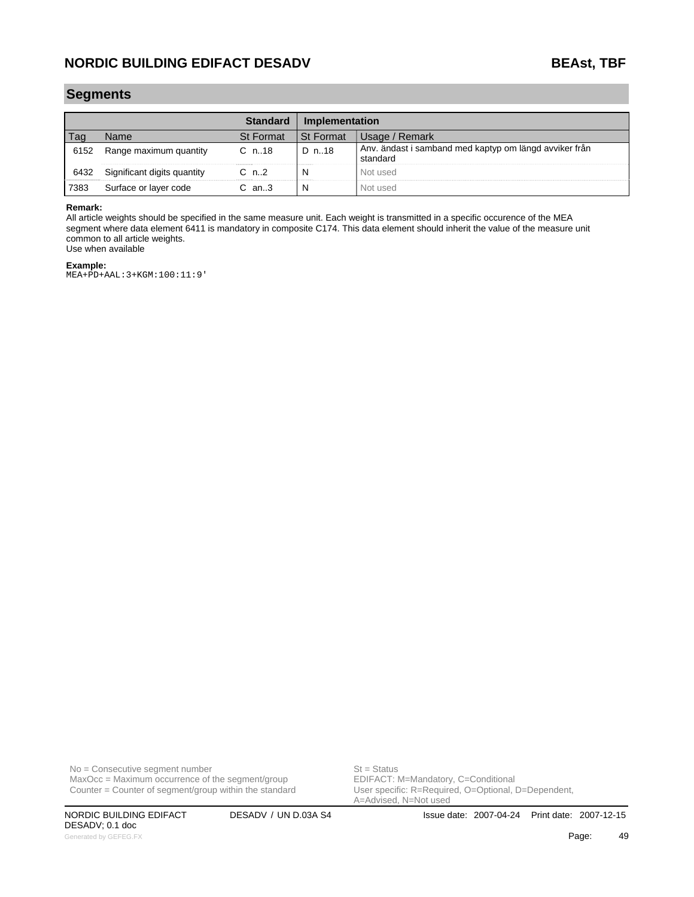## Segments

| | | Standard | Implementation | |
|---|---|---|---|---|
| Tag | Name | St Format | St Format | Usage / Remark |
| 6152 | Range maximum quantity | C n..18 | D n..18 | Anv. ändast i samband med kaptyp om längd avviker från standard |
| 6432 | Significant digits quantity | C n..2 | N | Not used |
| 7383 | Surface or layer code | C an..3 | N | Not used |

**Remark:**
All article weights should be specified in the same measure unit. Each weight is transmitted in a specific occurence of the MEA segment where data element 6411 is mandatory in composite C174. This data element should inherit the value of the measure unit common to all article weights.
Use when available

**Example:**
```
MEA+PD+AAL:3+KGM:100:11:9'
```

No = Consecutive segment number
MaxOcc = Maximum occurrence of the segment/group
Counter = Counter of segment/group within the standard

St = Status
EDIFACT: M=Mandatory, C=Conditional
User specific: R=Required, O=Optional, D=Dependent, A=Advised, N=Not used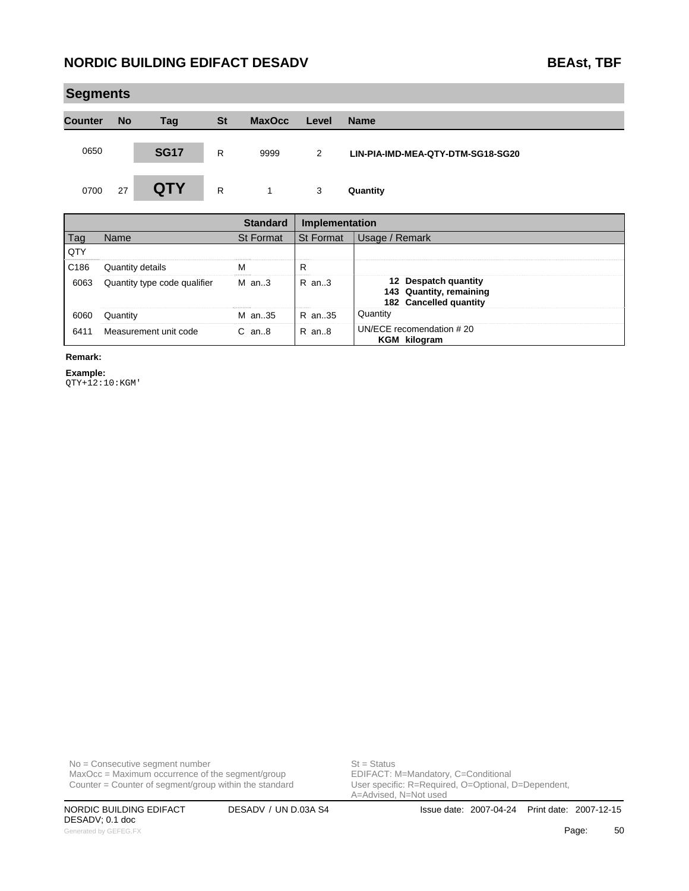## Segments

| Counter | No | Tag | St | MaxOcc | Level | Name |
|---|---|---|---|---|---|---|
| 0650 | | SG17 | R | 9999 | 2 | LIN-PIA-IMD-MEA-QTY-DTM-SG18-SG20 |
| 0700 | 27 | QTY | R | 1 | 3 | Quantity |

| | | Standard | Implementation | |
|---|---|---|---|---|
| Tag | Name | St Format | St Format | Usage / Remark |
| QTY | | | | |
| C186 | Quantity details | M | R | |
| 6063 | Quantity type code qualifier | M an..3 | R an..3 | **12 Despatch quantity**<br>**143 Quantity, remaining**<br>**182 Cancelled quantity** |
| 6060 | Quantity | M an..35 | R an..35 | Quantity |
| 6411 | Measurement unit code | C an..8 | R an..8 | UN/ECE recomendation # 20<br>**KGM kilogram** |

**Remark:**

**Example:**

```
QTY+12:10:KGM'
```

No = Consecutive segment number
MaxOcc = Maximum occurrence of the segment/group
Counter = Counter of segment/group within the standard

St = Status
EDIFACT: M=Mandatory, C=Conditional
User specific: R=Required, O=Optional, D=Dependent, A=Advised, N=Not used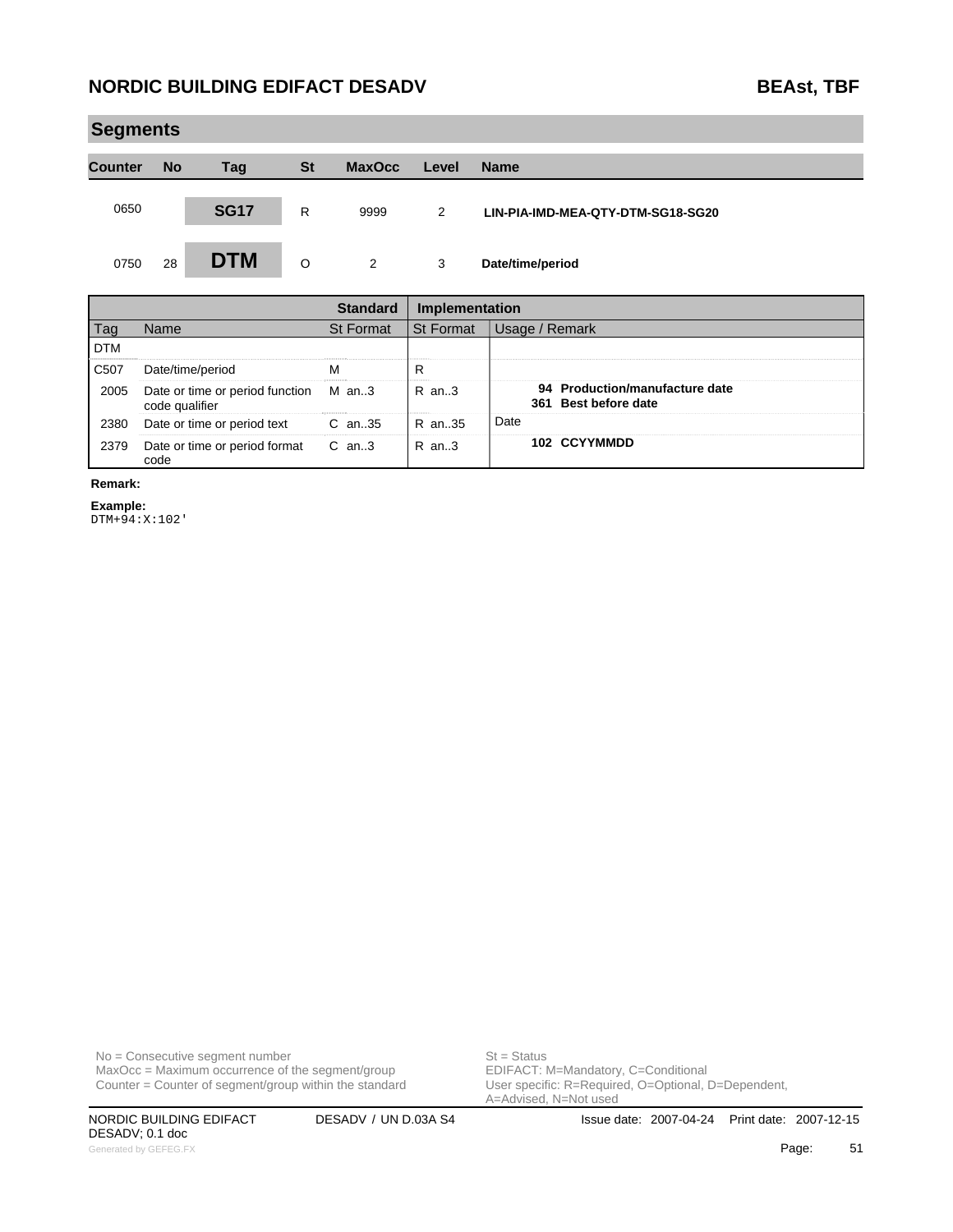## Segments

| Counter | No | Tag | St | MaxOcc | Level | Name |
|---|---|---|---|---|---|---|
| 0650 | | SG17 | R | 9999 | 2 | LIN-PIA-IMD-MEA-QTY-DTM-SG18-SG20 |
| 0750 | 28 | DTM | O | 2 | 3 | Date/time/period |

| | | Standard | Implementation | |
|---|---|---|---|---|
| Tag | Name | St Format | St Format | Usage / Remark |
| DTM | | | | |
| C507 | Date/time/period | M | R | |
| 2005 | Date or time or period function code qualifier | M an..3 | R an..3 | **94 Production/manufacture date**<br>**361 Best before date** |
| 2380 | Date or time or period text | C an..35 | R an..35 | Date |
| 2379 | Date or time or period format code | C an..3 | R an..3 | **102 CCYYMMDD** |

**Remark:**

**Example:**

```
DTM+94:X:102'
```

No = Consecutive segment number
MaxOcc = Maximum occurrence of the segment/group
Counter = Counter of segment/group within the standard

St = Status
EDIFACT: M=Mandatory, C=Conditional
User specific: R=Required, O=Optional, D=Dependent, A=Advised, N=Not used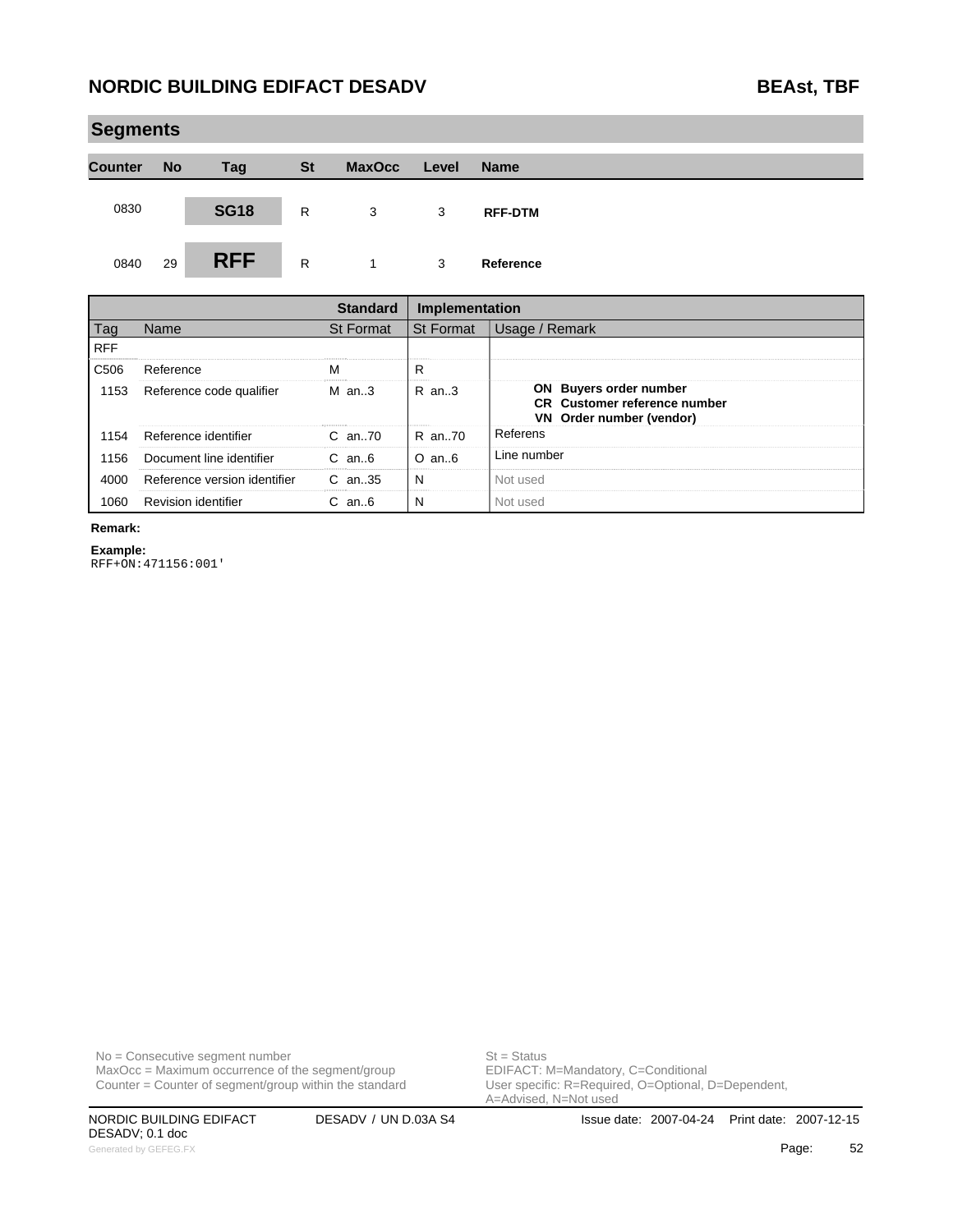## Segments

| Counter | No | Tag | St | MaxOcc | Level | Name |
|---|---|---|---|---|---|---|
| 0830 | | SG18 | R | 3 | 3 | RFF-DTM |
| 0840 | 29 | RFF | R | 1 | 3 | Reference |

| | | Standard | Implementation | |
|---|---|---|---|---|
| Tag | Name | St Format | St Format | Usage / Remark |
| RFF | | | | |
| C506 | Reference | M | R | |
| 1153 | Reference code qualifier | M an..3 | R an..3 | **ON Buyers order number**<br>**CR Customer reference number**<br>**VN Order number (vendor)** |
| 1154 | Reference identifier | C an..70 | R an..70 | Referens |
| 1156 | Document line identifier | C an..6 | O an..6 | Line number |
| 4000 | Reference version identifier | C an..35 | N | Not used |
| 1060 | Revision identifier | C an..6 | N | Not used |

**Remark:**

**Example:**
```
RFF+ON:471156:001'
```

No = Consecutive segment number
MaxOcc = Maximum occurrence of the segment/group
Counter = Counter of segment/group within the standard

St = Status
EDIFACT: M=Mandatory, C=Conditional
User specific: R=Required, O=Optional, D=Dependent, A=Advised, N=Not used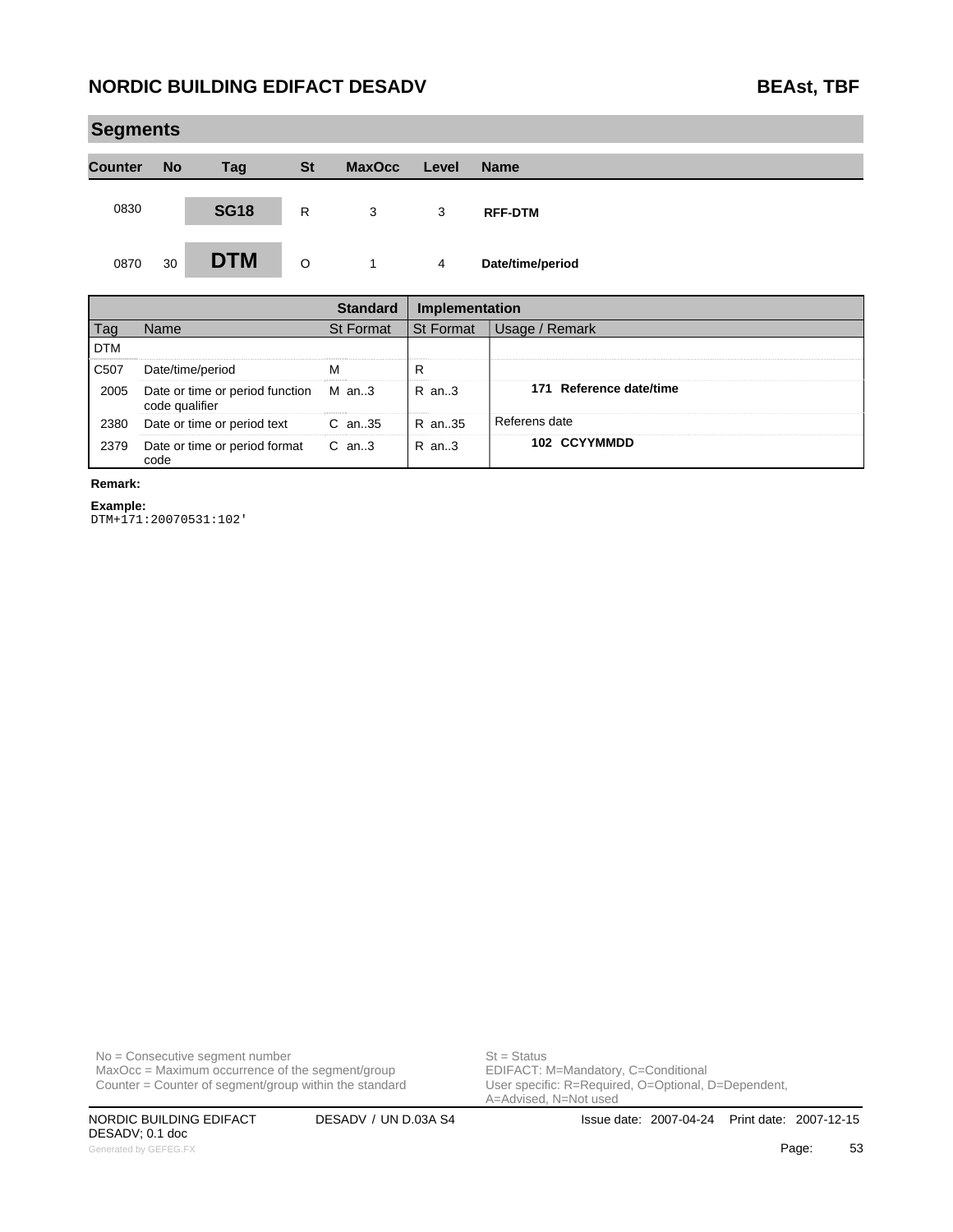## Segments

| Counter | No | Tag | St | MaxOcc | Level | Name |
|---|---|---|---|---|---|---|
| 0830 | | SG18 | R | 3 | 3 | RFF-DTM |
| 0870 | 30 | DTM | O | 1 | 4 | Date/time/period |

| | | Standard | Implementation | |
|---|---|---|---|---|
| Tag | Name | St Format | St Format | Usage / Remark |
| DTM | | | | |
| C507 | Date/time/period | M | R | |
| 2005 | Date or time or period function code qualifier | M an..3 | R an..3 | **171 Reference date/time** |
| 2380 | Date or time or period text | C an..35 | R an..35 | Referens date |
| 2379 | Date or time or period format code | C an..3 | R an..3 | **102 CCYYMMDD** |

**Remark:**

**Example:**

```
DTM+171:20070531:102'
```

No = Consecutive segment number
MaxOcc = Maximum occurrence of the segment/group
Counter = Counter of segment/group within the standard

St = Status
EDIFACT: M=Mandatory, C=Conditional
User specific: R=Required, O=Optional, D=Dependent, A=Advised, N=Not used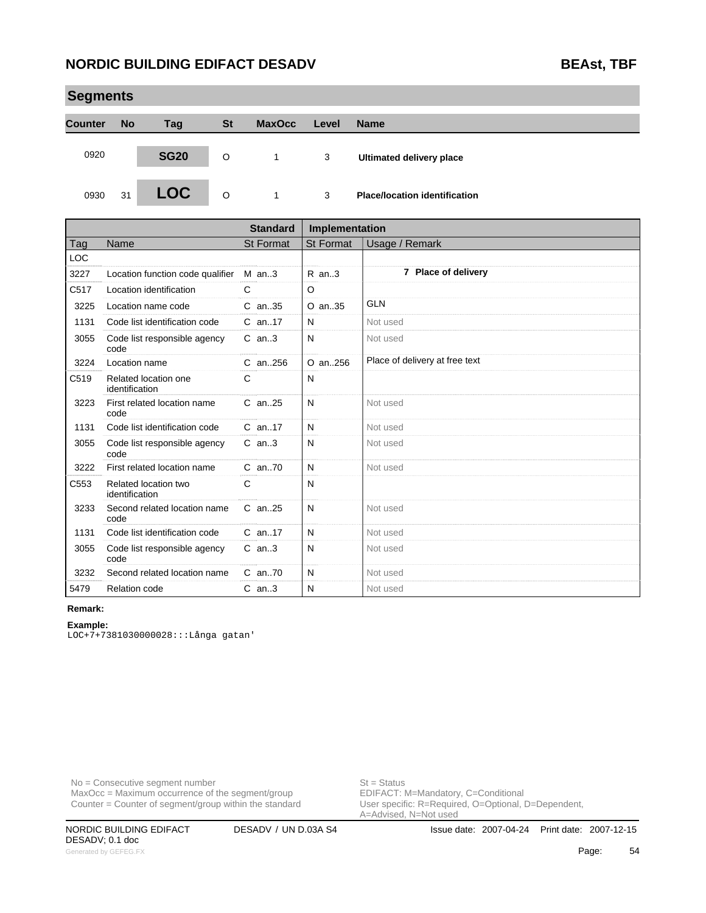## Segments

| Counter | No | Tag | St | MaxOcc | Level | Name |
|---|---|---|---|---|---|---|
| 0920 | | **SG20** | O | 1 | 3 | **Ultimated delivery place** |
| 0930 | 31 | **LOC** | O | 1 | 3 | **Place/location identification** |

| | | Standard | Implementation | |
|---|---|---|---|---|
| Tag | Name | St Format | St Format | Usage / Remark |
| LOC | | | | |
| 3227 | Location function code qualifier | M an..3 | R an..3 | **7 Place of delivery** |
| C517 | Location identification | C | O | |
| 3225 | Location name code | C an..35 | O an..35 | GLN |
| 1131 | Code list identification code | C an..17 | N | Not used |
| 3055 | Code list responsible agency code | C an..3 | N | Not used |
| 3224 | Location name | C an..256 | O an..256 | Place of delivery at free text |
| C519 | Related location one identification | C | N | |
| 3223 | First related location name code | C an..25 | N | Not used |
| 1131 | Code list identification code | C an..17 | N | Not used |
| 3055 | Code list responsible agency code | C an..3 | N | Not used |
| 3222 | First related location name | C an..70 | N | Not used |
| C553 | Related location two identification | C | N | |
| 3233 | Second related location name code | C an..25 | N | Not used |
| 1131 | Code list identification code | C an..17 | N | Not used |
| 3055 | Code list responsible agency code | C an..3 | N | Not used |
| 3232 | Second related location name | C an..70 | N | Not used |
| 5479 | Relation code | C an..3 | N | Not used |

**Remark:**

**Example:**

```
LOC+7+7381030000028:::Långa gatan'
```

No = Consecutive segment number
MaxOcc = Maximum occurrence of the segment/group
Counter = Counter of segment/group within the standard

St = Status
EDIFACT: M=Mandatory, C=Conditional
User specific: R=Required, O=Optional, D=Dependent, A=Advised, N=Not used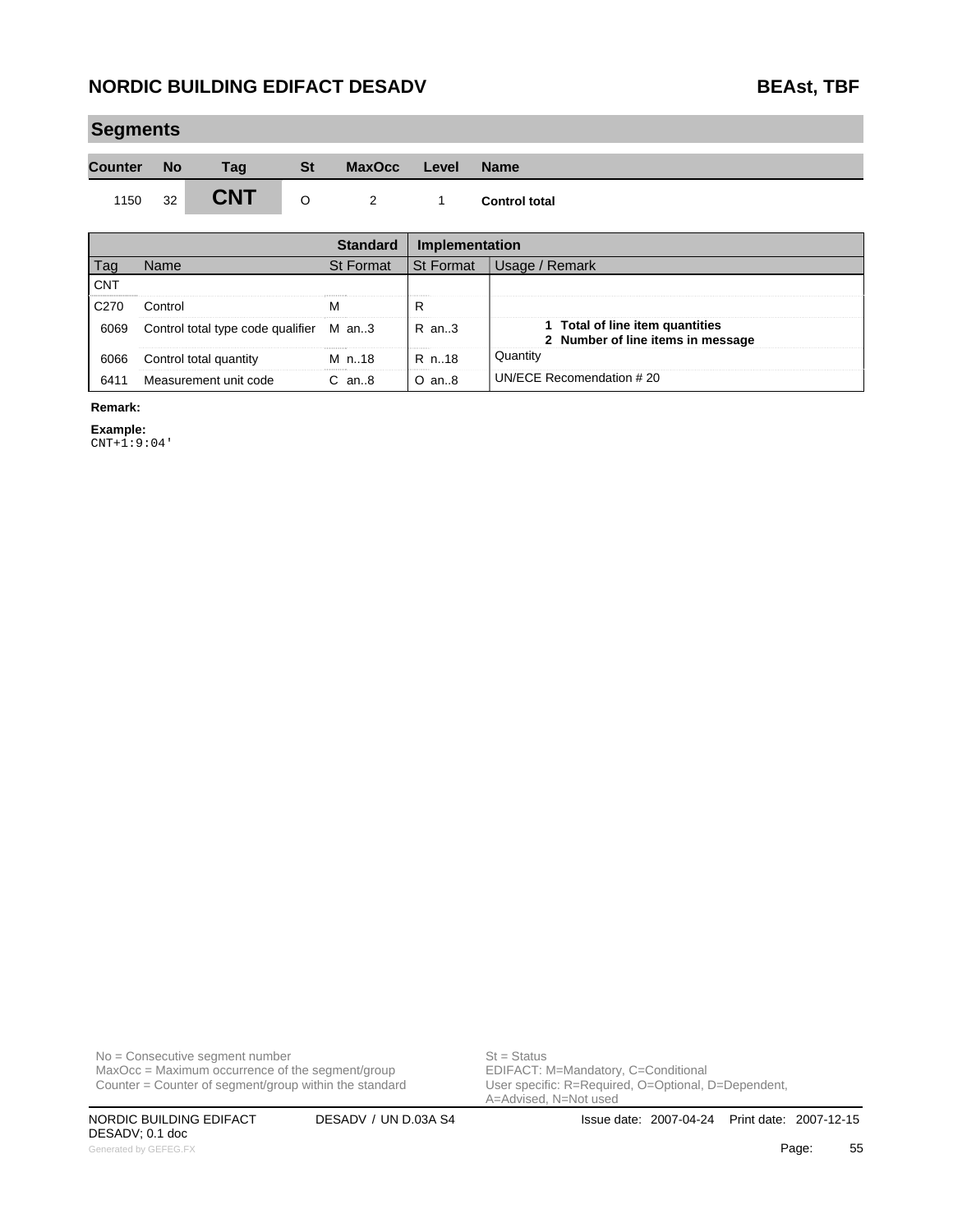## Segments

| Counter | No | Tag | St | MaxOcc | Level | Name |
|---|---|---|---|---|---|---|
| 1150 | 32 | **CNT** | O | 2 | 1 | **Control total** |

| | | Standard | Implementation | | |
|---|---|---|---|---|---|
| Tag | Name | St Format | St Format | | Usage / Remark |
| CNT | | | | | |
| C270 | Control | M | R | | |
| 6069 | Control total type code qualifier | M an..3 | R an..3 | | **1 Total of line item quantities**<br>**2 Number of line items in message** |
| 6066 | Control total quantity | M n..18 | R n..18 | | Quantity |
| 6411 | Measurement unit code | C an..8 | O an..8 | | UN/ECE Recomendation # 20 |

**Remark:**

**Example:**

```
CNT+1:9:04'
```

No = Consecutive segment number
MaxOcc = Maximum occurrence of the segment/group
Counter = Counter of segment/group within the standard

St = Status
EDIFACT: M=Mandatory, C=Conditional
User specific: R=Required, O=Optional, D=Dependent, A=Advised, N=Not used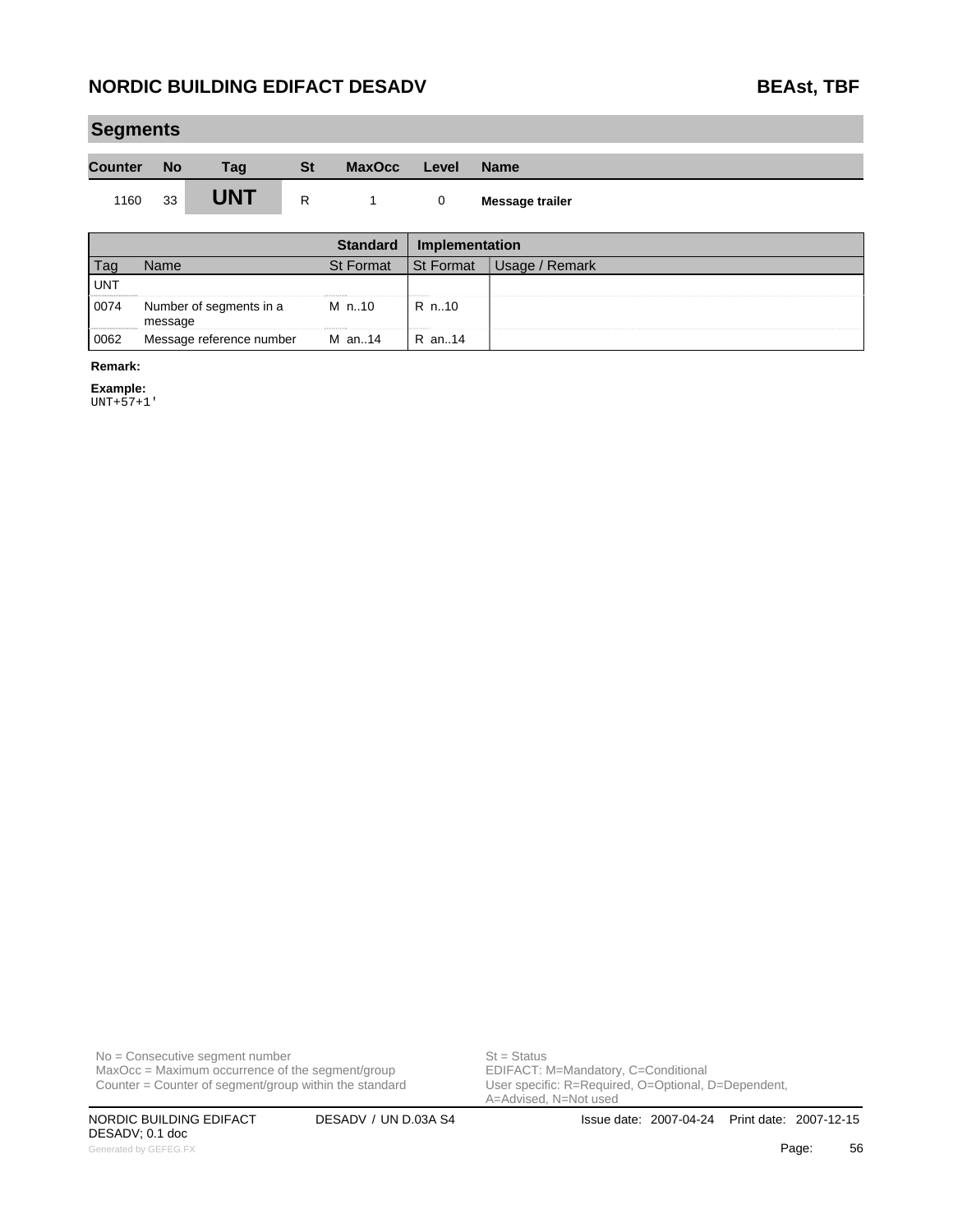## Segments

| Counter | No | Tag | St | MaxOcc | Level | Name |
|---|---|---|---|---|---|---|
| 1160 | 33 | **UNT** | R | 1 | 0 | **Message trailer** |

| | | Standard | Implementation | |
|---|---|---|---|---|
| Tag | Name | St Format | St Format | Usage / Remark |
| UNT | | | | |
| 0074 | Number of segments in a message | M n..10 | R n..10 | |
| 0062 | Message reference number | M an..14 | R an..14 | |

**Remark:**

**Example:**

```
UNT+57+1'
```

No = Consecutive segment number
MaxOcc = Maximum occurrence of the segment/group
Counter = Counter of segment/group within the standard

St = Status
EDIFACT: M=Mandatory, C=Conditional
User specific: R=Required, O=Optional, D=Dependent, A=Advised, N=Not used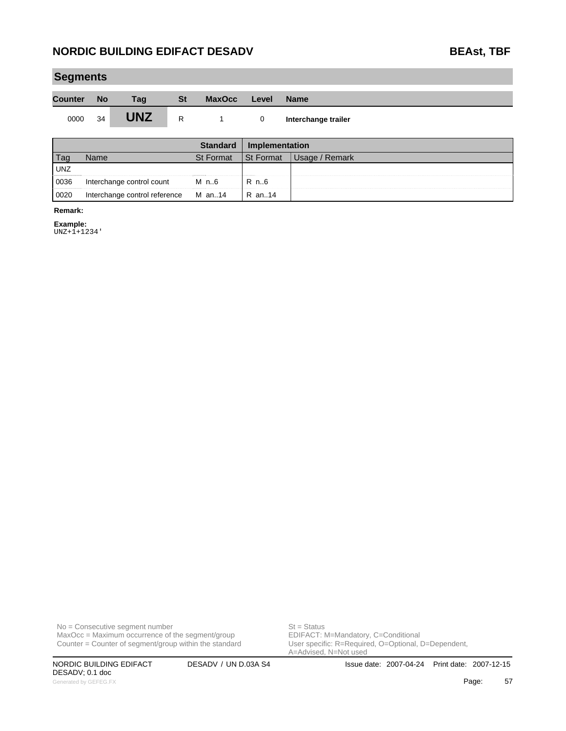## Segments

| Counter | No | Tag | St | MaxOcc | Level | Name |
|---|---|---|---|---|---|---|
| 0000 | 34 | **UNZ** | R | 1 | 0 | **Interchange trailer** |

| | | Standard | Implementation | |
|---|---|---|---|---|
| Tag | Name | St Format | St Format | Usage / Remark |
| UNZ | | | | |
| 0036 | Interchange control count | M n..6 | R n..6 | |
| 0020 | Interchange control reference | M an..14 | R an..14 | |

**Remark:**

**Example:**
```
UNZ+1+1234'
```

No = Consecutive segment number
MaxOcc = Maximum occurrence of the segment/group
Counter = Counter of segment/group within the standard

St = Status
EDIFACT: M=Mandatory, C=Conditional
User specific: R=Required, O=Optional, D=Dependent, A=Advised, N=Not used